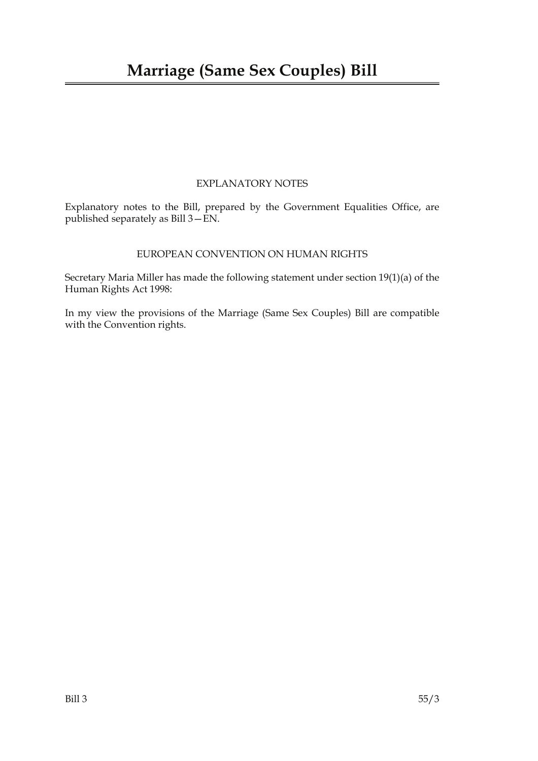# Marriage (Same Sex Couples) Bill

EXPLANATORY NOTES

Explanatory notes to the Bill, prepared by the Government Equalities Office, are published separately as Bill 3—EN.

EUROPEAN CONVENTION ON HUMAN RIGHTS

Secretary Maria Miller has made the following statement under section 19(1)(a) of the Human Rights Act 1998:

In my view the provisions of the Marriage (Same Sex Couples) Bill are compatible with the Convention rights.

Bill 3 55/3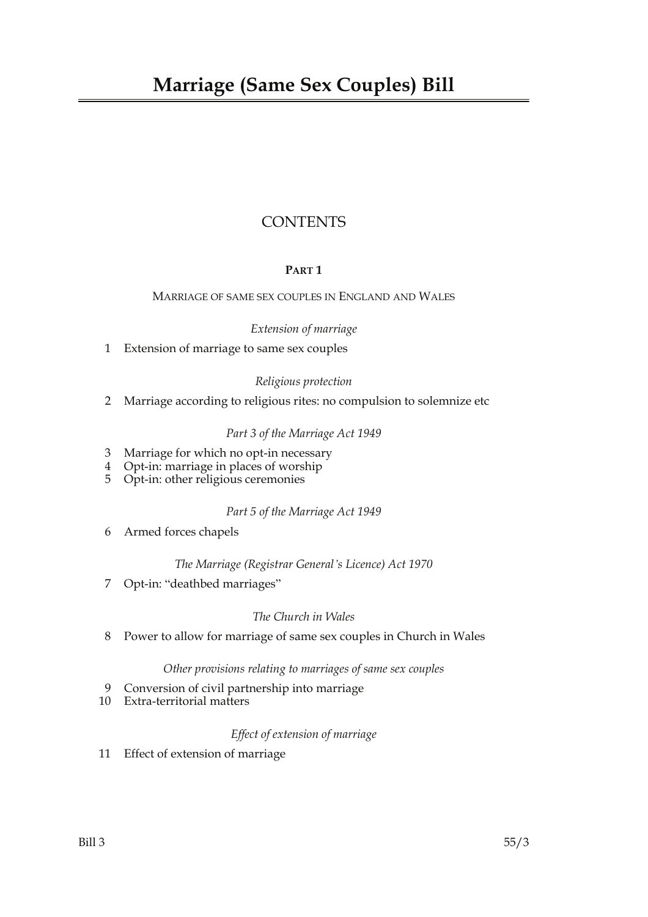# Marriage (Same Sex Couples) Bill

## CONTENTS

### PART 1

MARRIAGE OF SAME SEX COUPLES IN ENGLAND AND WALES

*Extension of marriage*

1 Extension of marriage to same sex couples

*Religious protection*

2 Marriage according to religious rites: no compulsion to solemnize etc

*Part 3 of the Marriage Act 1949*

3 Marriage for which no opt-in necessary
4 Opt-in: marriage in places of worship
5 Opt-in: other religious ceremonies

*Part 5 of the Marriage Act 1949*

6 Armed forces chapels

*The Marriage (Registrar General's Licence) Act 1970*

7 Opt-in: "deathbed marriages"

*The Church in Wales*

8 Power to allow for marriage of same sex couples in Church in Wales

*Other provisions relating to marriages of same sex couples*

9 Conversion of civil partnership into marriage
10 Extra-territorial matters

*Effect of extension of marriage*

11 Effect of extension of marriage

Bill 3 55/3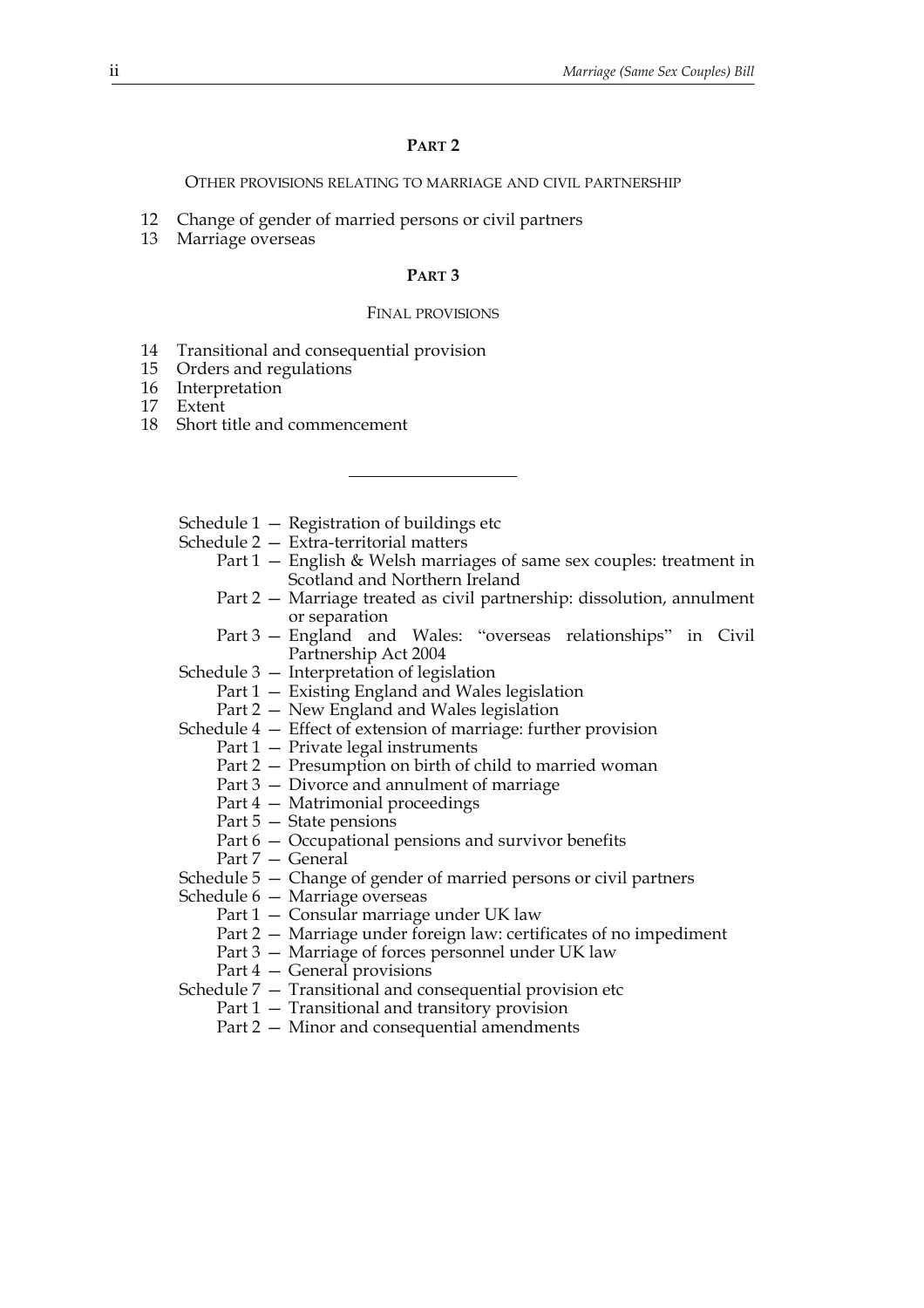## PART 2

OTHER PROVISIONS RELATING TO MARRIAGE AND CIVIL PARTNERSHIP

12 Change of gender of married persons or civil partners
13 Marriage overseas

## PART 3

FINAL PROVISIONS

14 Transitional and consequential provision
15 Orders and regulations
16 Interpretation
17 Extent
18 Short title and commencement

---

Schedule 1 — Registration of buildings etc
Schedule 2 — Extra-territorial matters
  Part 1 — English & Welsh marriages of same sex couples: treatment in Scotland and Northern Ireland
  Part 2 — Marriage treated as civil partnership: dissolution, annulment or separation
  Part 3 — England and Wales: "overseas relationships" in Civil Partnership Act 2004
Schedule 3 — Interpretation of legislation
  Part 1 — Existing England and Wales legislation
  Part 2 — New England and Wales legislation
Schedule 4 — Effect of extension of marriage: further provision
  Part 1 — Private legal instruments
  Part 2 — Presumption on birth of child to married woman
  Part 3 — Divorce and annulment of marriage
  Part 4 — Matrimonial proceedings
  Part 5 — State pensions
  Part 6 — Occupational pensions and survivor benefits
  Part 7 — General
Schedule 5 — Change of gender of married persons or civil partners
Schedule 6 — Marriage overseas
  Part 1 — Consular marriage under UK law
  Part 2 — Marriage under foreign law: certificates of no impediment
  Part 3 — Marriage of forces personnel under UK law
  Part 4 — General provisions
Schedule 7 — Transitional and consequential provision etc
  Part 1 — Transitional and transitory provision
  Part 2 — Minor and consequential amendments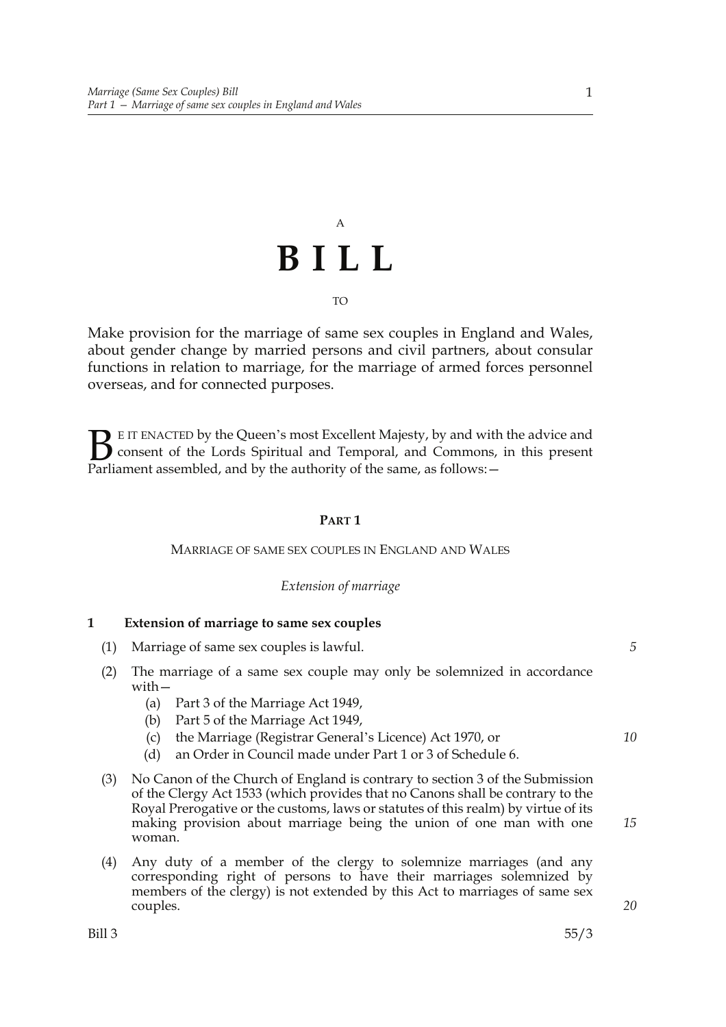A

# BILL

TO

Make provision for the marriage of same sex couples in England and Wales, about gender change by married persons and civil partners, about consular functions in relation to marriage, for the marriage of armed forces personnel overseas, and for connected purposes.

BE IT ENACTED by the Queen's most Excellent Majesty, by and with the advice and consent of the Lords Spiritual and Temporal, and Commons, in this present Parliament assembled, and by the authority of the same, as follows:—

## PART 1

### MARRIAGE OF SAME SEX COUPLES IN ENGLAND AND WALES

*Extension of marriage*

**1 Extension of marriage to same sex couples**

(1) Marriage of same sex couples is lawful.

(2) The marriage of a same sex couple may only be solemnized in accordance with—

- (a) Part 3 of the Marriage Act 1949,
- (b) Part 5 of the Marriage Act 1949,
- (c) the Marriage (Registrar General's Licence) Act 1970, or
- (d) an Order in Council made under Part 1 or 3 of Schedule 6.

(3) No Canon of the Church of England is contrary to section 3 of the Submission of the Clergy Act 1533 (which provides that no Canons shall be contrary to the Royal Prerogative or the customs, laws or statutes of this realm) by virtue of its making provision about marriage being the union of one man with one woman.

(4) Any duty of a member of the clergy to solemnize marriages (and any corresponding right of persons to have their marriages solemnized by members of the clergy) is not extended by this Act to marriages of same sex couples.

Bill 3 55/3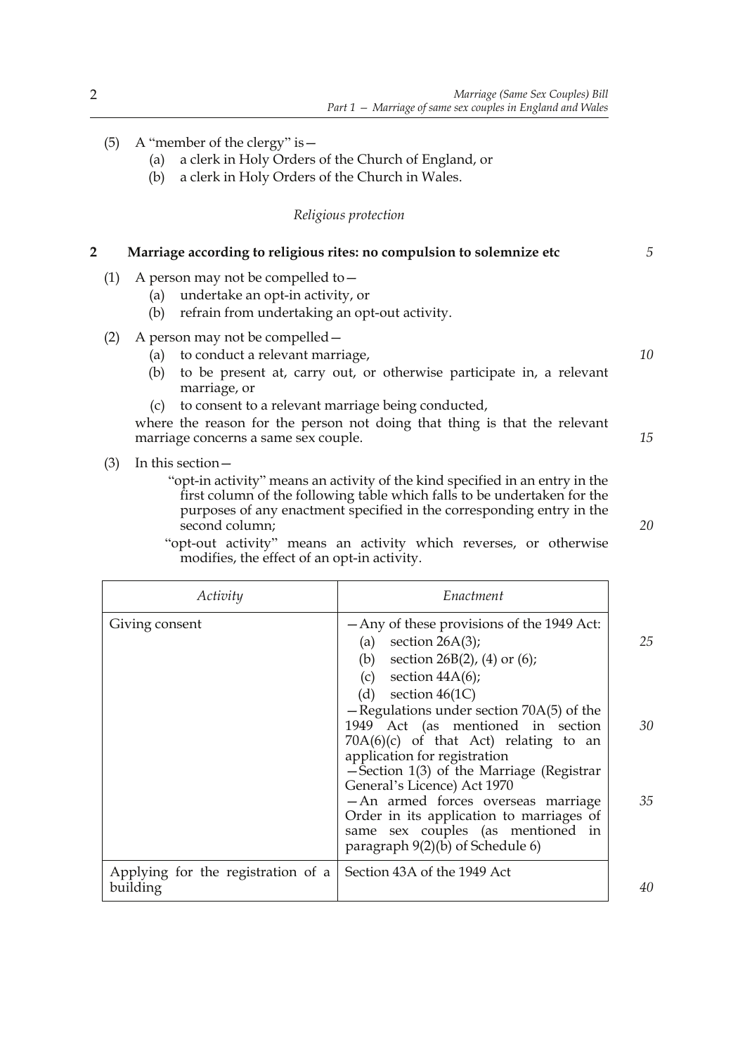(5) A "member of the clergy" is—

  (a) a clerk in Holy Orders of the Church of England, or

  (b) a clerk in Holy Orders of the Church in Wales.

*Religious protection*

## 2 Marriage according to religious rites: no compulsion to solemnize etc

(1) A person may not be compelled to—

  (a) undertake an opt-in activity, or

  (b) refrain from undertaking an opt-out activity.

(2) A person may not be compelled—

  (a) to conduct a relevant marriage,

  (b) to be present at, carry out, or otherwise participate in, a relevant marriage, or

  (c) to consent to a relevant marriage being conducted,

where the reason for the person not doing that thing is that the relevant marriage concerns a same sex couple.

(3) In this section—

"opt-in activity" means an activity of the kind specified in an entry in the first column of the following table which falls to be undertaken for the purposes of any enactment specified in the corresponding entry in the second column;

"opt-out activity" means an activity which reverses, or otherwise modifies, the effect of an opt-in activity.

| *Activity* | *Enactment* |
| --- | --- |
| Giving consent | —Any of these provisions of the 1949 Act: (a) section 26A(3); (b) section 26B(2), (4) or (6); (c) section 44A(6); (d) section 46(1C) —Regulations under section 70A(5) of the 1949 Act (as mentioned in section 70A(6)(c) of that Act) relating to an application for registration —Section 1(3) of the Marriage (Registrar General's Licence) Act 1970 —An armed forces overseas marriage Order in its application to marriages of same sex couples (as mentioned in paragraph 9(2)(b) of Schedule 6) |
| Applying for the registration of a building | Section 43A of the 1949 Act |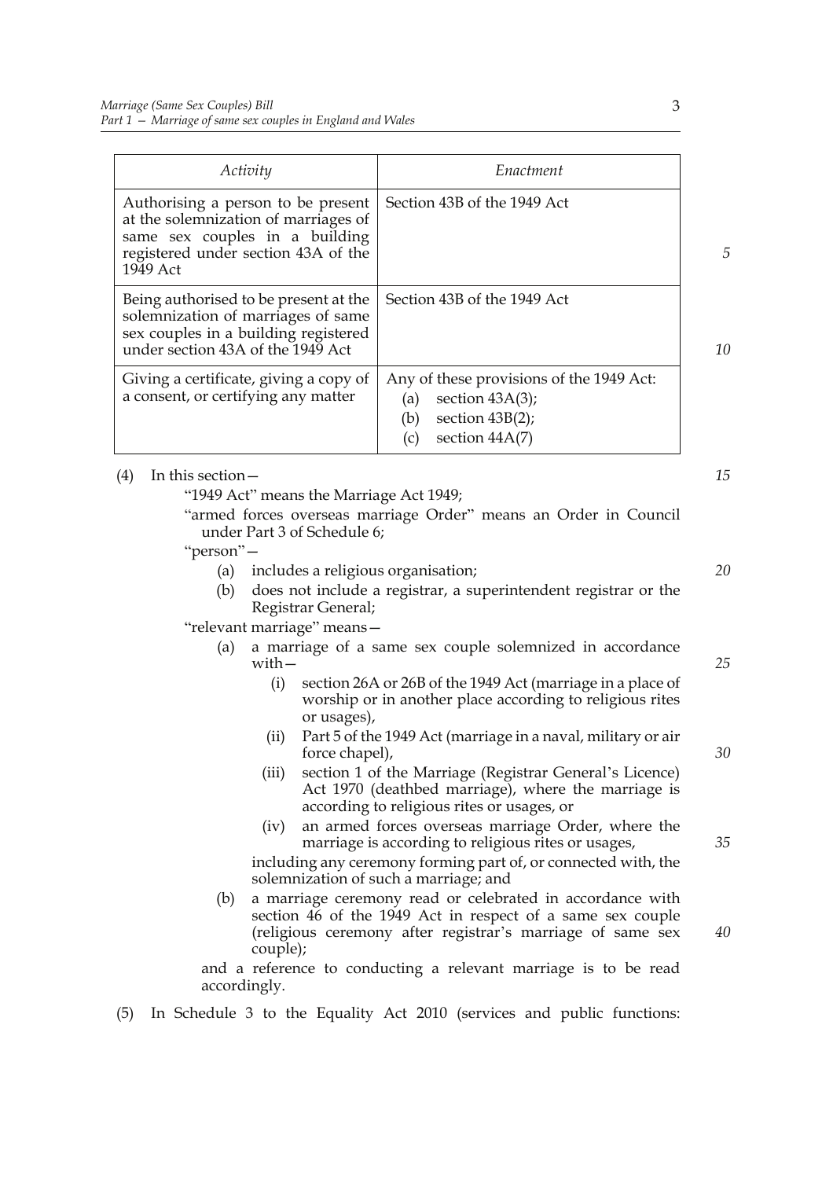| *Activity* | *Enactment* |
| --- | --- |
| Authorising a person to be present at the solemnization of marriages of same sex couples in a building registered under section 43A of the 1949 Act | Section 43B of the 1949 Act |
| Being authorised to be present at the solemnization of marriages of same sex couples in a building registered under section 43A of the 1949 Act | Section 43B of the 1949 Act |
| Giving a certificate, giving a copy of a consent, or certifying any matter | Any of these provisions of the 1949 Act: (a) section 43A(3); (b) section 43B(2); (c) section 44A(7) |

(4) In this section—

"1949 Act" means the Marriage Act 1949;

"armed forces overseas marriage Order" means an Order in Council under Part 3 of Schedule 6;

"person"—

(a) includes a religious organisation;

(b) does not include a registrar, a superintendent registrar or the Registrar General;

"relevant marriage" means—

(a) a marriage of a same sex couple solemnized in accordance with—

(i) section 26A or 26B of the 1949 Act (marriage in a place of worship or in another place according to religious rites or usages),

(ii) Part 5 of the 1949 Act (marriage in a naval, military or air force chapel),

(iii) section 1 of the Marriage (Registrar General's Licence) Act 1970 (deathbed marriage), where the marriage is according to religious rites or usages, or

(iv) an armed forces overseas marriage Order, where the marriage is according to religious rites or usages,

including any ceremony forming part of, or connected with, the solemnization of such a marriage; and

(b) a marriage ceremony read or celebrated in accordance with section 46 of the 1949 Act in respect of a same sex couple (religious ceremony after registrar's marriage of same sex couple);

and a reference to conducting a relevant marriage is to be read accordingly.

(5) In Schedule 3 to the Equality Act 2010 (services and public functions: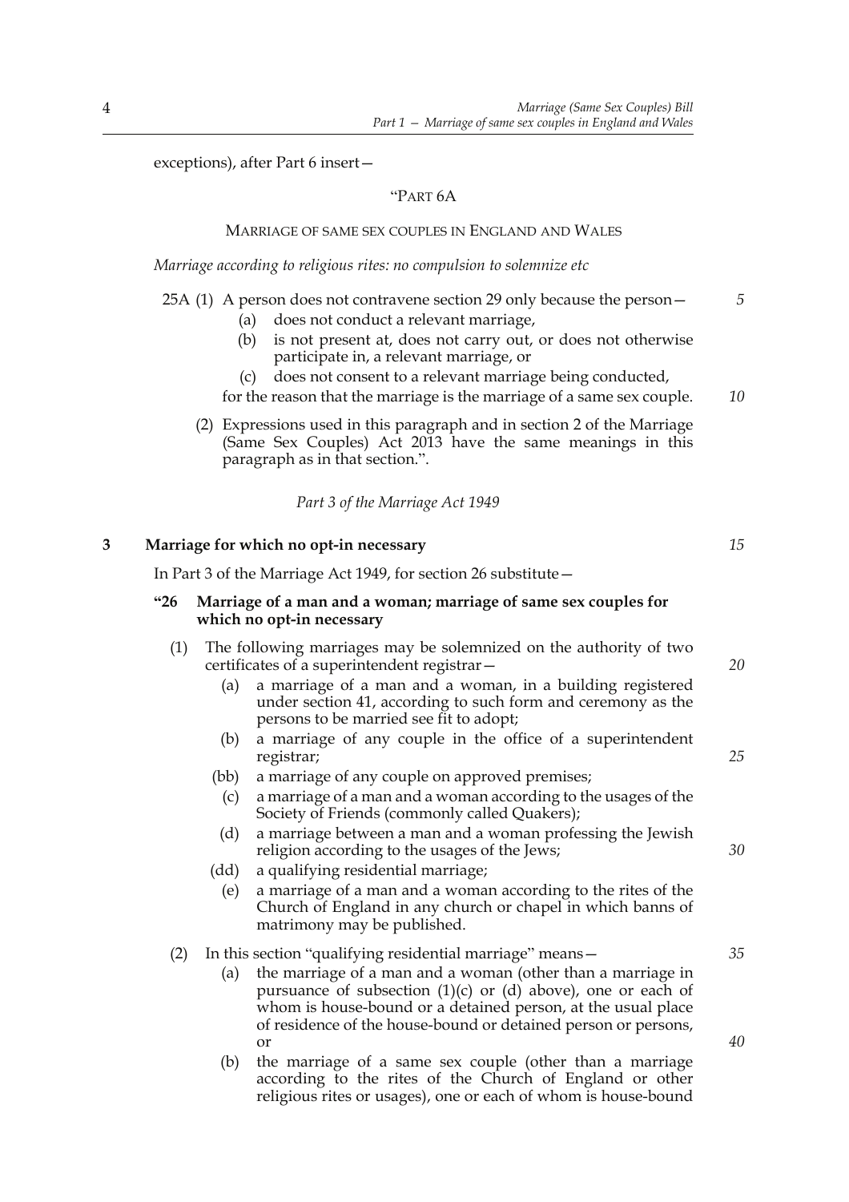exceptions), after Part 6 insert—

"PART 6A

MARRIAGE OF SAME SEX COUPLES IN ENGLAND AND WALES

*Marriage according to religious rites: no compulsion to solemnize etc*

25A (1) A person does not contravene section 29 only because the person—

- (a) does not conduct a relevant marriage,
- (b) is not present at, does not carry out, or does not otherwise participate in, a relevant marriage, or
- (c) does not consent to a relevant marriage being conducted,

for the reason that the marriage is the marriage of a same sex couple.

(2) Expressions used in this paragraph and in section 2 of the Marriage (Same Sex Couples) Act 2013 have the same meanings in this paragraph as in that section.".

*Part 3 of the Marriage Act 1949*

### 3 Marriage for which no opt-in necessary

In Part 3 of the Marriage Act 1949, for section 26 substitute—

**"26 Marriage of a man and a woman; marriage of same sex couples for which no opt-in necessary**

(1) The following marriages may be solemnized on the authority of two certificates of a superintendent registrar—

- (a) a marriage of a man and a woman, in a building registered under section 41, according to such form and ceremony as the persons to be married see fit to adopt;
- (b) a marriage of any couple in the office of a superintendent registrar;
- (bb) a marriage of any couple on approved premises;
- (c) a marriage of a man and a woman according to the usages of the Society of Friends (commonly called Quakers);
- (d) a marriage between a man and a woman professing the Jewish religion according to the usages of the Jews;
- (dd) a qualifying residential marriage;
- (e) a marriage of a man and a woman according to the rites of the Church of England in any church or chapel in which banns of matrimony may be published.

(2) In this section "qualifying residential marriage" means—

- (a) the marriage of a man and a woman (other than a marriage in pursuance of subsection (1)(c) or (d) above), one or each of whom is house-bound or a detained person, at the usual place of residence of the house-bound or detained person or persons, or
- (b) the marriage of a same sex couple (other than a marriage according to the rites of the Church of England or other religious rites or usages), one or each of whom is house-bound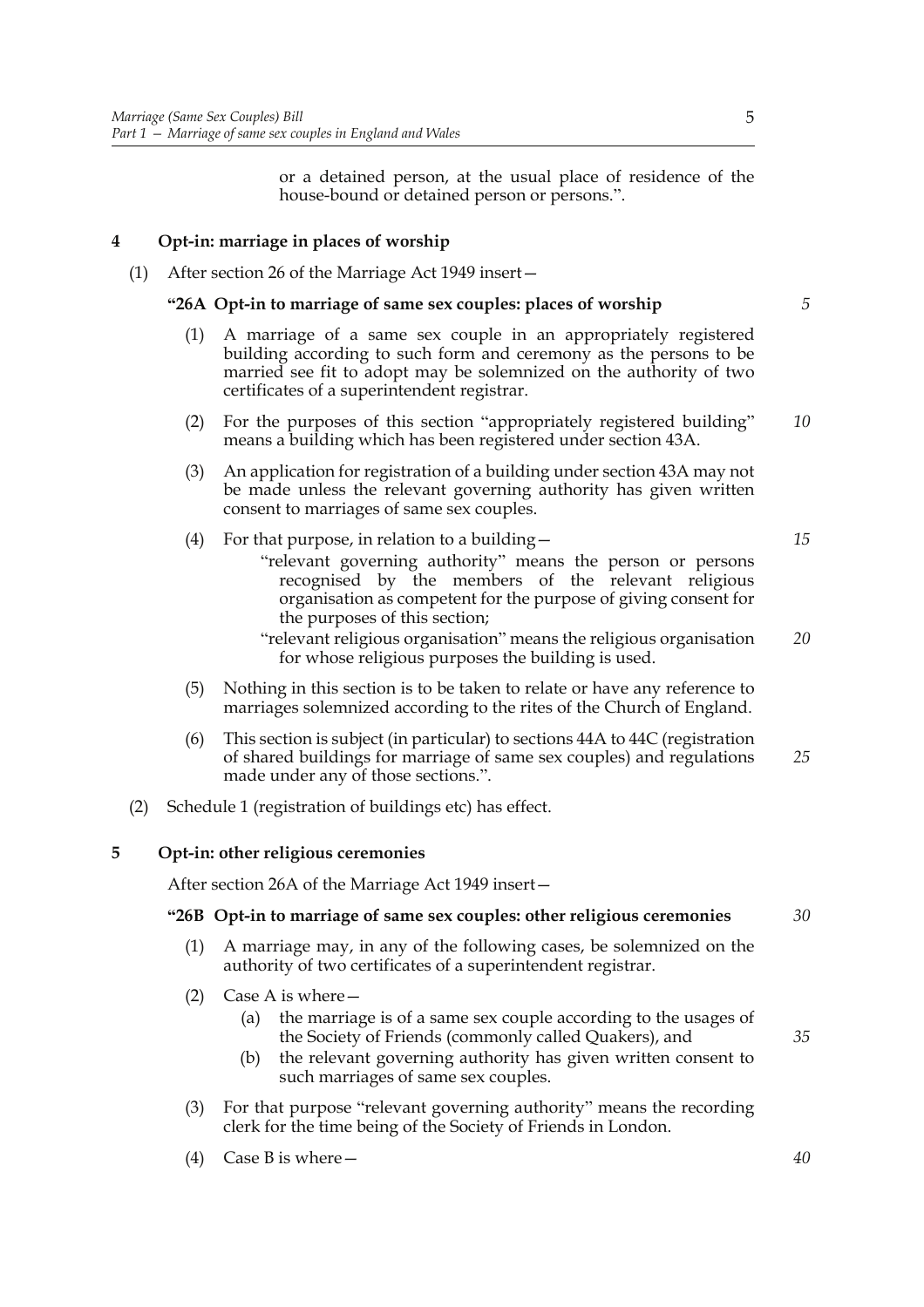or a detained person, at the usual place of residence of the house-bound or detained person or persons.".

**4 Opt-in: marriage in places of worship**

(1) After section 26 of the Marriage Act 1949 insert—

**"26A Opt-in to marriage of same sex couples: places of worship**

(1) A marriage of a same sex couple in an appropriately registered building according to such form and ceremony as the persons to be married see fit to adopt may be solemnized on the authority of two certificates of a superintendent registrar.

(2) For the purposes of this section "appropriately registered building" means a building which has been registered under section 43A.

(3) An application for registration of a building under section 43A may not be made unless the relevant governing authority has given written consent to marriages of same sex couples.

(4) For that purpose, in relation to a building—

"relevant governing authority" means the person or persons recognised by the members of the relevant religious organisation as competent for the purpose of giving consent for the purposes of this section;

"relevant religious organisation" means the religious organisation for whose religious purposes the building is used.

(5) Nothing in this section is to be taken to relate or have any reference to marriages solemnized according to the rites of the Church of England.

(6) This section is subject (in particular) to sections 44A to 44C (registration of shared buildings for marriage of same sex couples) and regulations made under any of those sections.".

(2) Schedule 1 (registration of buildings etc) has effect.

**5 Opt-in: other religious ceremonies**

After section 26A of the Marriage Act 1949 insert—

**"26B Opt-in to marriage of same sex couples: other religious ceremonies**

(1) A marriage may, in any of the following cases, be solemnized on the authority of two certificates of a superintendent registrar.

(2) Case A is where—

(a) the marriage is of a same sex couple according to the usages of the Society of Friends (commonly called Quakers), and

(b) the relevant governing authority has given written consent to such marriages of same sex couples.

(3) For that purpose "relevant governing authority" means the recording clerk for the time being of the Society of Friends in London.

(4) Case B is where—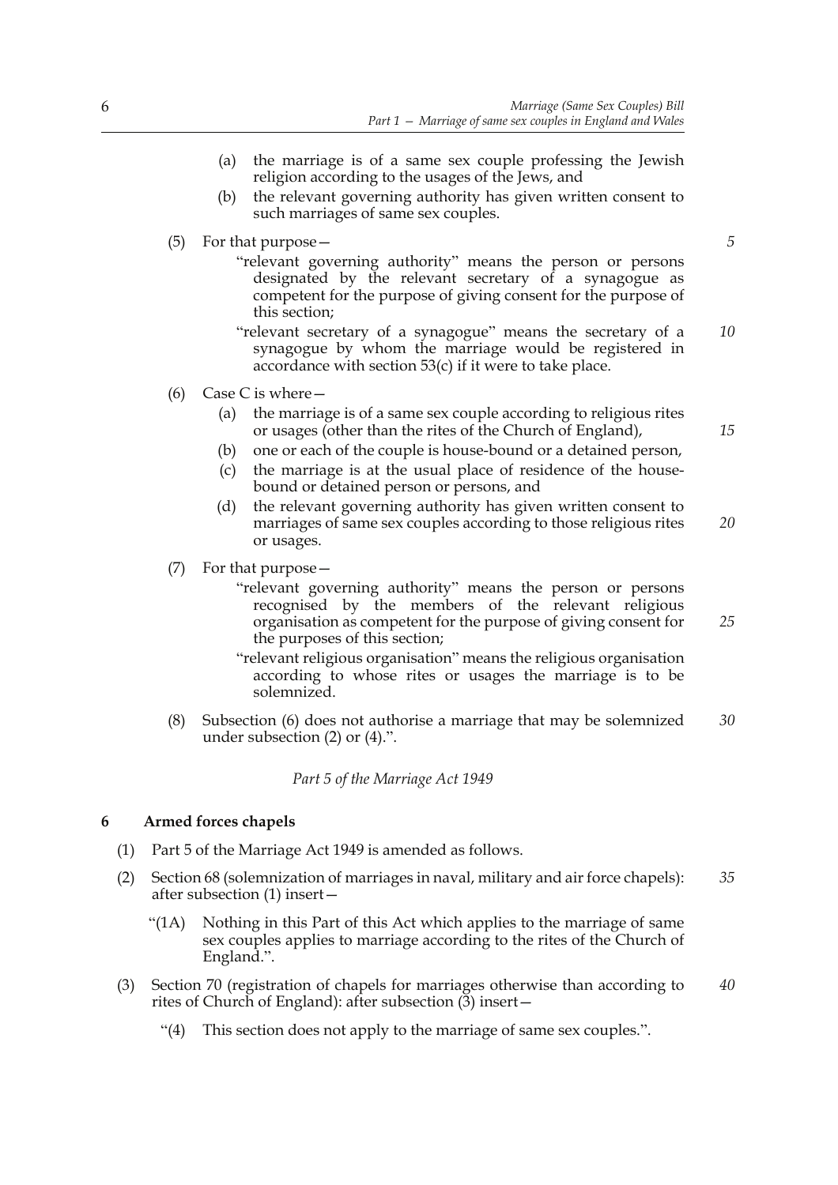(a) the marriage is of a same sex couple professing the Jewish religion according to the usages of the Jews, and

(b) the relevant governing authority has given written consent to such marriages of same sex couples.

(5) For that purpose—

"relevant governing authority" means the person or persons designated by the relevant secretary of a synagogue as competent for the purpose of giving consent for the purpose of this section;

"relevant secretary of a synagogue" means the secretary of a synagogue by whom the marriage would be registered in accordance with section 53(c) if it were to take place.

(6) Case C is where—

(a) the marriage is of a same sex couple according to religious rites or usages (other than the rites of the Church of England),

(b) one or each of the couple is house-bound or a detained person,

(c) the marriage is at the usual place of residence of the house-bound or detained person or persons, and

(d) the relevant governing authority has given written consent to marriages of same sex couples according to those religious rites or usages.

(7) For that purpose—

"relevant governing authority" means the person or persons recognised by the members of the relevant religious organisation as competent for the purpose of giving consent for the purposes of this section;

"relevant religious organisation" means the religious organisation according to whose rites or usages the marriage is to be solemnized.

(8) Subsection (6) does not authorise a marriage that may be solemnized under subsection (2) or (4).".

*Part 5 of the Marriage Act 1949*

## 6 Armed forces chapels

(1) Part 5 of the Marriage Act 1949 is amended as follows.

(2) Section 68 (solemnization of marriages in naval, military and air force chapels): after subsection (1) insert—

"(1A) Nothing in this Part of this Act which applies to the marriage of same sex couples applies to marriage according to the rites of the Church of England.".

(3) Section 70 (registration of chapels for marriages otherwise than according to rites of Church of England): after subsection (3) insert—

"(4) This section does not apply to the marriage of same sex couples.".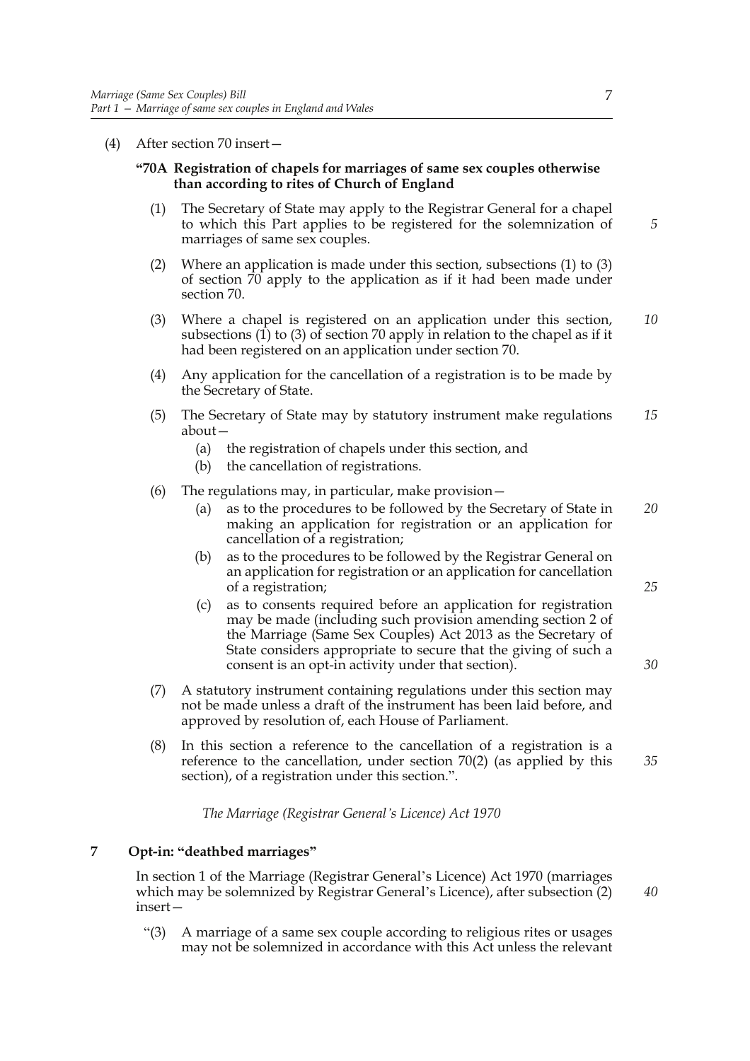(4) After section 70 insert—

**"70A Registration of chapels for marriages of same sex couples otherwise than according to rites of Church of England**

(1) The Secretary of State may apply to the Registrar General for a chapel to which this Part applies to be registered for the solemnization of marriages of same sex couples.

(2) Where an application is made under this section, subsections (1) to (3) of section 70 apply to the application as if it had been made under section 70.

(3) Where a chapel is registered on an application under this section, subsections (1) to (3) of section 70 apply in relation to the chapel as if it had been registered on an application under section 70.

(4) Any application for the cancellation of a registration is to be made by the Secretary of State.

(5) The Secretary of State may by statutory instrument make regulations about—

(a) the registration of chapels under this section, and
(b) the cancellation of registrations.

(6) The regulations may, in particular, make provision—

(a) as to the procedures to be followed by the Secretary of State in making an application for registration or an application for cancellation of a registration;
(b) as to the procedures to be followed by the Registrar General on an application for registration or an application for cancellation of a registration;
(c) as to consents required before an application for registration may be made (including such provision amending section 2 of the Marriage (Same Sex Couples) Act 2013 as the Secretary of State considers appropriate to secure that the giving of such a consent is an opt-in activity under that section).

(7) A statutory instrument containing regulations under this section may not be made unless a draft of the instrument has been laid before, and approved by resolution of, each House of Parliament.

(8) In this section a reference to the cancellation of a registration is a reference to the cancellation, under section 70(2) (as applied by this section), of a registration under this section.".

*The Marriage (Registrar General's Licence) Act 1970*

## 7 Opt-in: "deathbed marriages"

In section 1 of the Marriage (Registrar General's Licence) Act 1970 (marriages which may be solemnized by Registrar General's Licence), after subsection (2) insert—

"(3) A marriage of a same sex couple according to religious rites or usages may not be solemnized in accordance with this Act unless the relevant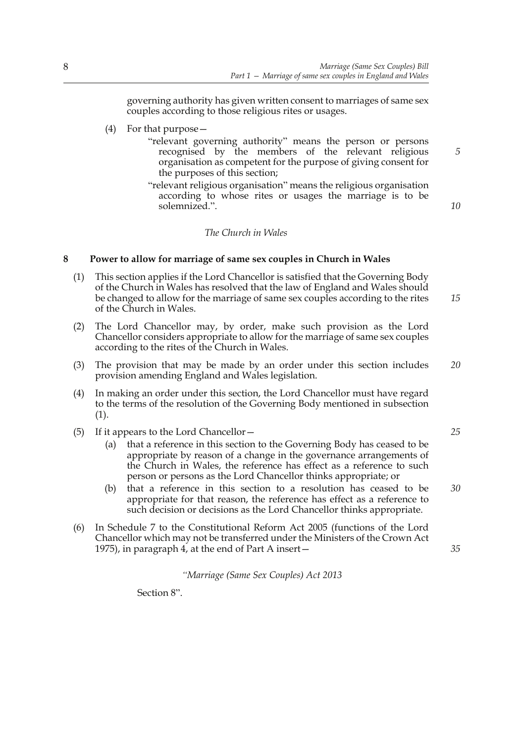governing authority has given written consent to marriages of same sex couples according to those religious rites or usages.

(4) For that purpose—

"relevant governing authority" means the person or persons recognised by the members of the relevant religious organisation as competent for the purpose of giving consent for the purposes of this section;

"relevant religious organisation" means the religious organisation according to whose rites or usages the marriage is to be solemnized.".

*The Church in Wales*

## 8 Power to allow for marriage of same sex couples in Church in Wales

(1) This section applies if the Lord Chancellor is satisfied that the Governing Body of the Church in Wales has resolved that the law of England and Wales should be changed to allow for the marriage of same sex couples according to the rites of the Church in Wales.

(2) The Lord Chancellor may, by order, make such provision as the Lord Chancellor considers appropriate to allow for the marriage of same sex couples according to the rites of the Church in Wales.

(3) The provision that may be made by an order under this section includes provision amending England and Wales legislation.

(4) In making an order under this section, the Lord Chancellor must have regard to the terms of the resolution of the Governing Body mentioned in subsection (1).

(5) If it appears to the Lord Chancellor—

(a) that a reference in this section to the Governing Body has ceased to be appropriate by reason of a change in the governance arrangements of the Church in Wales, the reference has effect as a reference to such person or persons as the Lord Chancellor thinks appropriate; or

(b) that a reference in this section to a resolution has ceased to be appropriate for that reason, the reference has effect as a reference to such decision or decisions as the Lord Chancellor thinks appropriate.

(6) In Schedule 7 to the Constitutional Reform Act 2005 (functions of the Lord Chancellor which may not be transferred under the Ministers of the Crown Act 1975), in paragraph 4, at the end of Part A insert—

*"Marriage (Same Sex Couples) Act 2013*

Section 8".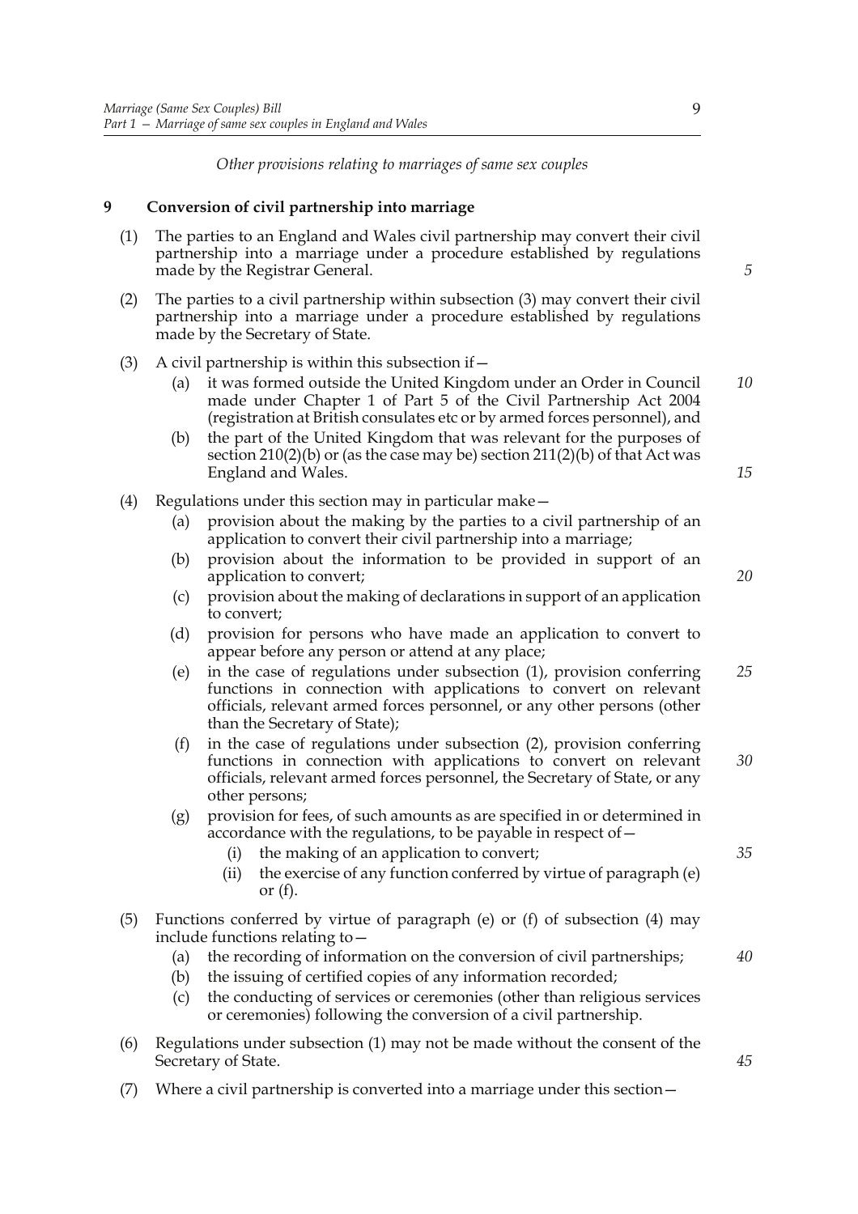*Other provisions relating to marriages of same sex couples*

## 9 Conversion of civil partnership into marriage

(1) The parties to an England and Wales civil partnership may convert their civil partnership into a marriage under a procedure established by regulations made by the Registrar General.

(2) The parties to a civil partnership within subsection (3) may convert their civil partnership into a marriage under a procedure established by regulations made by the Secretary of State.

(3) A civil partnership is within this subsection if—

- (a) it was formed outside the United Kingdom under an Order in Council made under Chapter 1 of Part 5 of the Civil Partnership Act 2004 (registration at British consulates etc or by armed forces personnel), and
- (b) the part of the United Kingdom that was relevant for the purposes of section 210(2)(b) or (as the case may be) section 211(2)(b) of that Act was England and Wales.

(4) Regulations under this section may in particular make—

- (a) provision about the making by the parties to a civil partnership of an application to convert their civil partnership into a marriage;
- (b) provision about the information to be provided in support of an application to convert;
- (c) provision about the making of declarations in support of an application to convert;
- (d) provision for persons who have made an application to convert to appear before any person or attend at any place;
- (e) in the case of regulations under subsection (1), provision conferring functions in connection with applications to convert on relevant officials, relevant armed forces personnel, or any other persons (other than the Secretary of State);
- (f) in the case of regulations under subsection (2), provision conferring functions in connection with applications to convert on relevant officials, relevant armed forces personnel, the Secretary of State, or any other persons;
- (g) provision for fees, of such amounts as are specified in or determined in accordance with the regulations, to be payable in respect of—
  - (i) the making of an application to convert;
  - (ii) the exercise of any function conferred by virtue of paragraph (e) or (f).

(5) Functions conferred by virtue of paragraph (e) or (f) of subsection (4) may include functions relating to—

- (a) the recording of information on the conversion of civil partnerships;
- (b) the issuing of certified copies of any information recorded;
- (c) the conducting of services or ceremonies (other than religious services or ceremonies) following the conversion of a civil partnership.

(6) Regulations under subsection (1) may not be made without the consent of the Secretary of State.

(7) Where a civil partnership is converted into a marriage under this section—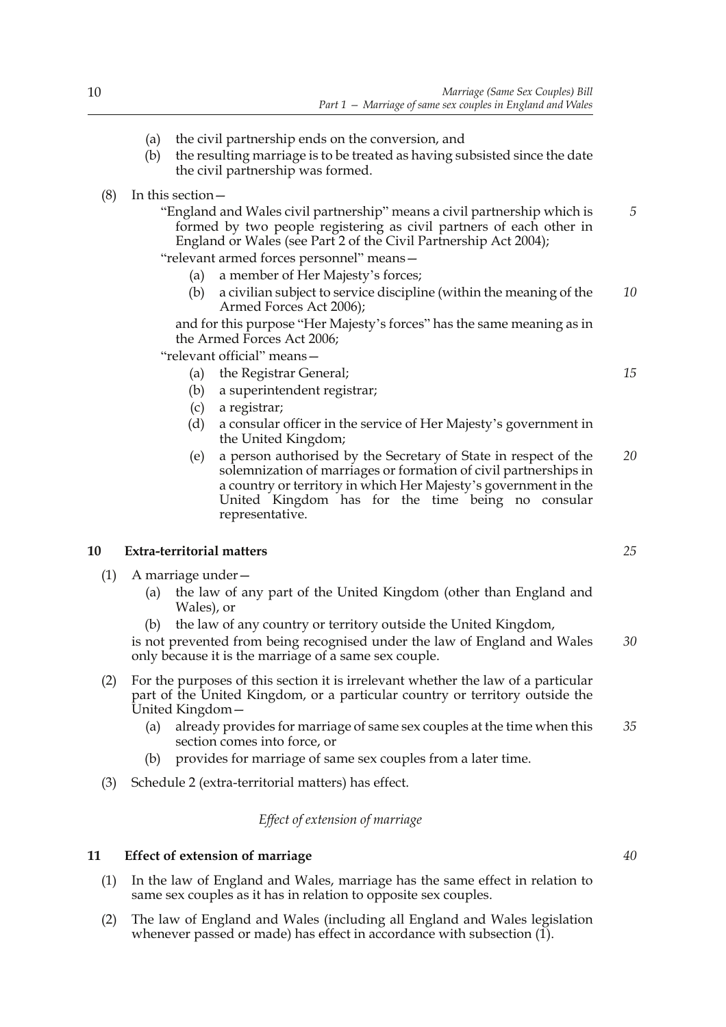(a) the civil partnership ends on the conversion, and

(b) the resulting marriage is to be treated as having subsisted since the date the civil partnership was formed.

(8) In this section—

"England and Wales civil partnership" means a civil partnership which is formed by two people registering as civil partners of each other in England or Wales (see Part 2 of the Civil Partnership Act 2004);

"relevant armed forces personnel" means—

(a) a member of Her Majesty's forces;

(b) a civilian subject to service discipline (within the meaning of the Armed Forces Act 2006);

and for this purpose "Her Majesty's forces" has the same meaning as in the Armed Forces Act 2006;

"relevant official" means—

(a) the Registrar General;

(b) a superintendent registrar;

(c) a registrar;

(d) a consular officer in the service of Her Majesty's government in the United Kingdom;

(e) a person authorised by the Secretary of State in respect of the solemnization of marriages or formation of civil partnerships in a country or territory in which Her Majesty's government in the United Kingdom has for the time being no consular representative.

## 10 Extra-territorial matters

(1) A marriage under—

(a) the law of any part of the United Kingdom (other than England and Wales), or

(b) the law of any country or territory outside the United Kingdom,

is not prevented from being recognised under the law of England and Wales only because it is the marriage of a same sex couple.

(2) For the purposes of this section it is irrelevant whether the law of a particular part of the United Kingdom, or a particular country or territory outside the United Kingdom—

(a) already provides for marriage of same sex couples at the time when this section comes into force, or

(b) provides for marriage of same sex couples from a later time.

(3) Schedule 2 (extra-territorial matters) has effect.

*Effect of extension of marriage*

## 11 Effect of extension of marriage

(1) In the law of England and Wales, marriage has the same effect in relation to same sex couples as it has in relation to opposite sex couples.

(2) The law of England and Wales (including all England and Wales legislation whenever passed or made) has effect in accordance with subsection (1).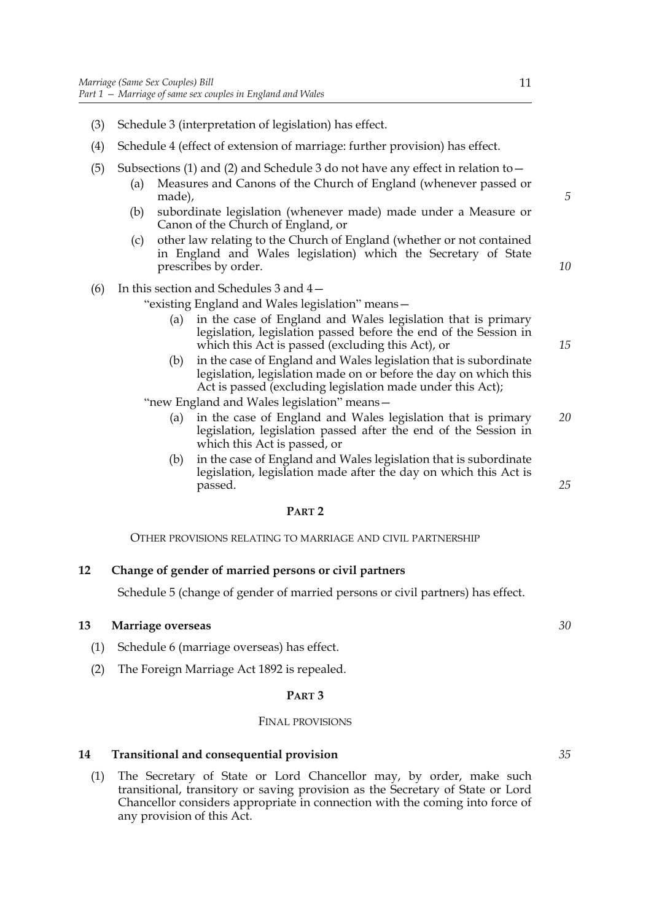(3) Schedule 3 (interpretation of legislation) has effect.

(4) Schedule 4 (effect of extension of marriage: further provision) has effect.

(5) Subsections (1) and (2) and Schedule 3 do not have any effect in relation to—

- (a) Measures and Canons of the Church of England (whenever passed or made),
- (b) subordinate legislation (whenever made) made under a Measure or Canon of the Church of England, or
- (c) other law relating to the Church of England (whether or not contained in England and Wales legislation) which the Secretary of State prescribes by order.

(6) In this section and Schedules 3 and 4—

"existing England and Wales legislation" means—

- (a) in the case of England and Wales legislation that is primary legislation, legislation passed before the end of the Session in which this Act is passed (excluding this Act), or
- (b) in the case of England and Wales legislation that is subordinate legislation, legislation made on or before the day on which this Act is passed (excluding legislation made under this Act);

"new England and Wales legislation" means—

- (a) in the case of England and Wales legislation that is primary legislation, legislation passed after the end of the Session in which this Act is passed, or
- (b) in the case of England and Wales legislation that is subordinate legislation, legislation made after the day on which this Act is passed.

## PART 2

### OTHER PROVISIONS RELATING TO MARRIAGE AND CIVIL PARTNERSHIP

**12 Change of gender of married persons or civil partners**

Schedule 5 (change of gender of married persons or civil partners) has effect.

**13 Marriage overseas**

(1) Schedule 6 (marriage overseas) has effect.

(2) The Foreign Marriage Act 1892 is repealed.

## PART 3

### FINAL PROVISIONS

**14 Transitional and consequential provision**

(1) The Secretary of State or Lord Chancellor may, by order, make such transitional, transitory or saving provision as the Secretary of State or Lord Chancellor considers appropriate in connection with the coming into force of any provision of this Act.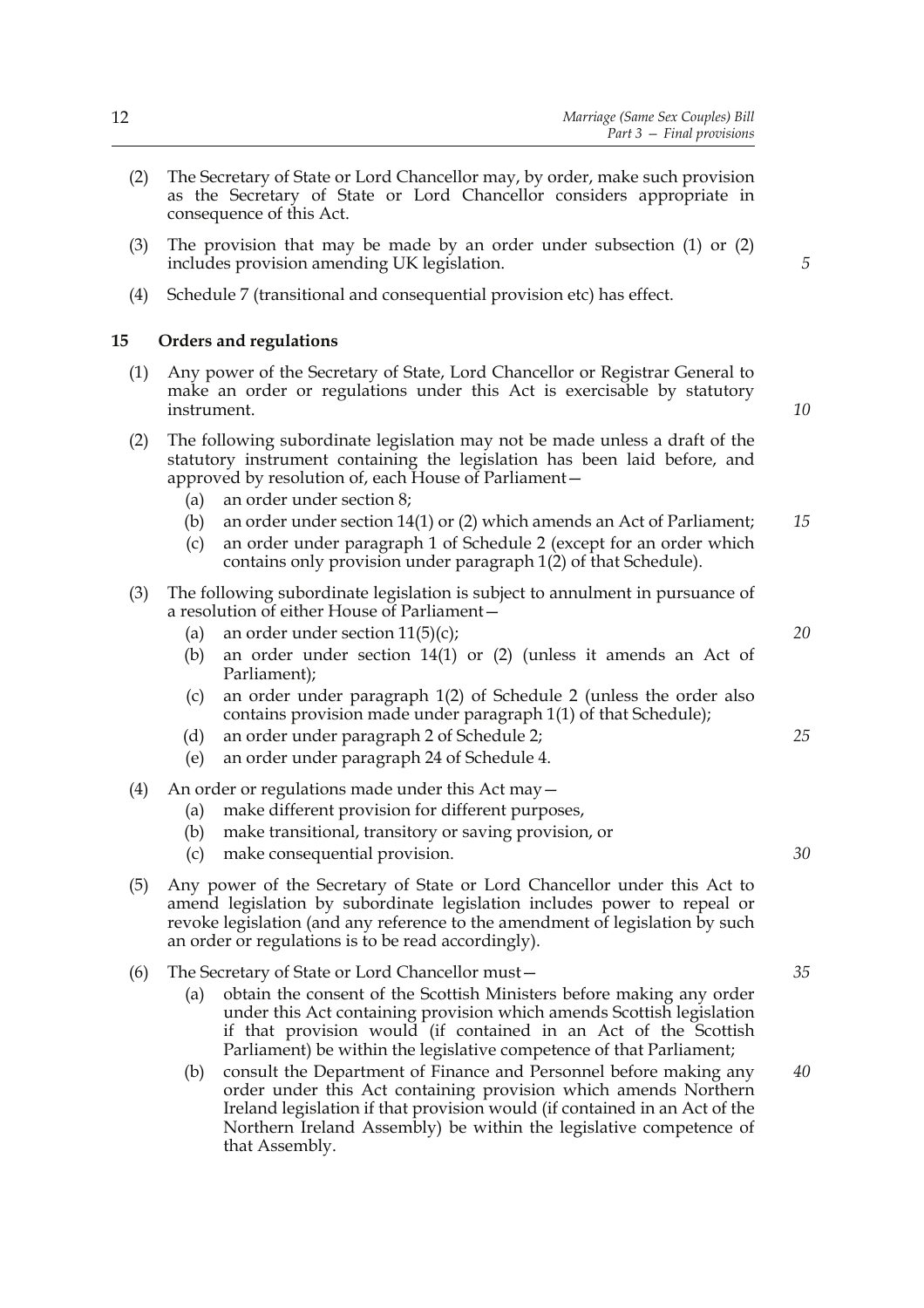(2) The Secretary of State or Lord Chancellor may, by order, make such provision as the Secretary of State or Lord Chancellor considers appropriate in consequence of this Act.

(3) The provision that may be made by an order under subsection (1) or (2) includes provision amending UK legislation.

(4) Schedule 7 (transitional and consequential provision etc) has effect.

## 15 Orders and regulations

(1) Any power of the Secretary of State, Lord Chancellor or Registrar General to make an order or regulations under this Act is exercisable by statutory instrument.

(2) The following subordinate legislation may not be made unless a draft of the statutory instrument containing the legislation has been laid before, and approved by resolution of, each House of Parliament—

- (a) an order under section 8;
- (b) an order under section 14(1) or (2) which amends an Act of Parliament;
- (c) an order under paragraph 1 of Schedule 2 (except for an order which contains only provision under paragraph 1(2) of that Schedule).

(3) The following subordinate legislation is subject to annulment in pursuance of a resolution of either House of Parliament—

- (a) an order under section 11(5)(c);
- (b) an order under section 14(1) or (2) (unless it amends an Act of Parliament);
- (c) an order under paragraph 1(2) of Schedule 2 (unless the order also contains provision made under paragraph 1(1) of that Schedule);
- (d) an order under paragraph 2 of Schedule 2;
- (e) an order under paragraph 24 of Schedule 4.

(4) An order or regulations made under this Act may—

- (a) make different provision for different purposes,
- (b) make transitional, transitory or saving provision, or
- (c) make consequential provision.

(5) Any power of the Secretary of State or Lord Chancellor under this Act to amend legislation by subordinate legislation includes power to repeal or revoke legislation (and any reference to the amendment of legislation by such an order or regulations is to be read accordingly).

(6) The Secretary of State or Lord Chancellor must—

- (a) obtain the consent of the Scottish Ministers before making any order under this Act containing provision which amends Scottish legislation if that provision would (if contained in an Act of the Scottish Parliament) be within the legislative competence of that Parliament;
- (b) consult the Department of Finance and Personnel before making any order under this Act containing provision which amends Northern Ireland legislation if that provision would (if contained in an Act of the Northern Ireland Assembly) be within the legislative competence of that Assembly.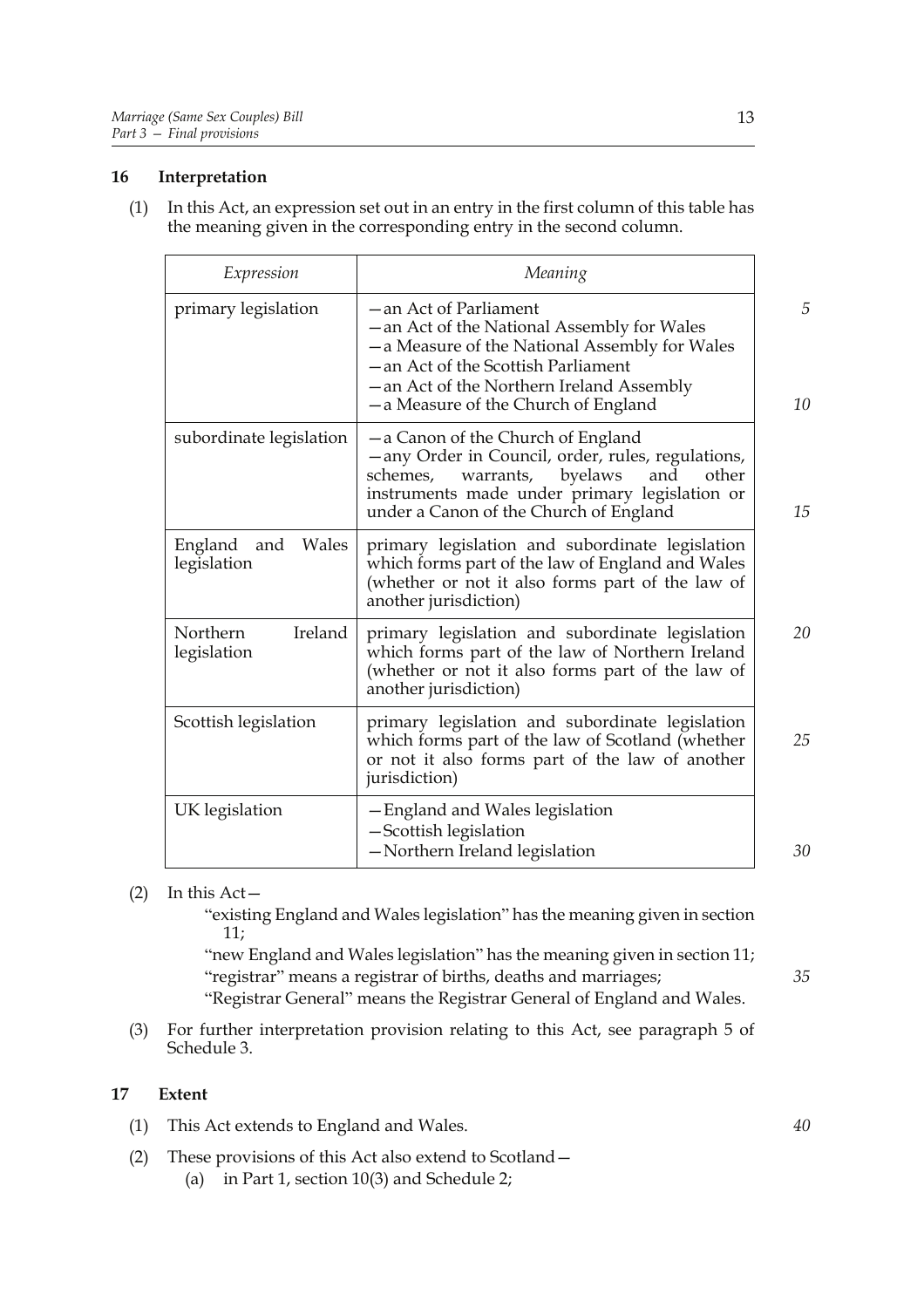### 16 Interpretation

(1) In this Act, an expression set out in an entry in the first column of this table has the meaning given in the corresponding entry in the second column.

| *Expression* | *Meaning* |
|---|---|
| primary legislation | —an Act of Parliament<br>—an Act of the National Assembly for Wales<br>—a Measure of the National Assembly for Wales<br>—an Act of the Scottish Parliament<br>—an Act of the Northern Ireland Assembly<br>—a Measure of the Church of England |
| subordinate legislation | —a Canon of the Church of England<br>—any Order in Council, order, rules, regulations, schemes, warrants, byelaws and other instruments made under primary legislation or under a Canon of the Church of England |
| England and Wales legislation | primary legislation and subordinate legislation which forms part of the law of England and Wales (whether or not it also forms part of the law of another jurisdiction) |
| Northern Ireland legislation | primary legislation and subordinate legislation which forms part of the law of Northern Ireland (whether or not it also forms part of the law of another jurisdiction) |
| Scottish legislation | primary legislation and subordinate legislation which forms part of the law of Scotland (whether or not it also forms part of the law of another jurisdiction) |
| UK legislation | —England and Wales legislation<br>—Scottish legislation<br>—Northern Ireland legislation |

(2) In this Act—

"existing England and Wales legislation" has the meaning given in section 11;

"new England and Wales legislation" has the meaning given in section 11;

"registrar" means a registrar of births, deaths and marriages;

"Registrar General" means the Registrar General of England and Wales.

(3) For further interpretation provision relating to this Act, see paragraph 5 of Schedule 3.

### 17 Extent

(1) This Act extends to England and Wales.

(2) These provisions of this Act also extend to Scotland—

(a) in Part 1, section 10(3) and Schedule 2;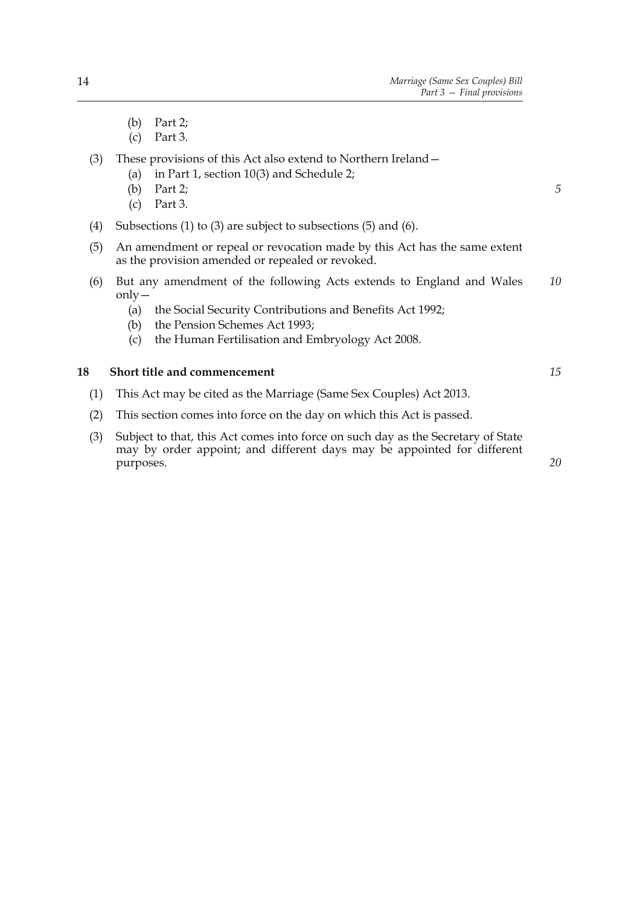(b) Part 2;
(c) Part 3.

(3) These provisions of this Act also extend to Northern Ireland—
(a) in Part 1, section 10(3) and Schedule 2;
(b) Part 2;
(c) Part 3.

(4) Subsections (1) to (3) are subject to subsections (5) and (6).

(5) An amendment or repeal or revocation made by this Act has the same extent as the provision amended or repealed or revoked.

(6) But any amendment of the following Acts extends to England and Wales only—
(a) the Social Security Contributions and Benefits Act 1992;
(b) the Pension Schemes Act 1993;
(c) the Human Fertilisation and Embryology Act 2008.

**18 Short title and commencement**

(1) This Act may be cited as the Marriage (Same Sex Couples) Act 2013.

(2) This section comes into force on the day on which this Act is passed.

(3) Subject to that, this Act comes into force on such day as the Secretary of State may by order appoint; and different days may be appointed for different purposes.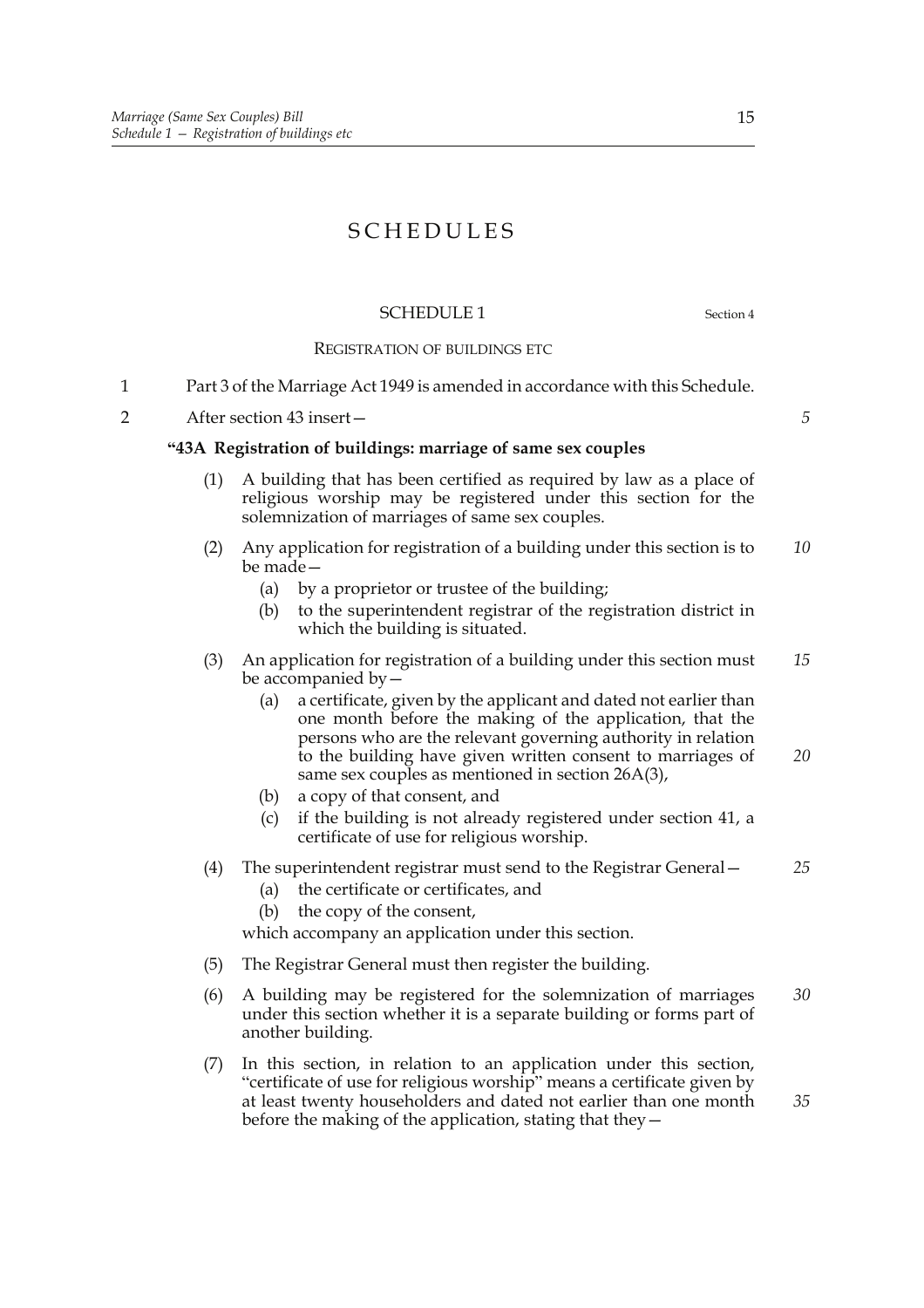# SCHEDULES

## SCHEDULE 1

Section 4

### REGISTRATION OF BUILDINGS ETC

1 Part 3 of the Marriage Act 1949 is amended in accordance with this Schedule.

2 After section 43 insert—

**"43A Registration of buildings: marriage of same sex couples**

(1) A building that has been certified as required by law as a place of religious worship may be registered under this section for the solemnization of marriages of same sex couples.

(2) Any application for registration of a building under this section is to be made—

(a) by a proprietor or trustee of the building;

(b) to the superintendent registrar of the registration district in which the building is situated.

(3) An application for registration of a building under this section must be accompanied by—

(a) a certificate, given by the applicant and dated not earlier than one month before the making of the application, that the persons who are the relevant governing authority in relation to the building have given written consent to marriages of same sex couples as mentioned in section 26A(3),

(b) a copy of that consent, and

(c) if the building is not already registered under section 41, a certificate of use for religious worship.

(4) The superintendent registrar must send to the Registrar General—

(a) the certificate or certificates, and

(b) the copy of the consent,

which accompany an application under this section.

(5) The Registrar General must then register the building.

(6) A building may be registered for the solemnization of marriages under this section whether it is a separate building or forms part of another building.

(7) In this section, in relation to an application under this section, "certificate of use for religious worship" means a certificate given by at least twenty householders and dated not earlier than one month before the making of the application, stating that they—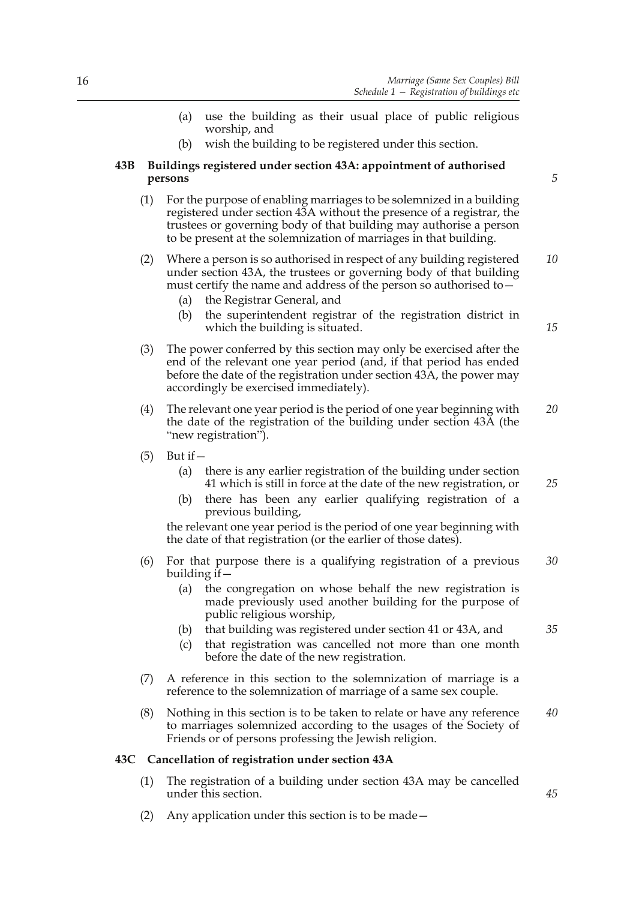(a) use the building as their usual place of public religious worship, and

(b) wish the building to be registered under this section.

### 43B Buildings registered under section 43A: appointment of authorised persons

(1) For the purpose of enabling marriages to be solemnized in a building registered under section 43A without the presence of a registrar, the trustees or governing body of that building may authorise a person to be present at the solemnization of marriages in that building.

(2) Where a person is so authorised in respect of any building registered under section 43A, the trustees or governing body of that building must certify the name and address of the person so authorised to—

(a) the Registrar General, and

(b) the superintendent registrar of the registration district in which the building is situated.

(3) The power conferred by this section may only be exercised after the end of the relevant one year period (and, if that period has ended before the date of the registration under section 43A, the power may accordingly be exercised immediately).

(4) The relevant one year period is the period of one year beginning with the date of the registration of the building under section 43A (the "new registration").

(5) But if—

(a) there is any earlier registration of the building under section 41 which is still in force at the date of the new registration, or

(b) there has been any earlier qualifying registration of a previous building,

the relevant one year period is the period of one year beginning with the date of that registration (or the earlier of those dates).

(6) For that purpose there is a qualifying registration of a previous building if—

(a) the congregation on whose behalf the new registration is made previously used another building for the purpose of public religious worship,

(b) that building was registered under section 41 or 43A, and

(c) that registration was cancelled not more than one month before the date of the new registration.

(7) A reference in this section to the solemnization of marriage is a reference to the solemnization of marriage of a same sex couple.

(8) Nothing in this section is to be taken to relate or have any reference to marriages solemnized according to the usages of the Society of Friends or of persons professing the Jewish religion.

### 43C Cancellation of registration under section 43A

(1) The registration of a building under section 43A may be cancelled under this section.

(2) Any application under this section is to be made—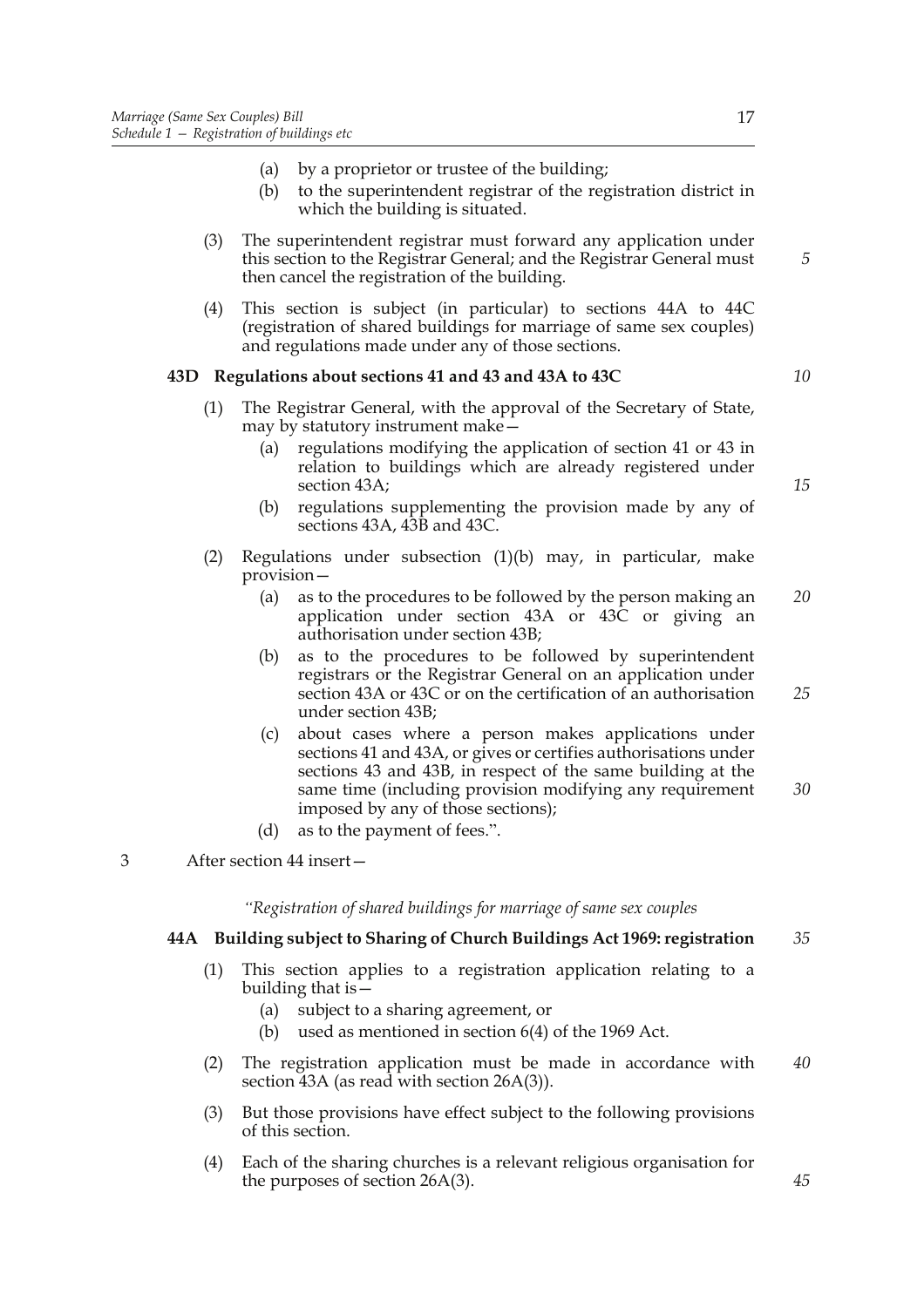(a) by a proprietor or trustee of the building;

(b) to the superintendent registrar of the registration district in which the building is situated.

(3) The superintendent registrar must forward any application under this section to the Registrar General; and the Registrar General must then cancel the registration of the building.

(4) This section is subject (in particular) to sections 44A to 44C (registration of shared buildings for marriage of same sex couples) and regulations made under any of those sections.

**43D Regulations about sections 41 and 43 and 43A to 43C**

(1) The Registrar General, with the approval of the Secretary of State, may by statutory instrument make—

(a) regulations modifying the application of section 41 or 43 in relation to buildings which are already registered under section 43A;

(b) regulations supplementing the provision made by any of sections 43A, 43B and 43C.

(2) Regulations under subsection (1)(b) may, in particular, make provision—

(a) as to the procedures to be followed by the person making an application under section 43A or 43C or giving an authorisation under section 43B;

(b) as to the procedures to be followed by superintendent registrars or the Registrar General on an application under section 43A or 43C or on the certification of an authorisation under section 43B;

(c) about cases where a person makes applications under sections 41 and 43A, or gives or certifies authorisations under sections 43 and 43B, in respect of the same building at the same time (including provision modifying any requirement imposed by any of those sections);

(d) as to the payment of fees.".

3 After section 44 insert—

*"Registration of shared buildings for marriage of same sex couples*

**44A Building subject to Sharing of Church Buildings Act 1969: registration**

(1) This section applies to a registration application relating to a building that is—

(a) subject to a sharing agreement, or

(b) used as mentioned in section 6(4) of the 1969 Act.

(2) The registration application must be made in accordance with section 43A (as read with section 26A(3)).

(3) But those provisions have effect subject to the following provisions of this section.

(4) Each of the sharing churches is a relevant religious organisation for the purposes of section 26A(3).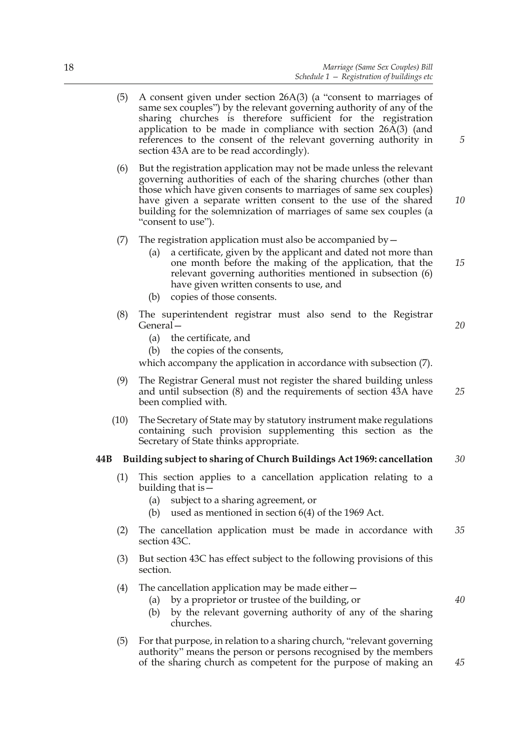(5) A consent given under section 26A(3) (a "consent to marriages of same sex couples") by the relevant governing authority of any of the sharing churches is therefore sufficient for the registration application to be made in compliance with section 26A(3) (and references to the consent of the relevant governing authority in section 43A are to be read accordingly).

(6) But the registration application may not be made unless the relevant governing authorities of each of the sharing churches (other than those which have given consents to marriages of same sex couples) have given a separate written consent to the use of the shared building for the solemnization of marriages of same sex couples (a "consent to use").

(7) The registration application must also be accompanied by—

   (a) a certificate, given by the applicant and dated not more than one month before the making of the application, that the relevant governing authorities mentioned in subsection (6) have given written consents to use, and

   (b) copies of those consents.

(8) The superintendent registrar must also send to the Registrar General—

   (a) the certificate, and

   (b) the copies of the consents,

which accompany the application in accordance with subsection (7).

(9) The Registrar General must not register the shared building unless and until subsection (8) and the requirements of section 43A have been complied with.

(10) The Secretary of State may by statutory instrument make regulations containing such provision supplementing this section as the Secretary of State thinks appropriate.

**44B Building subject to sharing of Church Buildings Act 1969: cancellation**

(1) This section applies to a cancellation application relating to a building that is—

   (a) subject to a sharing agreement, or

   (b) used as mentioned in section 6(4) of the 1969 Act.

(2) The cancellation application must be made in accordance with section 43C.

(3) But section 43C has effect subject to the following provisions of this section.

(4) The cancellation application may be made either—

   (a) by a proprietor or trustee of the building, or

   (b) by the relevant governing authority of any of the sharing churches.

(5) For that purpose, in relation to a sharing church, "relevant governing authority" means the person or persons recognised by the members of the sharing church as competent for the purpose of making an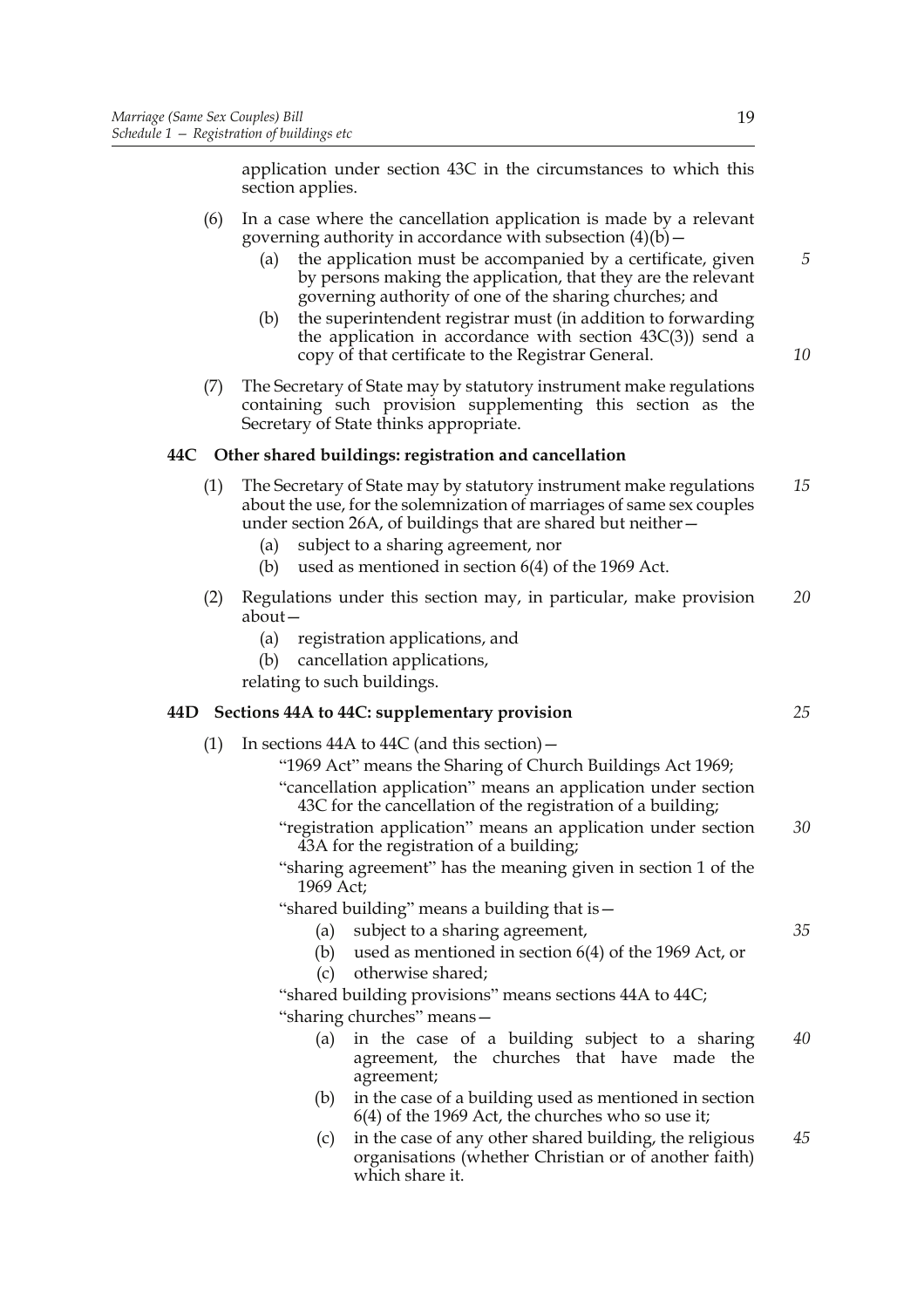application under section 43C in the circumstances to which this section applies.

(6) In a case where the cancellation application is made by a relevant governing authority in accordance with subsection (4)(b)—

(a) the application must be accompanied by a certificate, given by persons making the application, that they are the relevant governing authority of one of the sharing churches; and

(b) the superintendent registrar must (in addition to forwarding the application in accordance with section 43C(3)) send a copy of that certificate to the Registrar General.

(7) The Secretary of State may by statutory instrument make regulations containing such provision supplementing this section as the Secretary of State thinks appropriate.

**44C Other shared buildings: registration and cancellation**

(1) The Secretary of State may by statutory instrument make regulations about the use, for the solemnization of marriages of same sex couples under section 26A, of buildings that are shared but neither—

(a) subject to a sharing agreement, nor

(b) used as mentioned in section 6(4) of the 1969 Act.

(2) Regulations under this section may, in particular, make provision about—

(a) registration applications, and

(b) cancellation applications,

relating to such buildings.

**44D Sections 44A to 44C: supplementary provision**

(1) In sections 44A to 44C (and this section)—

"1969 Act" means the Sharing of Church Buildings Act 1969;

"cancellation application" means an application under section 43C for the cancellation of the registration of a building;

"registration application" means an application under section 43A for the registration of a building;

"sharing agreement" has the meaning given in section 1 of the 1969 Act;

"shared building" means a building that is—

(a) subject to a sharing agreement,

(b) used as mentioned in section 6(4) of the 1969 Act, or

(c) otherwise shared;

"shared building provisions" means sections 44A to 44C;

"sharing churches" means—

(a) in the case of a building subject to a sharing agreement, the churches that have made the agreement;

(b) in the case of a building used as mentioned in section 6(4) of the 1969 Act, the churches who so use it;

(c) in the case of any other shared building, the religious organisations (whether Christian or of another faith) which share it.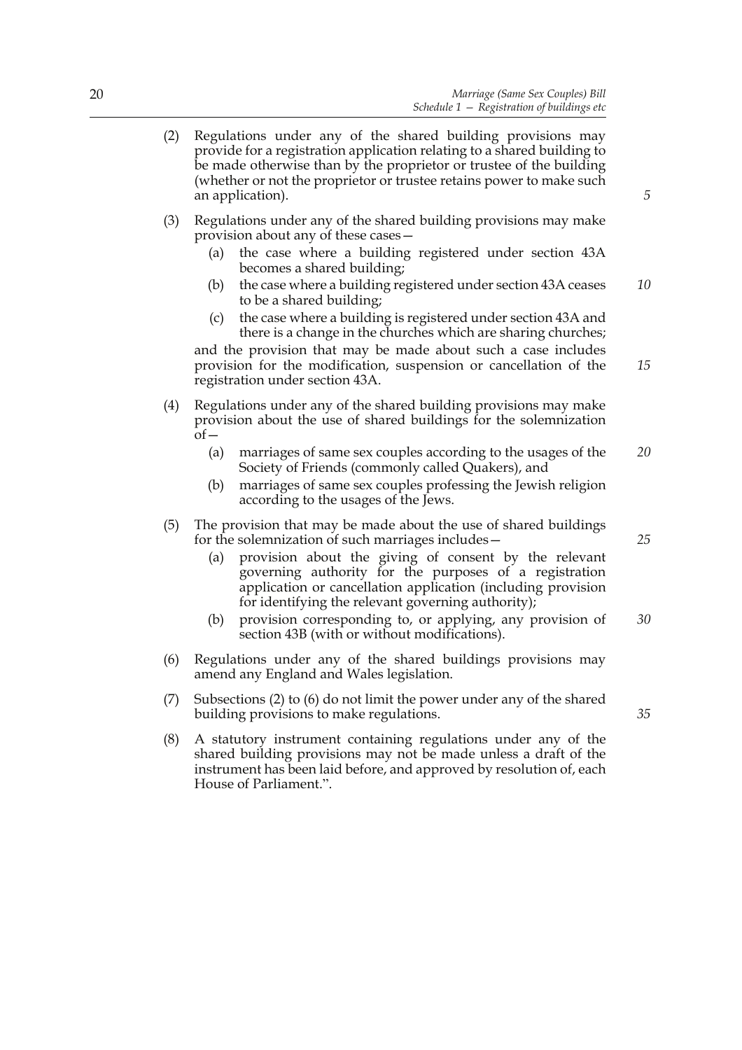(2) Regulations under any of the shared building provisions may provide for a registration application relating to a shared building to be made otherwise than by the proprietor or trustee of the building (whether or not the proprietor or trustee retains power to make such an application).

(3) Regulations under any of the shared building provisions may make provision about any of these cases—

  (a) the case where a building registered under section 43A becomes a shared building;

  (b) the case where a building registered under section 43A ceases to be a shared building;

  (c) the case where a building is registered under section 43A and there is a change in the churches which are sharing churches;

and the provision that may be made about such a case includes provision for the modification, suspension or cancellation of the registration under section 43A.

(4) Regulations under any of the shared building provisions may make provision about the use of shared buildings for the solemnization of—

  (a) marriages of same sex couples according to the usages of the Society of Friends (commonly called Quakers), and

  (b) marriages of same sex couples professing the Jewish religion according to the usages of the Jews.

(5) The provision that may be made about the use of shared buildings for the solemnization of such marriages includes—

  (a) provision about the giving of consent by the relevant governing authority for the purposes of a registration application or cancellation application (including provision for identifying the relevant governing authority);

  (b) provision corresponding to, or applying, any provision of section 43B (with or without modifications).

(6) Regulations under any of the shared buildings provisions may amend any England and Wales legislation.

(7) Subsections (2) to (6) do not limit the power under any of the shared building provisions to make regulations.

(8) A statutory instrument containing regulations under any of the shared building provisions may not be made unless a draft of the instrument has been laid before, and approved by resolution of, each House of Parliament.".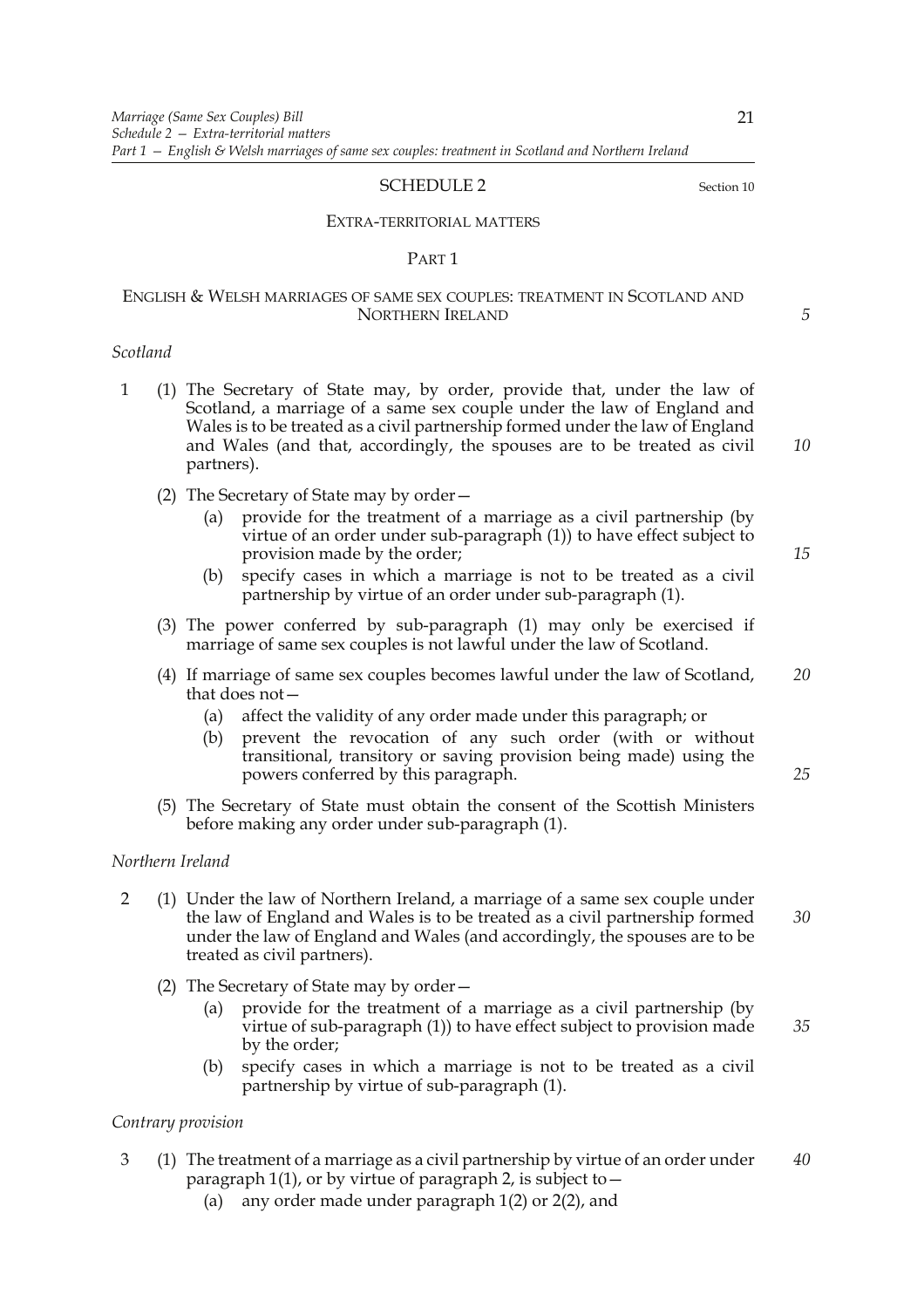## SCHEDULE 2

Section 10

### EXTRA-TERRITORIAL MATTERS

#### PART 1

#### ENGLISH & WELSH MARRIAGES OF SAME SEX COUPLES: TREATMENT IN SCOTLAND AND NORTHERN IRELAND

*Scotland*

1 (1) The Secretary of State may, by order, provide that, under the law of Scotland, a marriage of a same sex couple under the law of England and Wales is to be treated as a civil partnership formed under the law of England and Wales (and that, accordingly, the spouses are to be treated as civil partners).

(2) The Secretary of State may by order—

(a) provide for the treatment of a marriage as a civil partnership (by virtue of an order under sub-paragraph (1)) to have effect subject to provision made by the order;

(b) specify cases in which a marriage is not to be treated as a civil partnership by virtue of an order under sub-paragraph (1).

(3) The power conferred by sub-paragraph (1) may only be exercised if marriage of same sex couples is not lawful under the law of Scotland.

(4) If marriage of same sex couples becomes lawful under the law of Scotland, that does not—

(a) affect the validity of any order made under this paragraph; or

(b) prevent the revocation of any such order (with or without transitional, transitory or saving provision being made) using the powers conferred by this paragraph.

(5) The Secretary of State must obtain the consent of the Scottish Ministers before making any order under sub-paragraph (1).

*Northern Ireland*

2 (1) Under the law of Northern Ireland, a marriage of a same sex couple under the law of England and Wales is to be treated as a civil partnership formed under the law of England and Wales (and accordingly, the spouses are to be treated as civil partners).

(2) The Secretary of State may by order—

(a) provide for the treatment of a marriage as a civil partnership (by virtue of sub-paragraph (1)) to have effect subject to provision made by the order;

(b) specify cases in which a marriage is not to be treated as a civil partnership by virtue of sub-paragraph (1).

*Contrary provision*

3 (1) The treatment of a marriage as a civil partnership by virtue of an order under paragraph 1(1), or by virtue of paragraph 2, is subject to—

(a) any order made under paragraph 1(2) or 2(2), and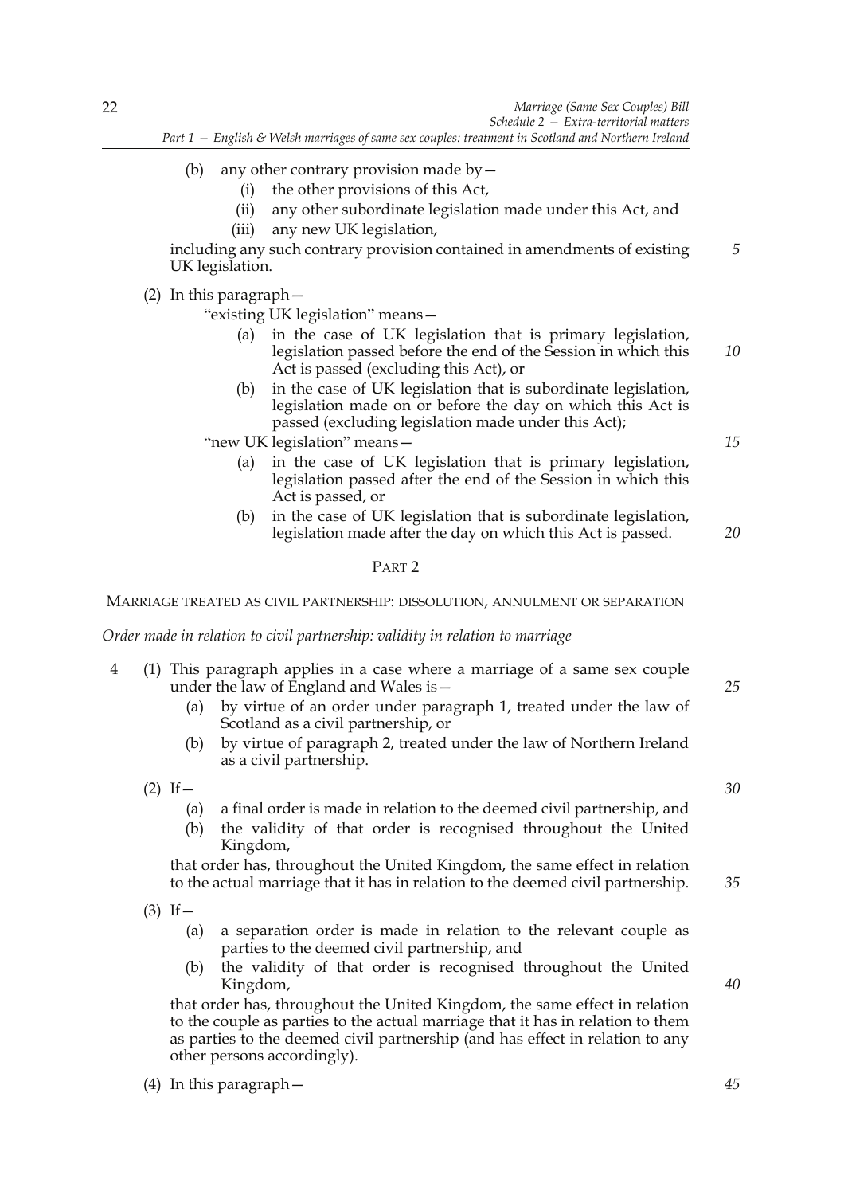(b) any other contrary provision made by—

(i) the other provisions of this Act,

(ii) any other subordinate legislation made under this Act, and

(iii) any new UK legislation,

including any such contrary provision contained in amendments of existing UK legislation.

(2) In this paragraph—

"existing UK legislation" means—

(a) in the case of UK legislation that is primary legislation, legislation passed before the end of the Session in which this Act is passed (excluding this Act), or

(b) in the case of UK legislation that is subordinate legislation, legislation made on or before the day on which this Act is passed (excluding legislation made under this Act);

"new UK legislation" means—

(a) in the case of UK legislation that is primary legislation, legislation passed after the end of the Session in which this Act is passed, or

(b) in the case of UK legislation that is subordinate legislation, legislation made after the day on which this Act is passed.

## PART 2

### MARRIAGE TREATED AS CIVIL PARTNERSHIP: DISSOLUTION, ANNULMENT OR SEPARATION

*Order made in relation to civil partnership: validity in relation to marriage*

4 (1) This paragraph applies in a case where a marriage of a same sex couple under the law of England and Wales is—

(a) by virtue of an order under paragraph 1, treated under the law of Scotland as a civil partnership, or

(b) by virtue of paragraph 2, treated under the law of Northern Ireland as a civil partnership.

(2) If—

(a) a final order is made in relation to the deemed civil partnership, and

(b) the validity of that order is recognised throughout the United Kingdom,

that order has, throughout the United Kingdom, the same effect in relation to the actual marriage that it has in relation to the deemed civil partnership.

(3) If—

(a) a separation order is made in relation to the relevant couple as parties to the deemed civil partnership, and

(b) the validity of that order is recognised throughout the United Kingdom,

that order has, throughout the United Kingdom, the same effect in relation to the couple as parties to the actual marriage that it has in relation to them as parties to the deemed civil partnership (and has effect in relation to any other persons accordingly).

(4) In this paragraph—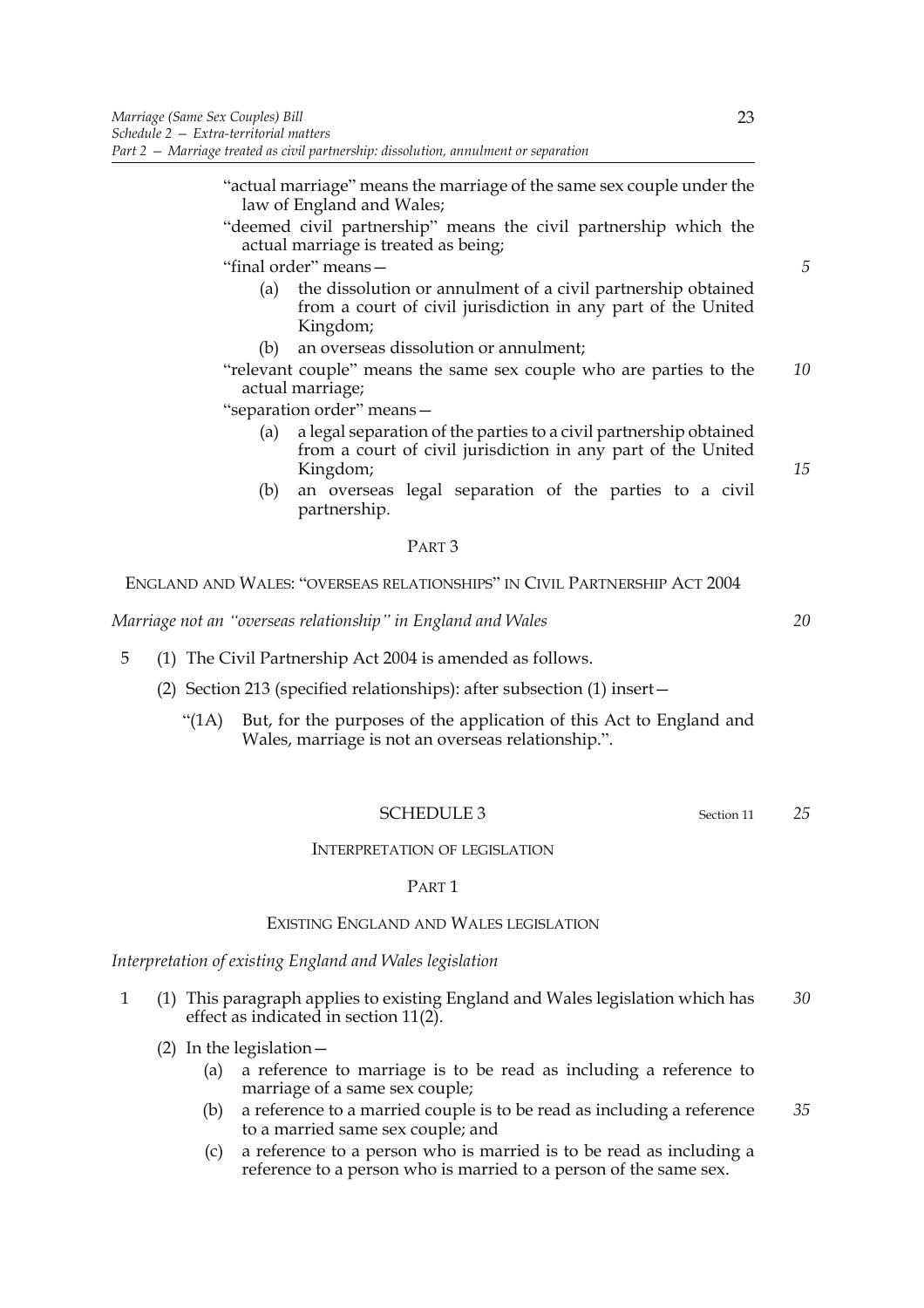"actual marriage" means the marriage of the same sex couple under the law of England and Wales;

"deemed civil partnership" means the civil partnership which the actual marriage is treated as being;

"final order" means—

(a) the dissolution or annulment of a civil partnership obtained from a court of civil jurisdiction in any part of the United Kingdom;

(b) an overseas dissolution or annulment;

"relevant couple" means the same sex couple who are parties to the actual marriage;

"separation order" means—

(a) a legal separation of the parties to a civil partnership obtained from a court of civil jurisdiction in any part of the United Kingdom;

(b) an overseas legal separation of the parties to a civil partnership.

## PART 3

### ENGLAND AND WALES: "OVERSEAS RELATIONSHIPS" IN CIVIL PARTNERSHIP ACT 2004

*Marriage not an "overseas relationship" in England and Wales*

5 (1) The Civil Partnership Act 2004 is amended as follows.

(2) Section 213 (specified relationships): after subsection (1) insert—

"(1A) But, for the purposes of the application of this Act to England and Wales, marriage is not an overseas relationship.".

## SCHEDULE 3

Section 11

### INTERPRETATION OF LEGISLATION

## PART 1

### EXISTING ENGLAND AND WALES LEGISLATION

*Interpretation of existing England and Wales legislation*

1 (1) This paragraph applies to existing England and Wales legislation which has effect as indicated in section 11(2).

(2) In the legislation—

(a) a reference to marriage is to be read as including a reference to marriage of a same sex couple;

(b) a reference to a married couple is to be read as including a reference to a married same sex couple; and

(c) a reference to a person who is married is to be read as including a reference to a person who is married to a person of the same sex.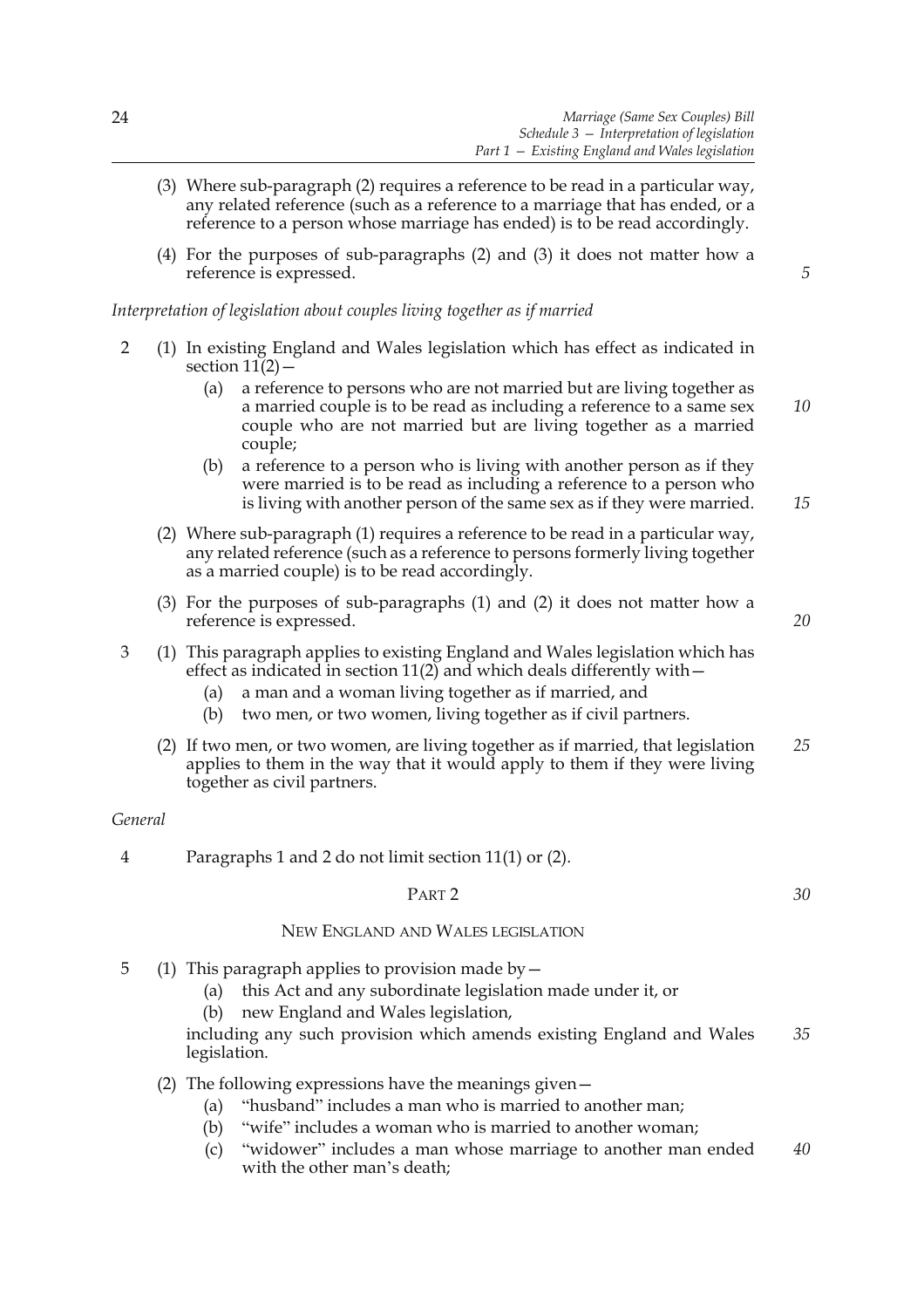(3) Where sub-paragraph (2) requires a reference to be read in a particular way, any related reference (such as a reference to a marriage that has ended, or a reference to a person whose marriage has ended) is to be read accordingly.

(4) For the purposes of sub-paragraphs (2) and (3) it does not matter how a reference is expressed.

*Interpretation of legislation about couples living together as if married*

2 (1) In existing England and Wales legislation which has effect as indicated in section 11(2)—

(a) a reference to persons who are not married but are living together as a married couple is to be read as including a reference to a same sex couple who are not married but are living together as a married couple;

(b) a reference to a person who is living with another person as if they were married is to be read as including a reference to a person who is living with another person of the same sex as if they were married.

(2) Where sub-paragraph (1) requires a reference to be read in a particular way, any related reference (such as a reference to persons formerly living together as a married couple) is to be read accordingly.

(3) For the purposes of sub-paragraphs (1) and (2) it does not matter how a reference is expressed.

3 (1) This paragraph applies to existing England and Wales legislation which has effect as indicated in section 11(2) and which deals differently with—

(a) a man and a woman living together as if married, and

(b) two men, or two women, living together as if civil partners.

(2) If two men, or two women, are living together as if married, that legislation applies to them in the way that it would apply to them if they were living together as civil partners.

*General*

4 Paragraphs 1 and 2 do not limit section 11(1) or (2).

PART 2

NEW ENGLAND AND WALES LEGISLATION

5 (1) This paragraph applies to provision made by—

(a) this Act and any subordinate legislation made under it, or

(b) new England and Wales legislation,

including any such provision which amends existing England and Wales legislation.

(2) The following expressions have the meanings given—

(a) "husband" includes a man who is married to another man;

(b) "wife" includes a woman who is married to another woman;

(c) "widower" includes a man whose marriage to another man ended with the other man's death;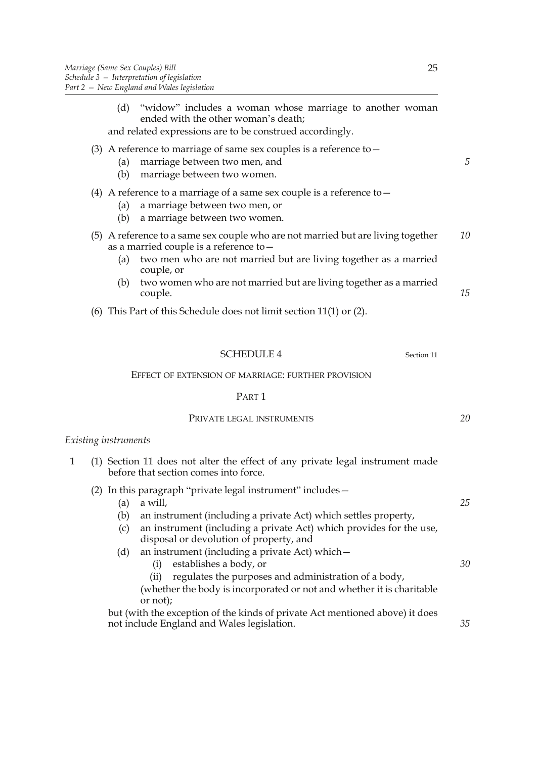(d) "widow" includes a woman whose marriage to another woman ended with the other woman's death;

and related expressions are to be construed accordingly.

(3) A reference to marriage of same sex couples is a reference to—

(a) marriage between two men, and

(b) marriage between two women.

(4) A reference to a marriage of a same sex couple is a reference to—

(a) a marriage between two men, or

(b) a marriage between two women.

(5) A reference to a same sex couple who are not married but are living together as a married couple is a reference to—

(a) two men who are not married but are living together as a married couple, or

(b) two women who are not married but are living together as a married couple.

(6) This Part of this Schedule does not limit section 11(1) or (2).

## SCHEDULE 4

Section 11

### EFFECT OF EXTENSION OF MARRIAGE: FURTHER PROVISION

#### PART 1

#### PRIVATE LEGAL INSTRUMENTS

*Existing instruments*

1 (1) Section 11 does not alter the effect of any private legal instrument made before that section comes into force.

(2) In this paragraph "private legal instrument" includes—

(a) a will,

(b) an instrument (including a private Act) which settles property,

(c) an instrument (including a private Act) which provides for the use, disposal or devolution of property, and

(d) an instrument (including a private Act) which—

(i) establishes a body, or

(ii) regulates the purposes and administration of a body,

(whether the body is incorporated or not and whether it is charitable or not);

but (with the exception of the kinds of private Act mentioned above) it does not include England and Wales legislation.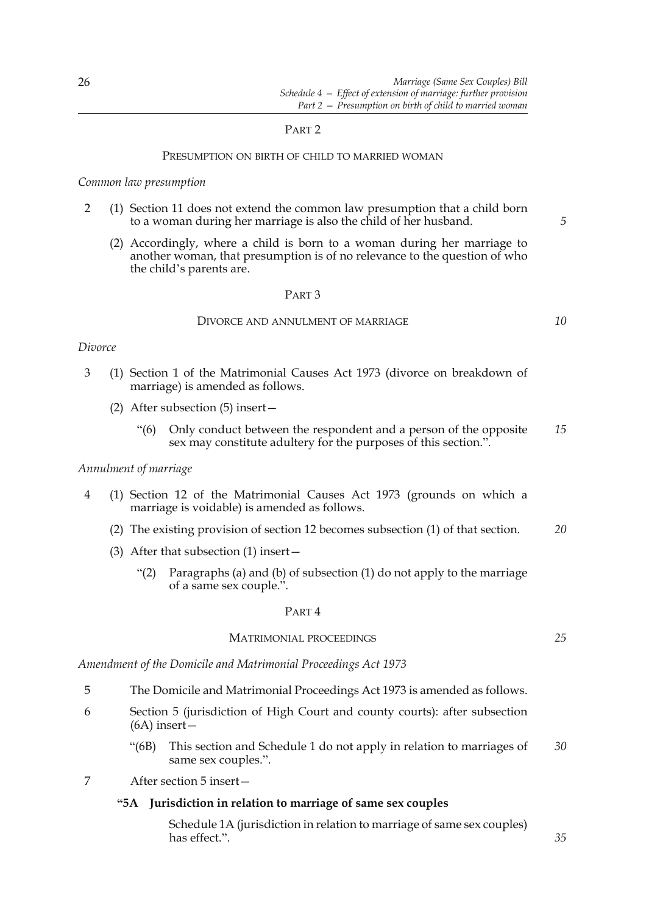## PART 2

### PRESUMPTION ON BIRTH OF CHILD TO MARRIED WOMAN

*Common law presumption*

2 (1) Section 11 does not extend the common law presumption that a child born to a woman during her marriage is also the child of her husband.

(2) Accordingly, where a child is born to a woman during her marriage to another woman, that presumption is of no relevance to the question of who the child's parents are.

## PART 3

### DIVORCE AND ANNULMENT OF MARRIAGE

*Divorce*

3 (1) Section 1 of the Matrimonial Causes Act 1973 (divorce on breakdown of marriage) is amended as follows.

(2) After subsection (5) insert—

"(6) Only conduct between the respondent and a person of the opposite sex may constitute adultery for the purposes of this section.".

*Annulment of marriage*

4 (1) Section 12 of the Matrimonial Causes Act 1973 (grounds on which a marriage is voidable) is amended as follows.

(2) The existing provision of section 12 becomes subsection (1) of that section.

(3) After that subsection (1) insert—

"(2) Paragraphs (a) and (b) of subsection (1) do not apply to the marriage of a same sex couple.".

## PART 4

### MATRIMONIAL PROCEEDINGS

*Amendment of the Domicile and Matrimonial Proceedings Act 1973*

5 The Domicile and Matrimonial Proceedings Act 1973 is amended as follows.

6 Section 5 (jurisdiction of High Court and county courts): after subsection (6A) insert—

"(6B) This section and Schedule 1 do not apply in relation to marriages of same sex couples.".

7 After section 5 insert—

**"5A Jurisdiction in relation to marriage of same sex couples**

Schedule 1A (jurisdiction in relation to marriage of same sex couples) has effect.".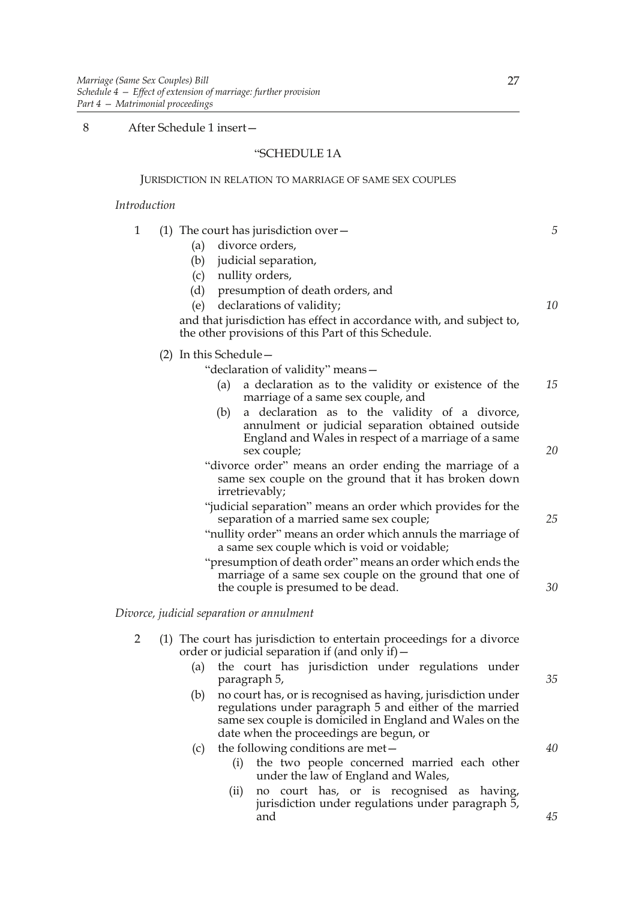8 After Schedule 1 insert—

"SCHEDULE 1A

JURISDICTION IN RELATION TO MARRIAGE OF SAME SEX COUPLES

*Introduction*

1 (1) The court has jurisdiction over—

(a) divorce orders,

(b) judicial separation,

(c) nullity orders,

(d) presumption of death orders, and

(e) declarations of validity;

and that jurisdiction has effect in accordance with, and subject to, the other provisions of this Part of this Schedule.

(2) In this Schedule—

"declaration of validity" means—

(a) a declaration as to the validity or existence of the marriage of a same sex couple, and

(b) a declaration as to the validity of a divorce, annulment or judicial separation obtained outside England and Wales in respect of a marriage of a same sex couple;

"divorce order" means an order ending the marriage of a same sex couple on the ground that it has broken down irretrievably;

"judicial separation" means an order which provides for the separation of a married same sex couple;

"nullity order" means an order which annuls the marriage of a same sex couple which is void or voidable;

"presumption of death order" means an order which ends the marriage of a same sex couple on the ground that one of the couple is presumed to be dead.

*Divorce, judicial separation or annulment*

2 (1) The court has jurisdiction to entertain proceedings for a divorce order or judicial separation if (and only if)—

(a) the court has jurisdiction under regulations under paragraph 5,

(b) no court has, or is recognised as having, jurisdiction under regulations under paragraph 5 and either of the married same sex couple is domiciled in England and Wales on the date when the proceedings are begun, or

(c) the following conditions are met—

(i) the two people concerned married each other under the law of England and Wales,

(ii) no court has, or is recognised as having, jurisdiction under regulations under paragraph 5, and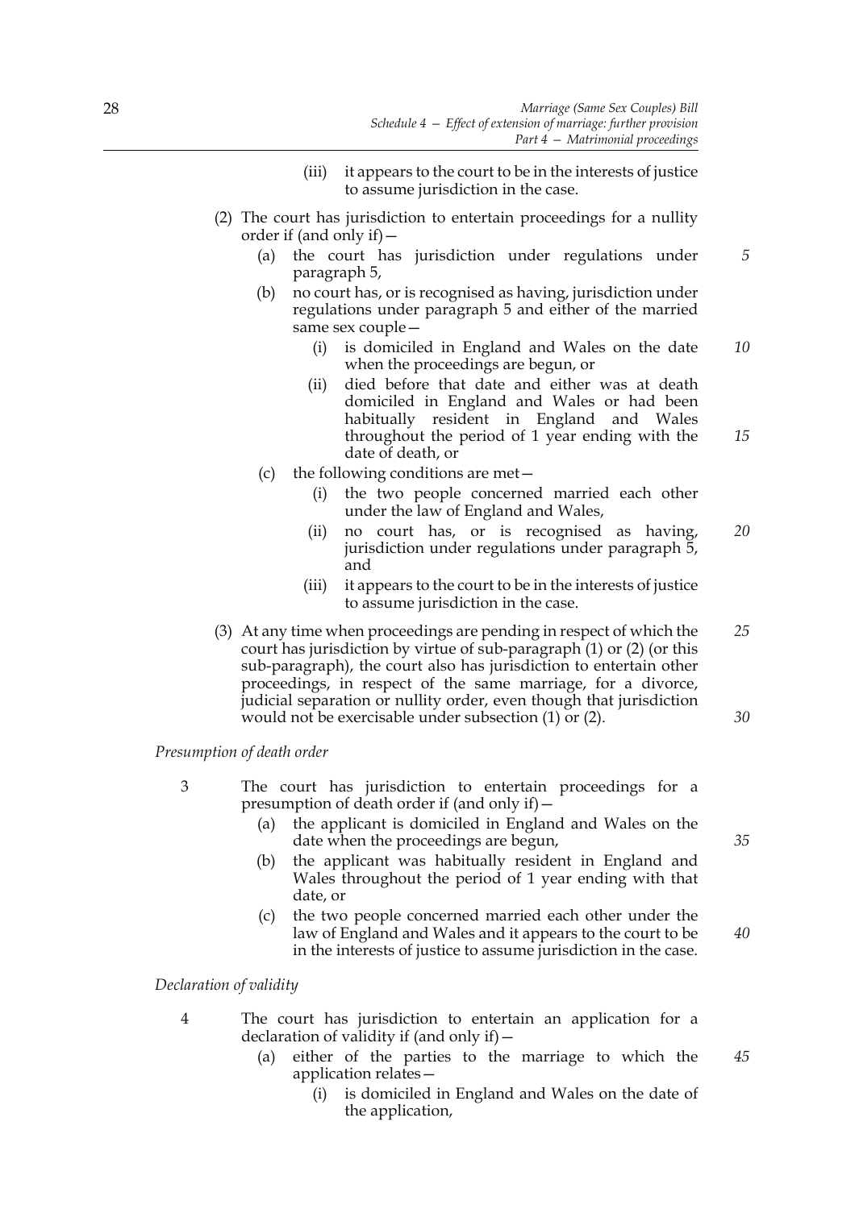(iii) it appears to the court to be in the interests of justice to assume jurisdiction in the case.

(2) The court has jurisdiction to entertain proceedings for a nullity order if (and only if)—

(a) the court has jurisdiction under regulations under paragraph 5,

(b) no court has, or is recognised as having, jurisdiction under regulations under paragraph 5 and either of the married same sex couple—

(i) is domiciled in England and Wales on the date when the proceedings are begun, or

(ii) died before that date and either was at death domiciled in England and Wales or had been habitually resident in England and Wales throughout the period of 1 year ending with the date of death, or

(c) the following conditions are met—

(i) the two people concerned married each other under the law of England and Wales,

(ii) no court has, or is recognised as having, jurisdiction under regulations under paragraph 5, and

(iii) it appears to the court to be in the interests of justice to assume jurisdiction in the case.

(3) At any time when proceedings are pending in respect of which the court has jurisdiction by virtue of sub-paragraph (1) or (2) (or this sub-paragraph), the court also has jurisdiction to entertain other proceedings, in respect of the same marriage, for a divorce, judicial separation or nullity order, even though that jurisdiction would not be exercisable under subsection (1) or (2).

*Presumption of death order*

3 The court has jurisdiction to entertain proceedings for a presumption of death order if (and only if)—

(a) the applicant is domiciled in England and Wales on the date when the proceedings are begun,

(b) the applicant was habitually resident in England and Wales throughout the period of 1 year ending with that date, or

(c) the two people concerned married each other under the law of England and Wales and it appears to the court to be in the interests of justice to assume jurisdiction in the case.

*Declaration of validity*

4 The court has jurisdiction to entertain an application for a declaration of validity if (and only if)—

(a) either of the parties to the marriage to which the application relates—

(i) is domiciled in England and Wales on the date of the application,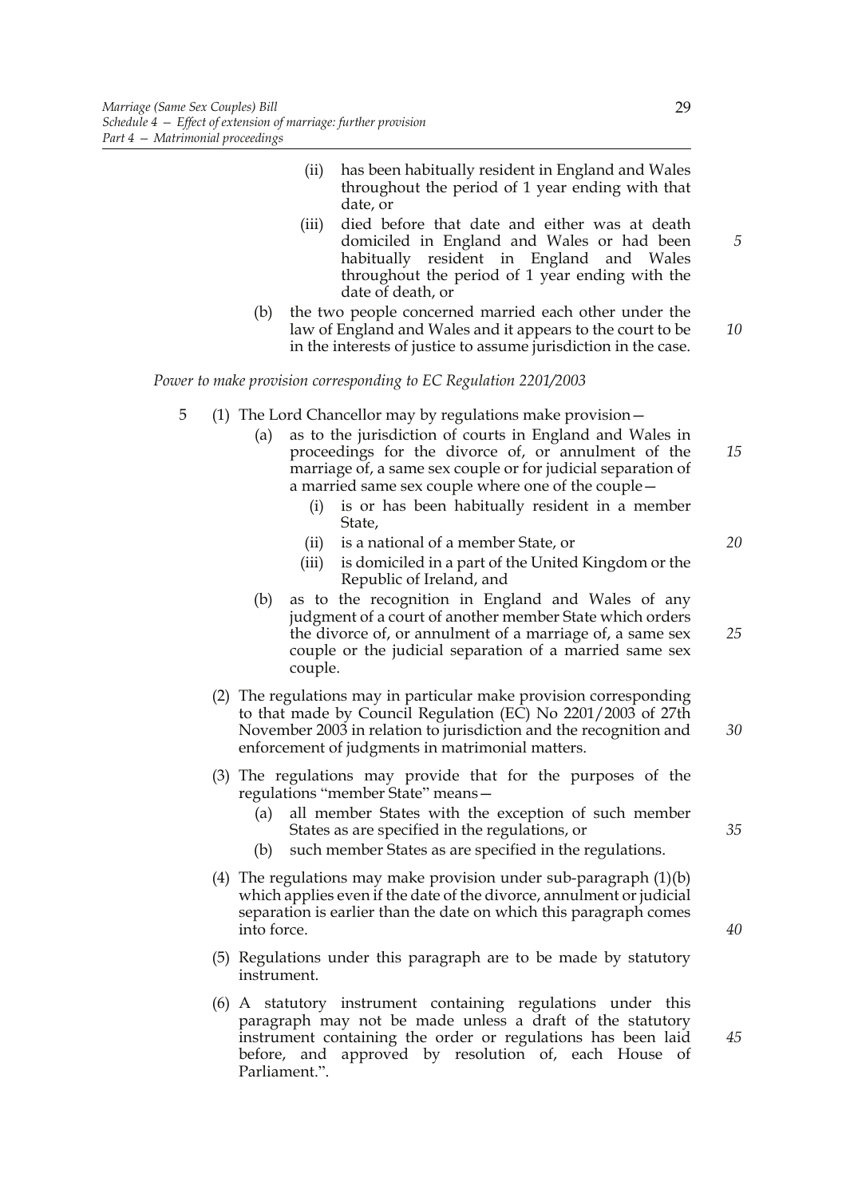(ii) has been habitually resident in England and Wales throughout the period of 1 year ending with that date, or

(iii) died before that date and either was at death domiciled in England and Wales or had been habitually resident in England and Wales throughout the period of 1 year ending with the date of death, or

(b) the two people concerned married each other under the law of England and Wales and it appears to the court to be in the interests of justice to assume jurisdiction in the case.

*Power to make provision corresponding to EC Regulation 2201/2003*

5 (1) The Lord Chancellor may by regulations make provision—

(a) as to the jurisdiction of courts in England and Wales in proceedings for the divorce of, or annulment of the marriage of, a same sex couple or for judicial separation of a married same sex couple where one of the couple—

(i) is or has been habitually resident in a member State,

(ii) is a national of a member State, or

(iii) is domiciled in a part of the United Kingdom or the Republic of Ireland, and

(b) as to the recognition in England and Wales of any judgment of a court of another member State which orders the divorce of, or annulment of a marriage of, a same sex couple or the judicial separation of a married same sex couple.

(2) The regulations may in particular make provision corresponding to that made by Council Regulation (EC) No 2201/2003 of 27th November 2003 in relation to jurisdiction and the recognition and enforcement of judgments in matrimonial matters.

(3) The regulations may provide that for the purposes of the regulations "member State" means—

(a) all member States with the exception of such member States as are specified in the regulations, or

(b) such member States as are specified in the regulations.

(4) The regulations may make provision under sub-paragraph (1)(b) which applies even if the date of the divorce, annulment or judicial separation is earlier than the date on which this paragraph comes into force.

(5) Regulations under this paragraph are to be made by statutory instrument.

(6) A statutory instrument containing regulations under this paragraph may not be made unless a draft of the statutory instrument containing the order or regulations has been laid before, and approved by resolution of, each House of Parliament.".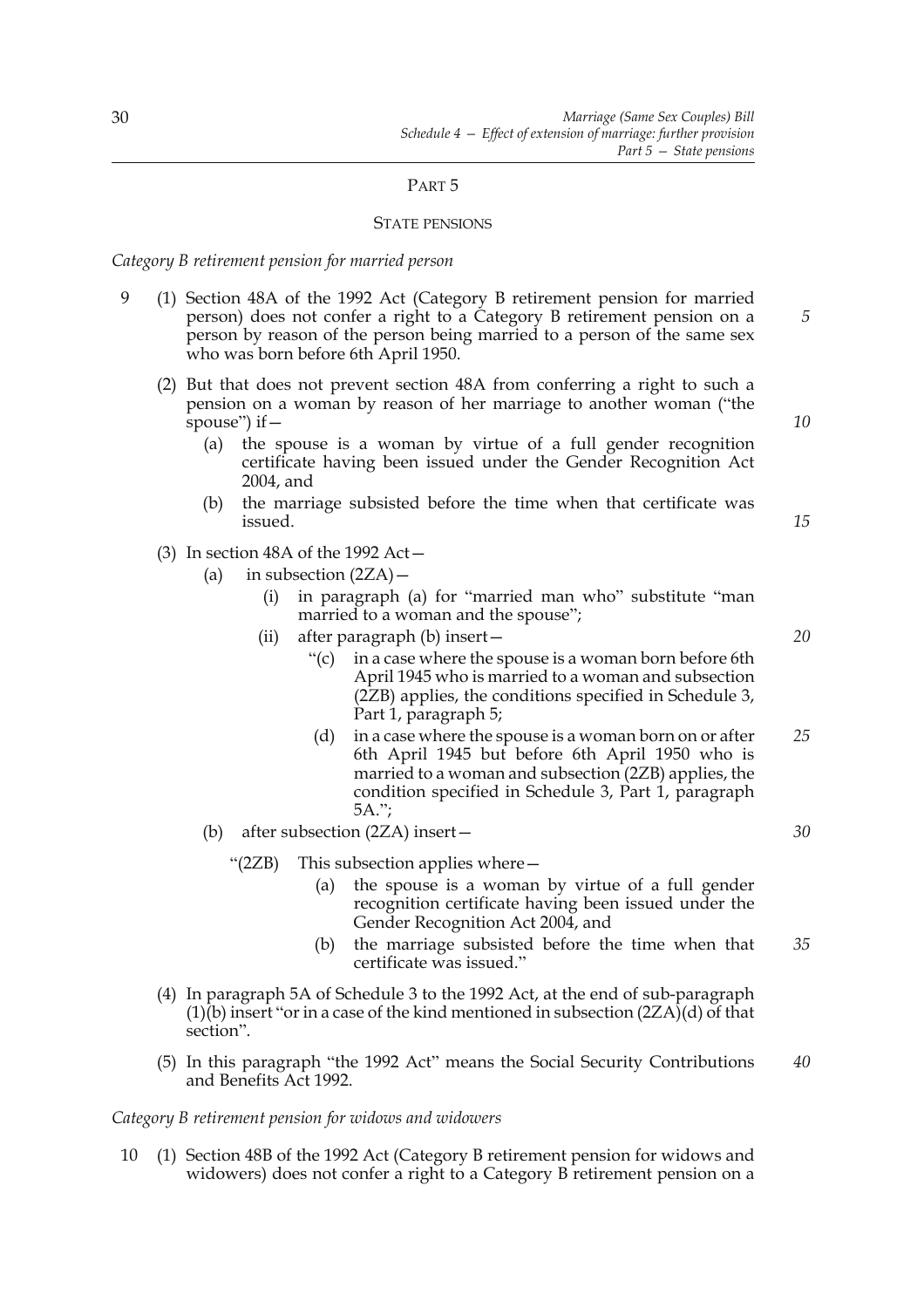PART 5

STATE PENSIONS

*Category B retirement pension for married person*

9 (1) Section 48A of the 1992 Act (Category B retirement pension for married person) does not confer a right to a Category B retirement pension on a person by reason of the person being married to a person of the same sex who was born before 6th April 1950.

(2) But that does not prevent section 48A from conferring a right to such a pension on a woman by reason of her marriage to another woman ("the spouse") if—

(a) the spouse is a woman by virtue of a full gender recognition certificate having been issued under the Gender Recognition Act 2004, and

(b) the marriage subsisted before the time when that certificate was issued.

(3) In section 48A of the 1992 Act—

(a) in subsection (2ZA)—

(i) in paragraph (a) for "married man who" substitute "man married to a woman and the spouse";

(ii) after paragraph (b) insert—

"(c) in a case where the spouse is a woman born before 6th April 1945 who is married to a woman and subsection (2ZB) applies, the conditions specified in Schedule 3, Part 1, paragraph 5;

(d) in a case where the spouse is a woman born on or after 6th April 1945 but before 6th April 1950 who is married to a woman and subsection (2ZB) applies, the condition specified in Schedule 3, Part 1, paragraph 5A.";

(b) after subsection (2ZA) insert—

"(2ZB) This subsection applies where—

(a) the spouse is a woman by virtue of a full gender recognition certificate having been issued under the Gender Recognition Act 2004, and

(b) the marriage subsisted before the time when that certificate was issued."

(4) In paragraph 5A of Schedule 3 to the 1992 Act, at the end of sub-paragraph (1)(b) insert "or in a case of the kind mentioned in subsection (2ZA)(d) of that section".

(5) In this paragraph "the 1992 Act" means the Social Security Contributions and Benefits Act 1992.

*Category B retirement pension for widows and widowers*

10 (1) Section 48B of the 1992 Act (Category B retirement pension for widows and widowers) does not confer a right to a Category B retirement pension on a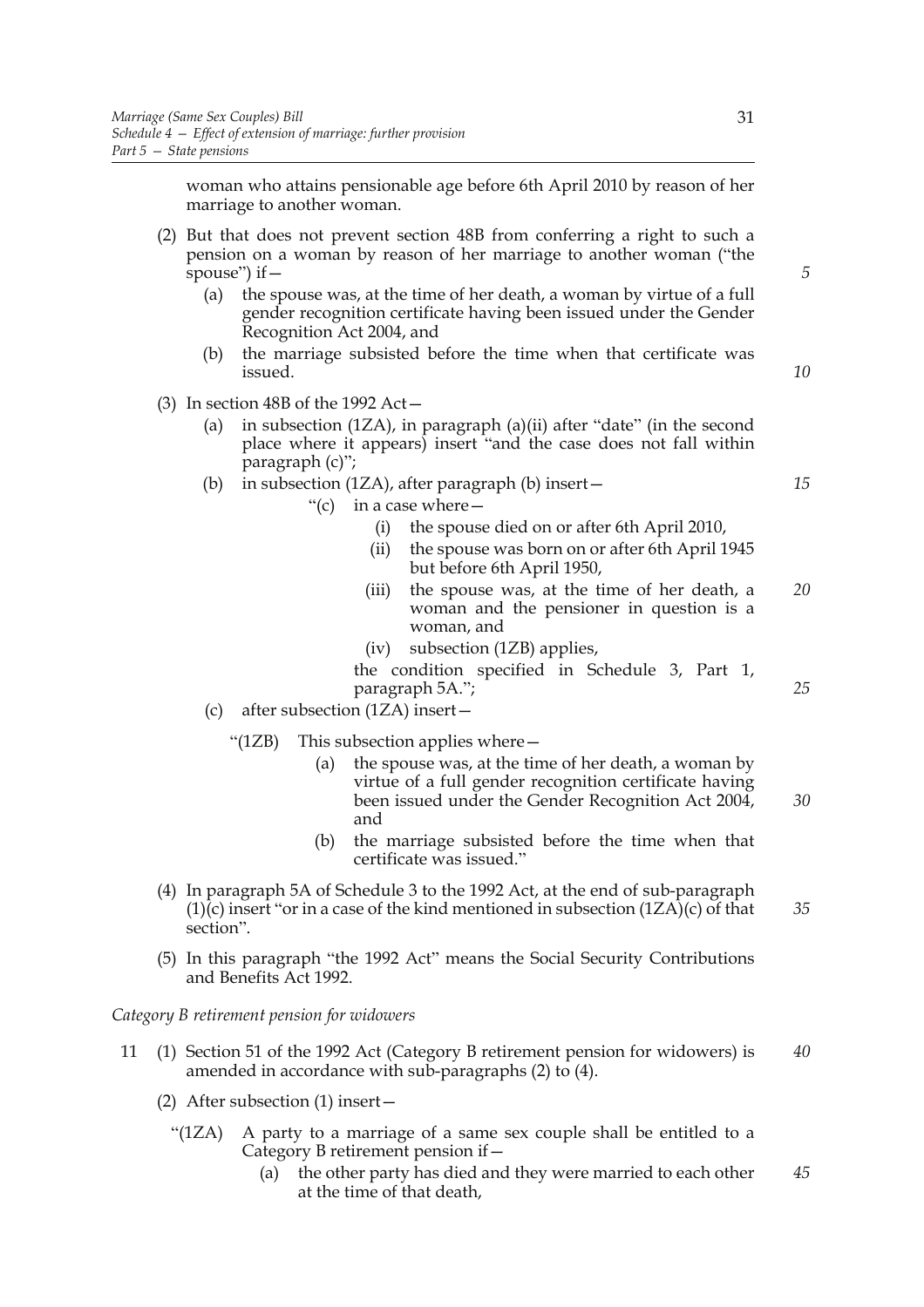woman who attains pensionable age before 6th April 2010 by reason of her marriage to another woman.

(2) But that does not prevent section 48B from conferring a right to such a pension on a woman by reason of her marriage to another woman ("the spouse") if—

   (a) the spouse was, at the time of her death, a woman by virtue of a full gender recognition certificate having been issued under the Gender Recognition Act 2004, and

   (b) the marriage subsisted before the time when that certificate was issued.

(3) In section 48B of the 1992 Act—

   (a) in subsection (1ZA), in paragraph (a)(ii) after "date" (in the second place where it appears) insert "and the case does not fall within paragraph (c)";

   (b) in subsection (1ZA), after paragraph (b) insert—

      "(c) in a case where—

         (i) the spouse died on or after 6th April 2010,

         (ii) the spouse was born on or after 6th April 1945 but before 6th April 1950,

         (iii) the spouse was, at the time of her death, a woman and the pensioner in question is a woman, and

         (iv) subsection (1ZB) applies,

      the condition specified in Schedule 3, Part 1, paragraph 5A.";

   (c) after subsection (1ZA) insert—

      "(1ZB) This subsection applies where—

         (a) the spouse was, at the time of her death, a woman by virtue of a full gender recognition certificate having been issued under the Gender Recognition Act 2004, and

         (b) the marriage subsisted before the time when that certificate was issued."

(4) In paragraph 5A of Schedule 3 to the 1992 Act, at the end of sub-paragraph (1)(c) insert "or in a case of the kind mentioned in subsection (1ZA)(c) of that section".

(5) In this paragraph "the 1992 Act" means the Social Security Contributions and Benefits Act 1992.

*Category B retirement pension for widowers*

11 (1) Section 51 of the 1992 Act (Category B retirement pension for widowers) is amended in accordance with sub-paragraphs (2) to (4).

(2) After subsection (1) insert—

   "(1ZA) A party to a marriage of a same sex couple shall be entitled to a Category B retirement pension if—

      (a) the other party has died and they were married to each other at the time of that death,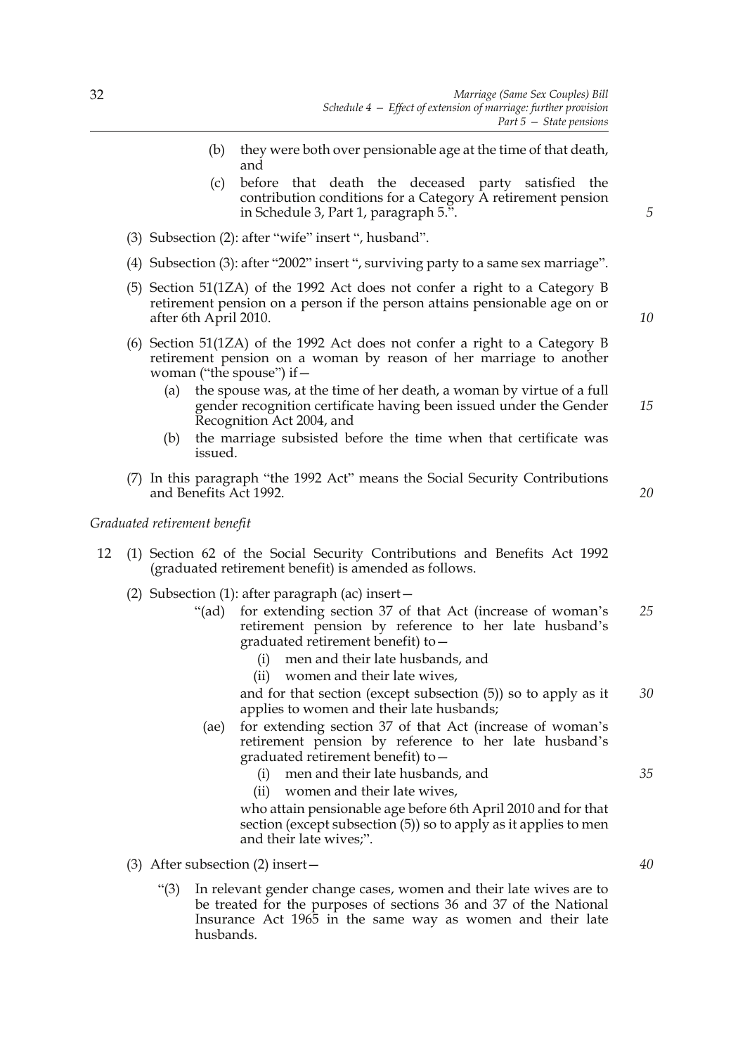(b) they were both over pensionable age at the time of that death, and

(c) before that death the deceased party satisfied the contribution conditions for a Category A retirement pension in Schedule 3, Part 1, paragraph 5.".

(3) Subsection (2): after "wife" insert ", husband".

(4) Subsection (3): after "2002" insert ", surviving party to a same sex marriage".

(5) Section 51(1ZA) of the 1992 Act does not confer a right to a Category B retirement pension on a person if the person attains pensionable age on or after 6th April 2010.

(6) Section 51(1ZA) of the 1992 Act does not confer a right to a Category B retirement pension on a woman by reason of her marriage to another woman ("the spouse") if—

(a) the spouse was, at the time of her death, a woman by virtue of a full gender recognition certificate having been issued under the Gender Recognition Act 2004, and

(b) the marriage subsisted before the time when that certificate was issued.

(7) In this paragraph "the 1992 Act" means the Social Security Contributions and Benefits Act 1992.

*Graduated retirement benefit*

12 (1) Section 62 of the Social Security Contributions and Benefits Act 1992 (graduated retirement benefit) is amended as follows.

(2) Subsection (1): after paragraph (ac) insert—

"(ad) for extending section 37 of that Act (increase of woman's retirement pension by reference to her late husband's graduated retirement benefit) to—

(i) men and their late husbands, and

(ii) women and their late wives,

and for that section (except subsection (5)) so to apply as it applies to women and their late husbands;

(ae) for extending section 37 of that Act (increase of woman's retirement pension by reference to her late husband's graduated retirement benefit) to—

(i) men and their late husbands, and

(ii) women and their late wives,

who attain pensionable age before 6th April 2010 and for that section (except subsection (5)) so to apply as it applies to men and their late wives;".

(3) After subsection (2) insert—

"(3) In relevant gender change cases, women and their late wives are to be treated for the purposes of sections 36 and 37 of the National Insurance Act 1965 in the same way as women and their late husbands.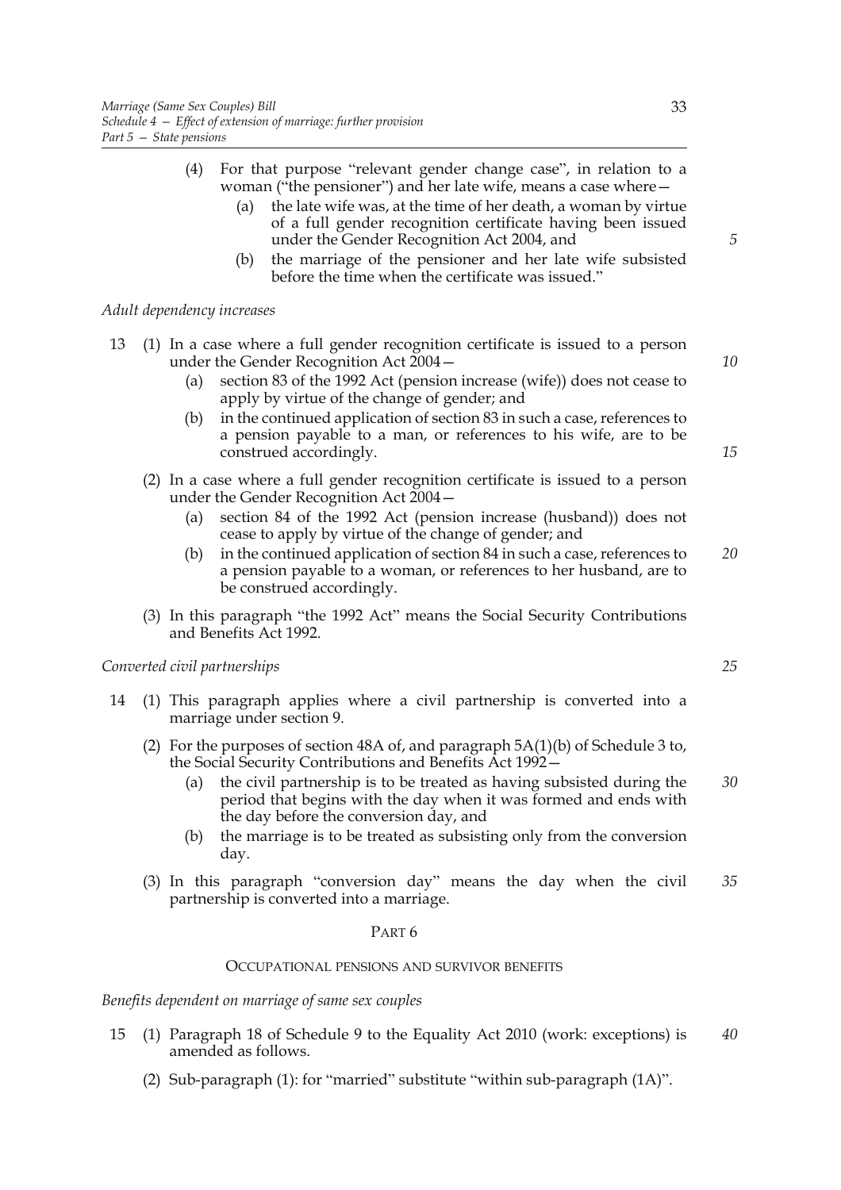(4) For that purpose "relevant gender change case", in relation to a woman ("the pensioner") and her late wife, means a case where—

(a) the late wife was, at the time of her death, a woman by virtue of a full gender recognition certificate having been issued under the Gender Recognition Act 2004, and

(b) the marriage of the pensioner and her late wife subsisted before the time when the certificate was issued."

*Adult dependency increases*

13 (1) In a case where a full gender recognition certificate is issued to a person under the Gender Recognition Act 2004—

(a) section 83 of the 1992 Act (pension increase (wife)) does not cease to apply by virtue of the change of gender; and

(b) in the continued application of section 83 in such a case, references to a pension payable to a man, or references to his wife, are to be construed accordingly.

(2) In a case where a full gender recognition certificate is issued to a person under the Gender Recognition Act 2004—

(a) section 84 of the 1992 Act (pension increase (husband)) does not cease to apply by virtue of the change of gender; and

(b) in the continued application of section 84 in such a case, references to a pension payable to a woman, or references to her husband, are to be construed accordingly.

(3) In this paragraph "the 1992 Act" means the Social Security Contributions and Benefits Act 1992.

*Converted civil partnerships*

14 (1) This paragraph applies where a civil partnership is converted into a marriage under section 9.

(2) For the purposes of section 48A of, and paragraph 5A(1)(b) of Schedule 3 to, the Social Security Contributions and Benefits Act 1992—

(a) the civil partnership is to be treated as having subsisted during the period that begins with the day when it was formed and ends with the day before the conversion day, and

(b) the marriage is to be treated as subsisting only from the conversion day.

(3) In this paragraph "conversion day" means the day when the civil partnership is converted into a marriage.

## PART 6

### OCCUPATIONAL PENSIONS AND SURVIVOR BENEFITS

*Benefits dependent on marriage of same sex couples*

15 (1) Paragraph 18 of Schedule 9 to the Equality Act 2010 (work: exceptions) is amended as follows.

(2) Sub-paragraph (1): for "married" substitute "within sub-paragraph (1A)".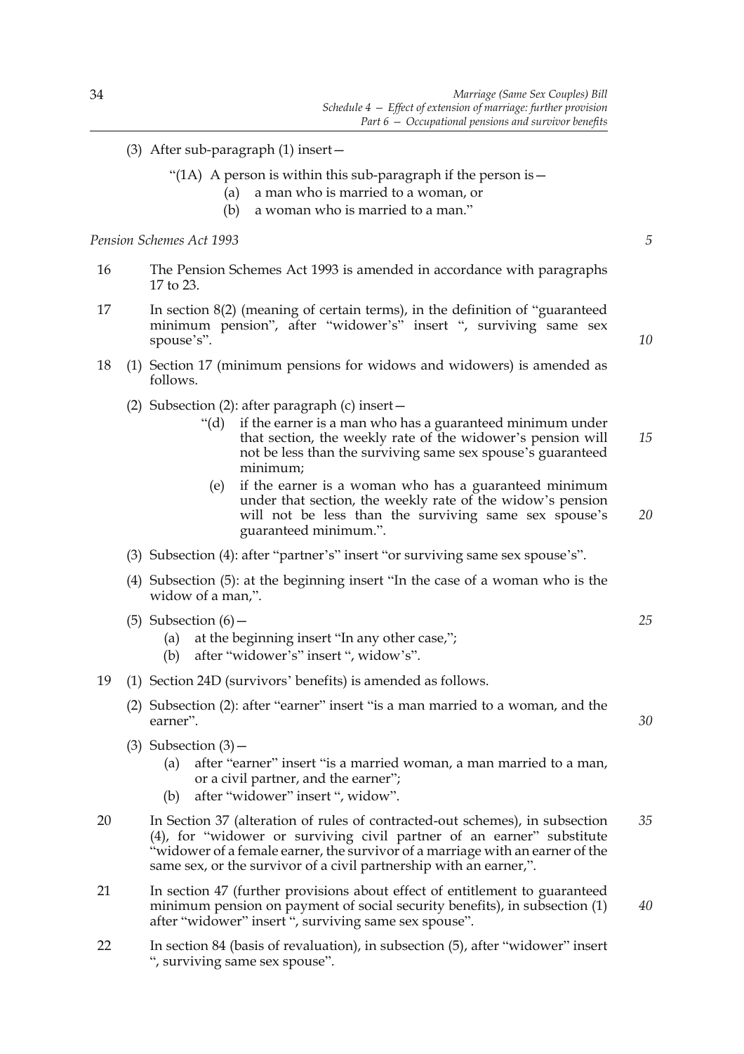(3) After sub-paragraph (1) insert—

"(1A) A person is within this sub-paragraph if the person is—

(a) a man who is married to a woman, or

(b) a woman who is married to a man."

*Pension Schemes Act 1993*

16 The Pension Schemes Act 1993 is amended in accordance with paragraphs 17 to 23.

17 In section 8(2) (meaning of certain terms), in the definition of "guaranteed minimum pension", after "widower's" insert ", surviving same sex spouse's".

18 (1) Section 17 (minimum pensions for widows and widowers) is amended as follows.

(2) Subsection (2): after paragraph (c) insert—

"(d) if the earner is a man who has a guaranteed minimum under that section, the weekly rate of the widower's pension will not be less than the surviving same sex spouse's guaranteed minimum;

(e) if the earner is a woman who has a guaranteed minimum under that section, the weekly rate of the widow's pension will not be less than the surviving same sex spouse's guaranteed minimum.".

(3) Subsection (4): after "partner's" insert "or surviving same sex spouse's".

(4) Subsection (5): at the beginning insert "In the case of a woman who is the widow of a man,".

(5) Subsection (6)—

(a) at the beginning insert "In any other case,";

(b) after "widower's" insert ", widow's".

19 (1) Section 24D (survivors' benefits) is amended as follows.

(2) Subsection (2): after "earner" insert "is a man married to a woman, and the earner".

(3) Subsection (3)—

(a) after "earner" insert "is a married woman, a man married to a man, or a civil partner, and the earner";

(b) after "widower" insert ", widow".

20 In Section 37 (alteration of rules of contracted-out schemes), in subsection (4), for "widower or surviving civil partner of an earner" substitute "widower of a female earner, the survivor of a marriage with an earner of the same sex, or the survivor of a civil partnership with an earner,".

21 In section 47 (further provisions about effect of entitlement to guaranteed minimum pension on payment of social security benefits), in subsection (1) after "widower" insert ", surviving same sex spouse".

22 In section 84 (basis of revaluation), in subsection (5), after "widower" insert ", surviving same sex spouse".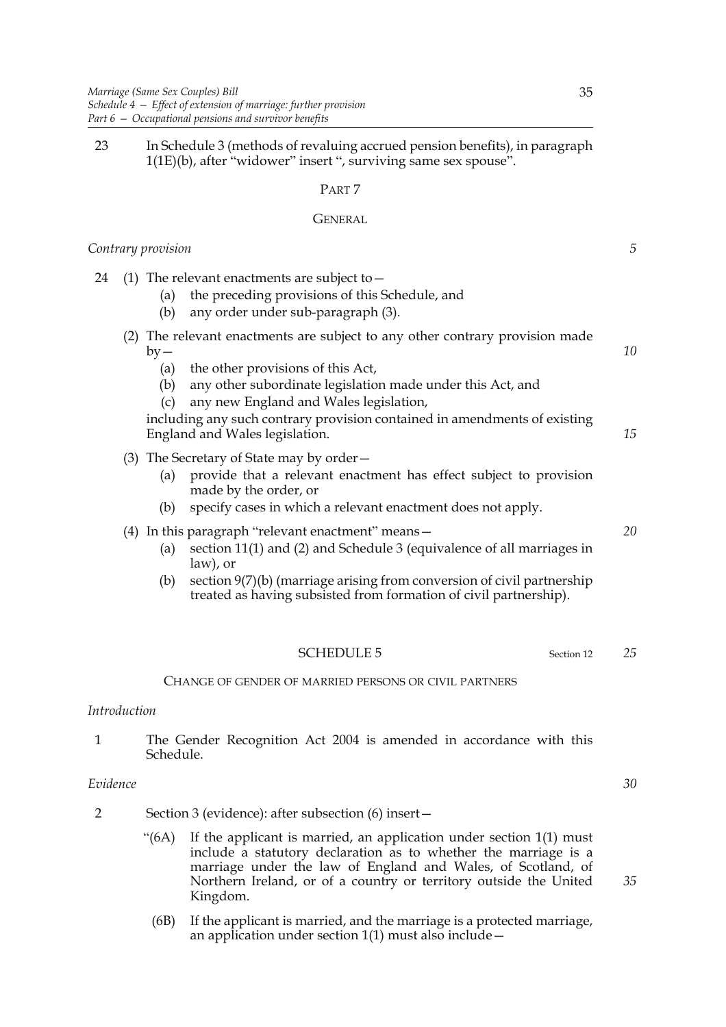23 In Schedule 3 (methods of revaluing accrued pension benefits), in paragraph 1(1E)(b), after "widower" insert ", surviving same sex spouse".

## PART 7

## GENERAL

*Contrary provision*

24 (1) The relevant enactments are subject to—

(a) the preceding provisions of this Schedule, and

(b) any order under sub-paragraph (3).

(2) The relevant enactments are subject to any other contrary provision made by—

(a) the other provisions of this Act,

(b) any other subordinate legislation made under this Act, and

(c) any new England and Wales legislation,

including any such contrary provision contained in amendments of existing England and Wales legislation.

(3) The Secretary of State may by order—

(a) provide that a relevant enactment has effect subject to provision made by the order, or

(b) specify cases in which a relevant enactment does not apply.

(4) In this paragraph "relevant enactment" means—

(a) section 11(1) and (2) and Schedule 3 (equivalence of all marriages in law), or

(b) section 9(7)(b) (marriage arising from conversion of civil partnership treated as having subsisted from formation of civil partnership).

## SCHEDULE 5

Section 12

## CHANGE OF GENDER OF MARRIED PERSONS OR CIVIL PARTNERS

*Introduction*

1 The Gender Recognition Act 2004 is amended in accordance with this Schedule.

*Evidence*

2 Section 3 (evidence): after subsection (6) insert—

"(6A) If the applicant is married, an application under section 1(1) must include a statutory declaration as to whether the marriage is a marriage under the law of England and Wales, of Scotland, of Northern Ireland, or of a country or territory outside the United Kingdom.

(6B) If the applicant is married, and the marriage is a protected marriage, an application under section 1(1) must also include—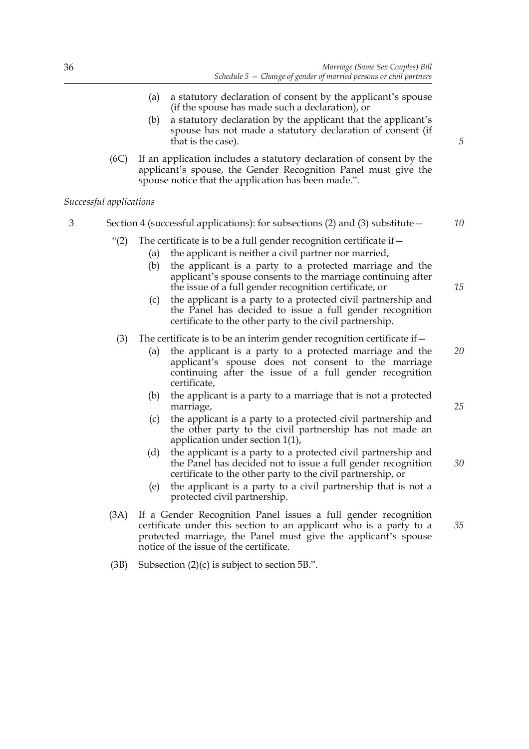(a) a statutory declaration of consent by the applicant's spouse (if the spouse has made such a declaration), or

(b) a statutory declaration by the applicant that the applicant's spouse has not made a statutory declaration of consent (if that is the case).

(6C) If an application includes a statutory declaration of consent by the applicant's spouse, the Gender Recognition Panel must give the spouse notice that the application has been made.".

*Successful applications*

3 Section 4 (successful applications): for subsections (2) and (3) substitute—

"(2) The certificate is to be a full gender recognition certificate if—

(a) the applicant is neither a civil partner nor married,

(b) the applicant is a party to a protected marriage and the applicant's spouse consents to the marriage continuing after the issue of a full gender recognition certificate, or

(c) the applicant is a party to a protected civil partnership and the Panel has decided to issue a full gender recognition certificate to the other party to the civil partnership.

(3) The certificate is to be an interim gender recognition certificate if—

(a) the applicant is a party to a protected marriage and the applicant's spouse does not consent to the marriage continuing after the issue of a full gender recognition certificate,

(b) the applicant is a party to a marriage that is not a protected marriage,

(c) the applicant is a party to a protected civil partnership and the other party to the civil partnership has not made an application under section 1(1),

(d) the applicant is a party to a protected civil partnership and the Panel has decided not to issue a full gender recognition certificate to the other party to the civil partnership, or

(e) the applicant is a party to a civil partnership that is not a protected civil partnership.

(3A) If a Gender Recognition Panel issues a full gender recognition certificate under this section to an applicant who is a party to a protected marriage, the Panel must give the applicant's spouse notice of the issue of the certificate.

(3B) Subsection (2)(c) is subject to section 5B.".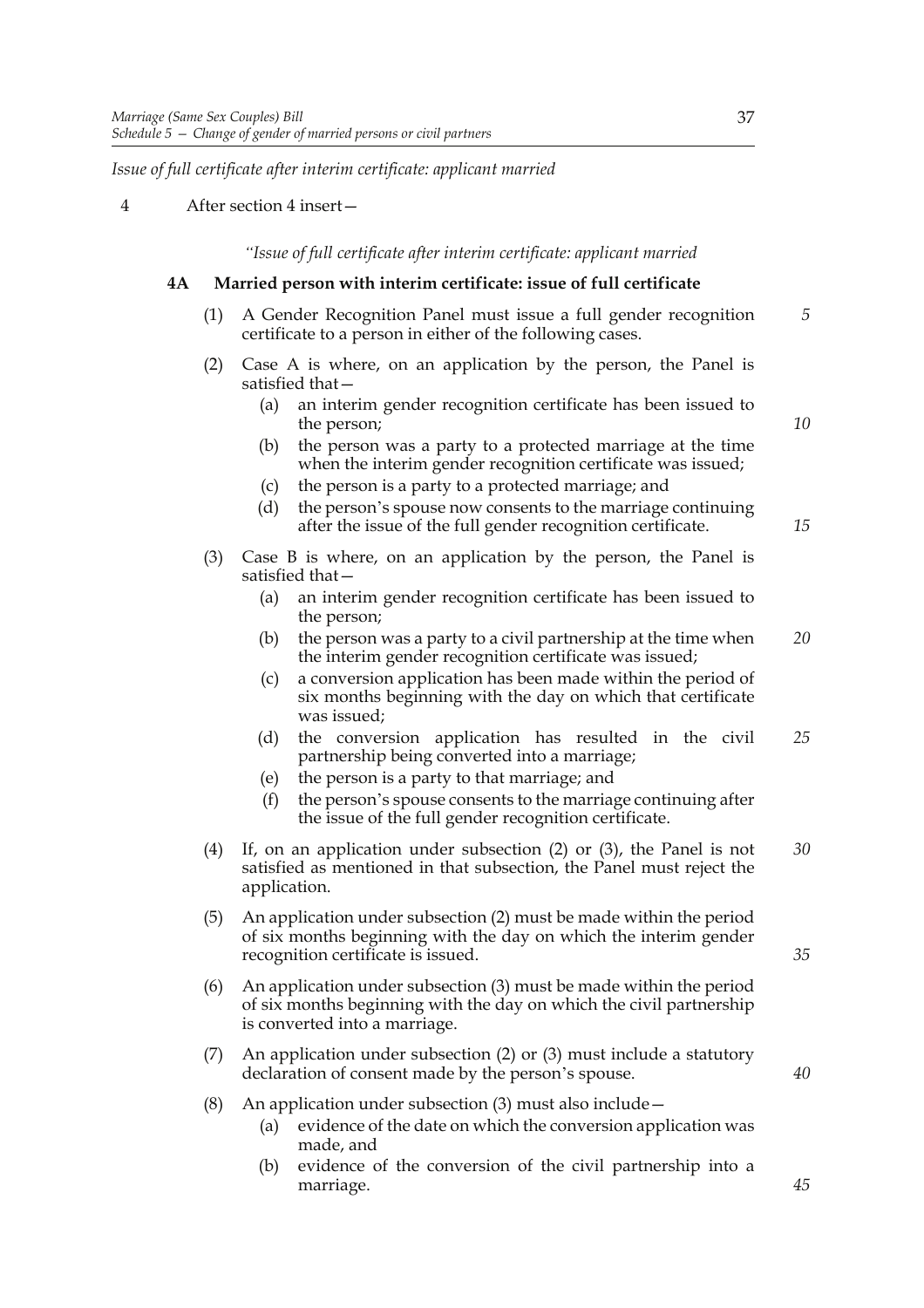*Issue of full certificate after interim certificate: applicant married*

4 After section 4 insert—

*"Issue of full certificate after interim certificate: applicant married*

**4A Married person with interim certificate: issue of full certificate**

(1) A Gender Recognition Panel must issue a full gender recognition certificate to a person in either of the following cases.

(2) Case A is where, on an application by the person, the Panel is satisfied that—

- (a) an interim gender recognition certificate has been issued to the person;
- (b) the person was a party to a protected marriage at the time when the interim gender recognition certificate was issued;
- (c) the person is a party to a protected marriage; and
- (d) the person's spouse now consents to the marriage continuing after the issue of the full gender recognition certificate.

(3) Case B is where, on an application by the person, the Panel is satisfied that—

- (a) an interim gender recognition certificate has been issued to the person;
- (b) the person was a party to a civil partnership at the time when the interim gender recognition certificate was issued;
- (c) a conversion application has been made within the period of six months beginning with the day on which that certificate was issued;
- (d) the conversion application has resulted in the civil partnership being converted into a marriage;
- (e) the person is a party to that marriage; and
- (f) the person's spouse consents to the marriage continuing after the issue of the full gender recognition certificate.

(4) If, on an application under subsection (2) or (3), the Panel is not satisfied as mentioned in that subsection, the Panel must reject the application.

(5) An application under subsection (2) must be made within the period of six months beginning with the day on which the interim gender recognition certificate is issued.

(6) An application under subsection (3) must be made within the period of six months beginning with the day on which the civil partnership is converted into a marriage.

(7) An application under subsection (2) or (3) must include a statutory declaration of consent made by the person's spouse.

(8) An application under subsection (3) must also include—

- (a) evidence of the date on which the conversion application was made, and
- (b) evidence of the conversion of the civil partnership into a marriage.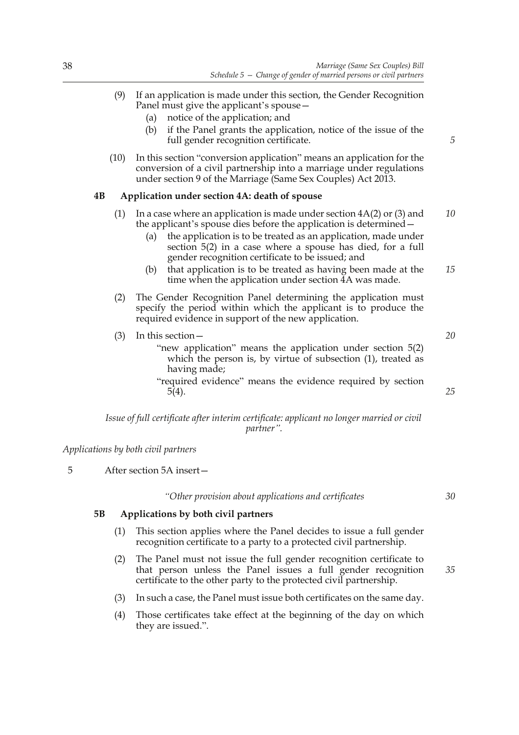(9) If an application is made under this section, the Gender Recognition Panel must give the applicant's spouse—

   (a) notice of the application; and

   (b) if the Panel grants the application, notice of the issue of the full gender recognition certificate.

(10) In this section "conversion application" means an application for the conversion of a civil partnership into a marriage under regulations under section 9 of the Marriage (Same Sex Couples) Act 2013.

**4B Application under section 4A: death of spouse**

(1) In a case where an application is made under section 4A(2) or (3) and the applicant's spouse dies before the application is determined—

   (a) the application is to be treated as an application, made under section 5(2) in a case where a spouse has died, for a full gender recognition certificate to be issued; and

   (b) that application is to be treated as having been made at the time when the application under section 4A was made.

(2) The Gender Recognition Panel determining the application must specify the period within which the applicant is to produce the required evidence in support of the new application.

(3) In this section—

"new application" means the application under section 5(2) which the person is, by virtue of subsection (1), treated as having made;

"required evidence" means the evidence required by section 5(4).

*Issue of full certificate after interim certificate: applicant no longer married or civil partner".*

*Applications by both civil partners*

5 After section 5A insert—

*"Other provision about applications and certificates*

**5B Applications by both civil partners**

(1) This section applies where the Panel decides to issue a full gender recognition certificate to a party to a protected civil partnership.

(2) The Panel must not issue the full gender recognition certificate to that person unless the Panel issues a full gender recognition certificate to the other party to the protected civil partnership.

(3) In such a case, the Panel must issue both certificates on the same day.

(4) Those certificates take effect at the beginning of the day on which they are issued.".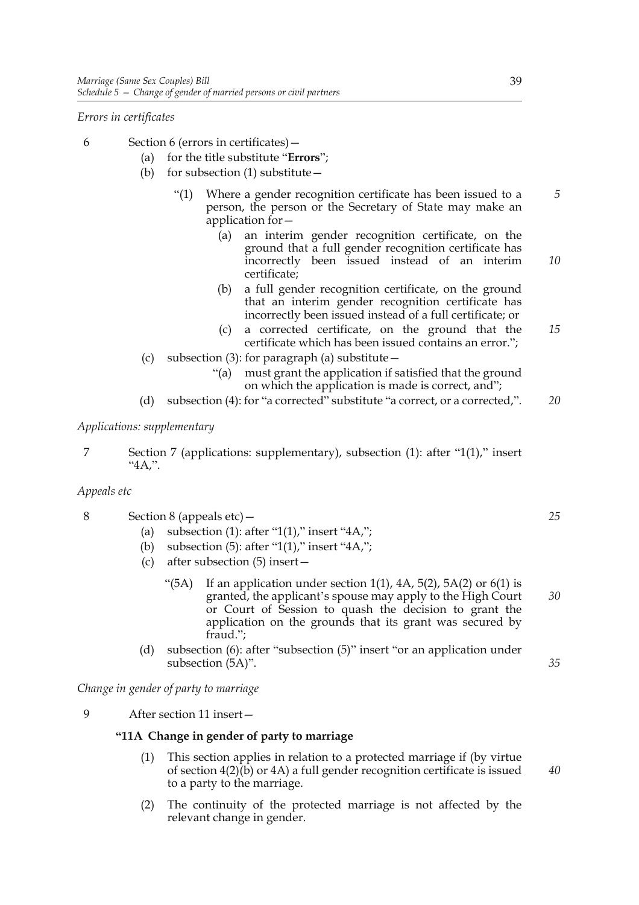*Errors in certificates*

6 Section 6 (errors in certificates)—

(a) for the title substitute "**Errors**";

(b) for subsection (1) substitute—

"(1) Where a gender recognition certificate has been issued to a person, the person or the Secretary of State may make an application for—

(a) an interim gender recognition certificate, on the ground that a full gender recognition certificate has incorrectly been issued instead of an interim certificate;

(b) a full gender recognition certificate, on the ground that an interim gender recognition certificate has incorrectly been issued instead of a full certificate; or

(c) a corrected certificate, on the ground that the certificate which has been issued contains an error.";

(c) subsection (3): for paragraph (a) substitute—

"(a) must grant the application if satisfied that the ground on which the application is made is correct, and";

(d) subsection (4): for "a corrected" substitute "a correct, or a corrected,".

*Applications: supplementary*

7 Section 7 (applications: supplementary), subsection (1): after "1(1)," insert "4A,".

*Appeals etc*

8 Section 8 (appeals etc)—

(a) subsection (1): after "1(1)," insert "4A,";

(b) subsection (5): after "1(1)," insert "4A,";

(c) after subsection (5) insert—

"(5A) If an application under section 1(1), 4A, 5(2), 5A(2) or 6(1) is granted, the applicant's spouse may apply to the High Court or Court of Session to quash the decision to grant the application on the grounds that its grant was secured by fraud.";

(d) subsection (6): after "subsection (5)" insert "or an application under subsection (5A)".

*Change in gender of party to marriage*

9 After section 11 insert—

**"11A Change in gender of party to marriage**

(1) This section applies in relation to a protected marriage if (by virtue of section 4(2)(b) or 4A) a full gender recognition certificate is issued to a party to the marriage.

(2) The continuity of the protected marriage is not affected by the relevant change in gender.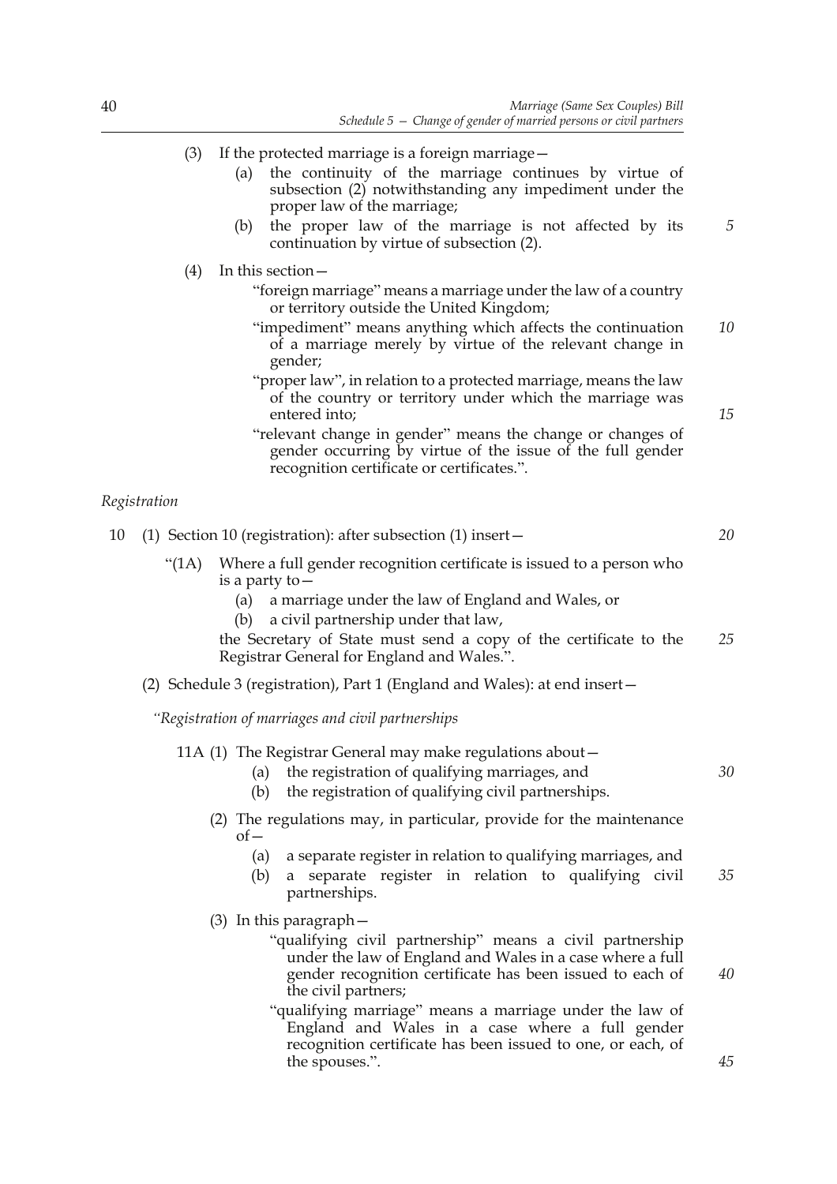(3) If the protected marriage is a foreign marriage—

(a) the continuity of the marriage continues by virtue of subsection (2) notwithstanding any impediment under the proper law of the marriage;

(b) the proper law of the marriage is not affected by its continuation by virtue of subsection (2).

(4) In this section—

"foreign marriage" means a marriage under the law of a country or territory outside the United Kingdom;

"impediment" means anything which affects the continuation of a marriage merely by virtue of the relevant change in gender;

"proper law", in relation to a protected marriage, means the law of the country or territory under which the marriage was entered into;

"relevant change in gender" means the change or changes of gender occurring by virtue of the issue of the full gender recognition certificate or certificates.".

*Registration*

10 (1) Section 10 (registration): after subsection (1) insert—

"(1A) Where a full gender recognition certificate is issued to a person who is a party to—

(a) a marriage under the law of England and Wales, or

(b) a civil partnership under that law,

the Secretary of State must send a copy of the certificate to the Registrar General for England and Wales.".

(2) Schedule 3 (registration), Part 1 (England and Wales): at end insert—

*"Registration of marriages and civil partnerships*

11A (1) The Registrar General may make regulations about—

(a) the registration of qualifying marriages, and

(b) the registration of qualifying civil partnerships.

(2) The regulations may, in particular, provide for the maintenance of—

(a) a separate register in relation to qualifying marriages, and

(b) a separate register in relation to qualifying civil partnerships.

(3) In this paragraph—

"qualifying civil partnership" means a civil partnership under the law of England and Wales in a case where a full gender recognition certificate has been issued to each of the civil partners;

"qualifying marriage" means a marriage under the law of England and Wales in a case where a full gender recognition certificate has been issued to one, or each, of the spouses.".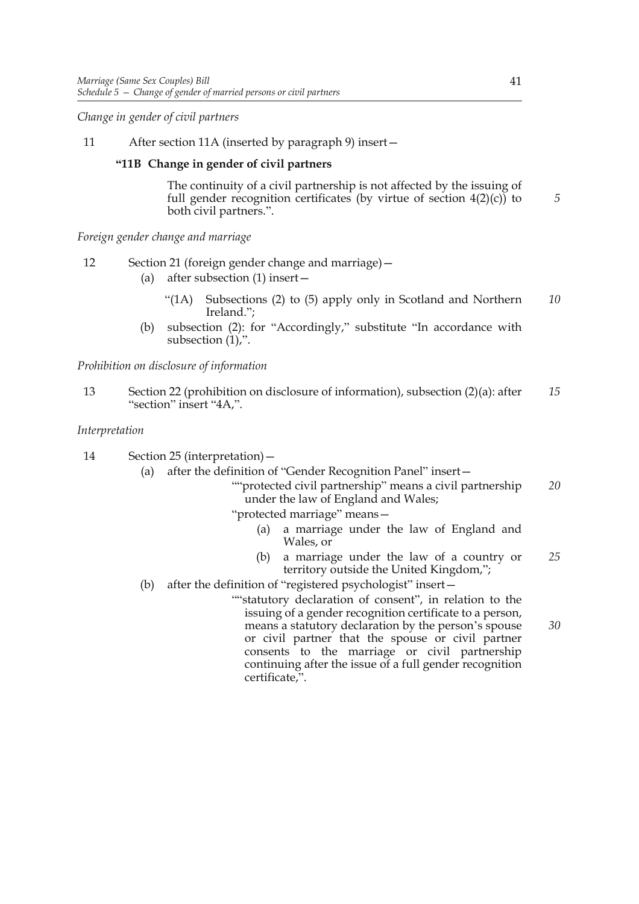*Change in gender of civil partners*

11 After section 11A (inserted by paragraph 9) insert—

**"11B Change in gender of civil partners**

The continuity of a civil partnership is not affected by the issuing of full gender recognition certificates (by virtue of section 4(2)(c)) to both civil partners.".

*Foreign gender change and marriage*

12 Section 21 (foreign gender change and marriage)—

(a) after subsection (1) insert—

"(1A) Subsections (2) to (5) apply only in Scotland and Northern Ireland.";

(b) subsection (2): for "Accordingly," substitute "In accordance with subsection (1),".

*Prohibition on disclosure of information*

13 Section 22 (prohibition on disclosure of information), subsection (2)(a): after "section" insert "4A,".

*Interpretation*

14 Section 25 (interpretation)—

(a) after the definition of "Gender Recognition Panel" insert—

""protected civil partnership" means a civil partnership under the law of England and Wales;

"protected marriage" means—

(a) a marriage under the law of England and Wales, or

(b) a marriage under the law of a country or territory outside the United Kingdom,";

(b) after the definition of "registered psychologist" insert—

""statutory declaration of consent", in relation to the issuing of a gender recognition certificate to a person, means a statutory declaration by the person's spouse or civil partner that the spouse or civil partner consents to the marriage or civil partnership continuing after the issue of a full gender recognition certificate,".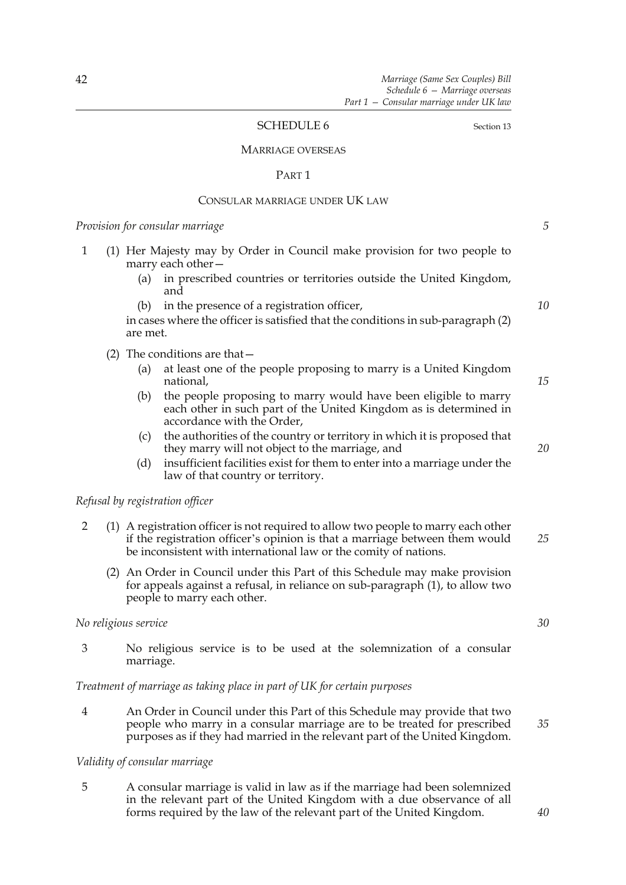SCHEDULE 6 

Section 13

MARRIAGE OVERSEAS

PART 1

CONSULAR MARRIAGE UNDER UK LAW

*Provision for consular marriage*

1 (1) Her Majesty may by Order in Council make provision for two people to marry each other—

(a) in prescribed countries or territories outside the United Kingdom, and

(b) in the presence of a registration officer,

in cases where the officer is satisfied that the conditions in sub-paragraph (2) are met.

(2) The conditions are that—

(a) at least one of the people proposing to marry is a United Kingdom national,

(b) the people proposing to marry would have been eligible to marry each other in such part of the United Kingdom as is determined in accordance with the Order,

(c) the authorities of the country or territory in which it is proposed that they marry will not object to the marriage, and

(d) insufficient facilities exist for them to enter into a marriage under the law of that country or territory.

*Refusal by registration officer*

2 (1) A registration officer is not required to allow two people to marry each other if the registration officer's opinion is that a marriage between them would be inconsistent with international law or the comity of nations.

(2) An Order in Council under this Part of this Schedule may make provision for appeals against a refusal, in reliance on sub-paragraph (1), to allow two people to marry each other.

*No religious service*

3 No religious service is to be used at the solemnization of a consular marriage.

*Treatment of marriage as taking place in part of UK for certain purposes*

4 An Order in Council under this Part of this Schedule may provide that two people who marry in a consular marriage are to be treated for prescribed purposes as if they had married in the relevant part of the United Kingdom.

*Validity of consular marriage*

5 A consular marriage is valid in law as if the marriage had been solemnized in the relevant part of the United Kingdom with a due observance of all forms required by the law of the relevant part of the United Kingdom.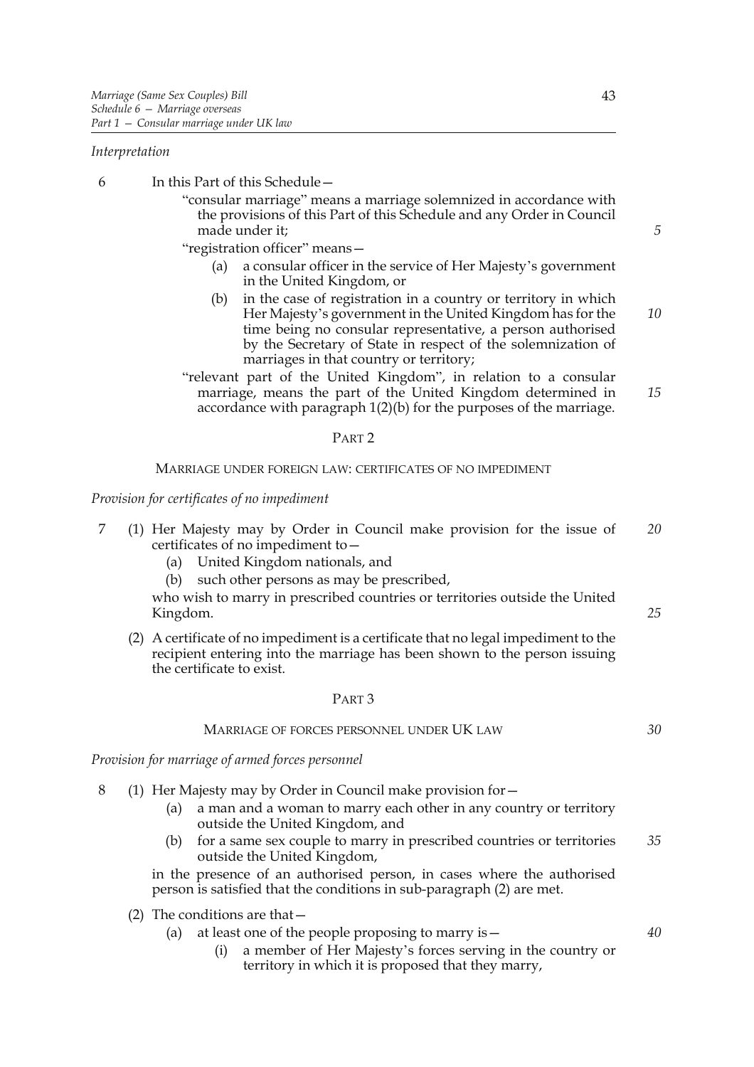*Interpretation*

6 In this Part of this Schedule—

"consular marriage" means a marriage solemnized in accordance with the provisions of this Part of this Schedule and any Order in Council made under it;

"registration officer" means—

(a) a consular officer in the service of Her Majesty's government in the United Kingdom, or

(b) in the case of registration in a country or territory in which Her Majesty's government in the United Kingdom has for the time being no consular representative, a person authorised by the Secretary of State in respect of the solemnization of marriages in that country or territory;

"relevant part of the United Kingdom", in relation to a consular marriage, means the part of the United Kingdom determined in accordance with paragraph 1(2)(b) for the purposes of the marriage.

## PART 2

### MARRIAGE UNDER FOREIGN LAW: CERTIFICATES OF NO IMPEDIMENT

*Provision for certificates of no impediment*

7 (1) Her Majesty may by Order in Council make provision for the issue of certificates of no impediment to—

(a) United Kingdom nationals, and

(b) such other persons as may be prescribed,

who wish to marry in prescribed countries or territories outside the United Kingdom.

(2) A certificate of no impediment is a certificate that no legal impediment to the recipient entering into the marriage has been shown to the person issuing the certificate to exist.

## PART 3

### MARRIAGE OF FORCES PERSONNEL UNDER UK LAW

*Provision for marriage of armed forces personnel*

8 (1) Her Majesty may by Order in Council make provision for—

(a) a man and a woman to marry each other in any country or territory outside the United Kingdom, and

(b) for a same sex couple to marry in prescribed countries or territories outside the United Kingdom,

in the presence of an authorised person, in cases where the authorised person is satisfied that the conditions in sub-paragraph (2) are met.

(2) The conditions are that—

(a) at least one of the people proposing to marry is—

(i) a member of Her Majesty's forces serving in the country or territory in which it is proposed that they marry,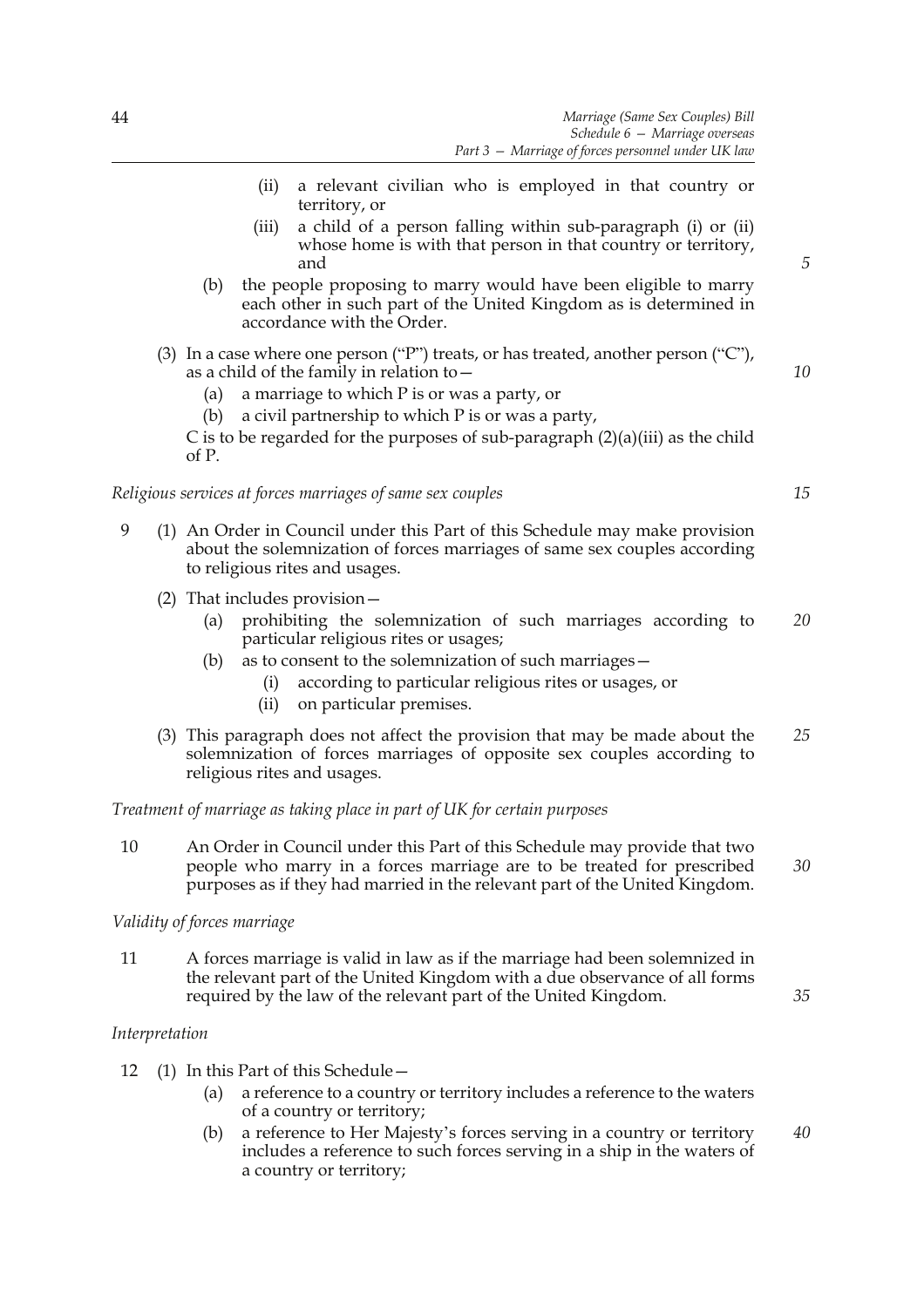(ii) a relevant civilian who is employed in that country or territory, or

(iii) a child of a person falling within sub-paragraph (i) or (ii) whose home is with that person in that country or territory, and

(b) the people proposing to marry would have been eligible to marry each other in such part of the United Kingdom as is determined in accordance with the Order.

(3) In a case where one person ("P") treats, or has treated, another person ("C"), as a child of the family in relation to—

(a) a marriage to which P is or was a party, or

(b) a civil partnership to which P is or was a party,

C is to be regarded for the purposes of sub-paragraph (2)(a)(iii) as the child of P.

*Religious services at forces marriages of same sex couples*

9 (1) An Order in Council under this Part of this Schedule may make provision about the solemnization of forces marriages of same sex couples according to religious rites and usages.

(2) That includes provision—

(a) prohibiting the solemnization of such marriages according to particular religious rites or usages;

(b) as to consent to the solemnization of such marriages—

(i) according to particular religious rites or usages, or

(ii) on particular premises.

(3) This paragraph does not affect the provision that may be made about the solemnization of forces marriages of opposite sex couples according to religious rites and usages.

*Treatment of marriage as taking place in part of UK for certain purposes*

10 An Order in Council under this Part of this Schedule may provide that two people who marry in a forces marriage are to be treated for prescribed purposes as if they had married in the relevant part of the United Kingdom.

*Validity of forces marriage*

11 A forces marriage is valid in law as if the marriage had been solemnized in the relevant part of the United Kingdom with a due observance of all forms required by the law of the relevant part of the United Kingdom.

*Interpretation*

12 (1) In this Part of this Schedule—

(a) a reference to a country or territory includes a reference to the waters of a country or territory;

(b) a reference to Her Majesty's forces serving in a country or territory includes a reference to such forces serving in a ship in the waters of a country or territory;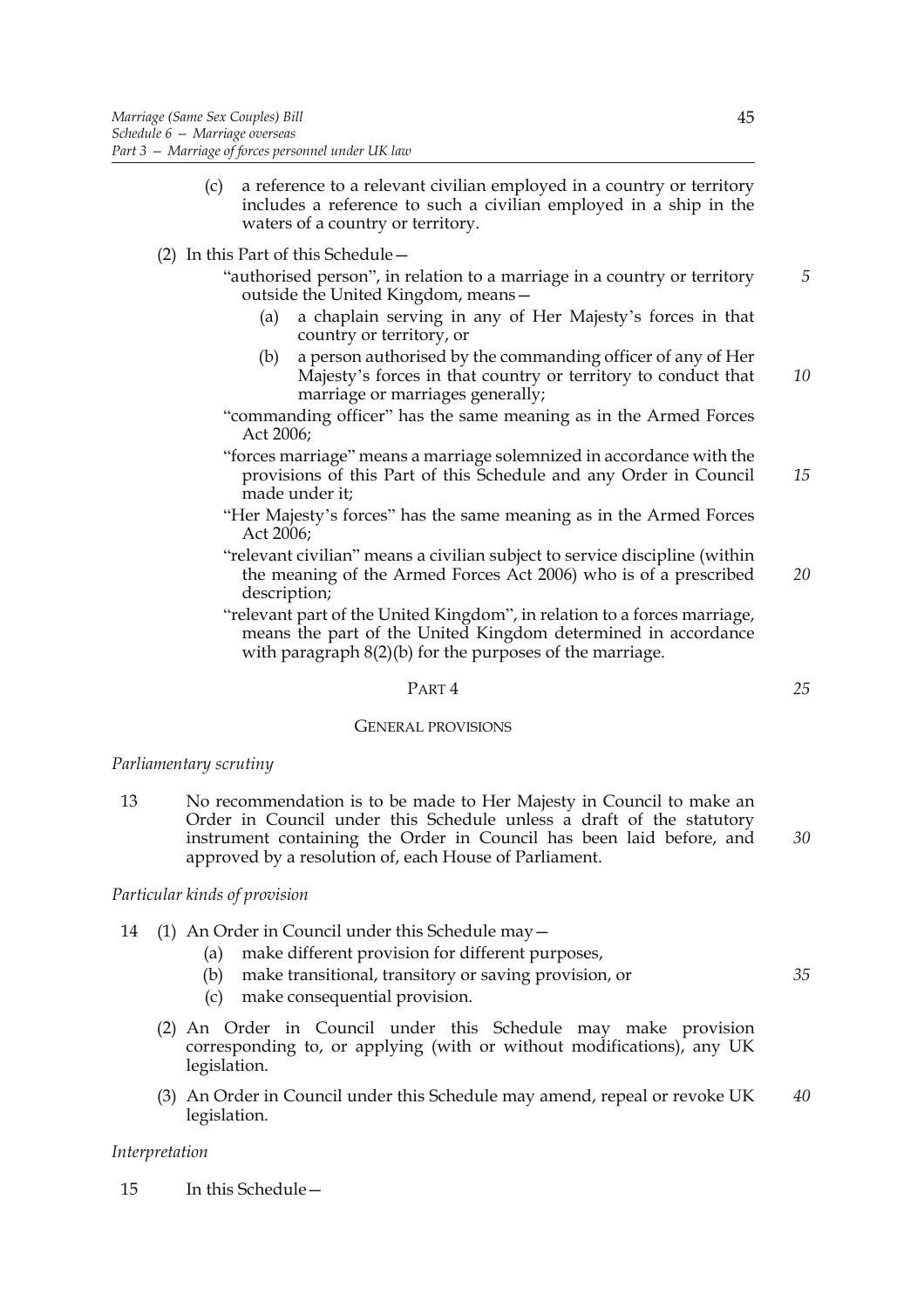(c) a reference to a relevant civilian employed in a country or territory includes a reference to such a civilian employed in a ship in the waters of a country or territory.

(2) In this Part of this Schedule—

"authorised person", in relation to a marriage in a country or territory outside the United Kingdom, means—

(a) a chaplain serving in any of Her Majesty's forces in that country or territory, or

(b) a person authorised by the commanding officer of any of Her Majesty's forces in that country or territory to conduct that marriage or marriages generally;

"commanding officer" has the same meaning as in the Armed Forces Act 2006;

"forces marriage" means a marriage solemnized in accordance with the provisions of this Part of this Schedule and any Order in Council made under it;

"Her Majesty's forces" has the same meaning as in the Armed Forces Act 2006;

"relevant civilian" means a civilian subject to service discipline (within the meaning of the Armed Forces Act 2006) who is of a prescribed description;

"relevant part of the United Kingdom", in relation to a forces marriage, means the part of the United Kingdom determined in accordance with paragraph 8(2)(b) for the purposes of the marriage.

## PART 4

### GENERAL PROVISIONS

*Parliamentary scrutiny*

13 No recommendation is to be made to Her Majesty in Council to make an Order in Council under this Schedule unless a draft of the statutory instrument containing the Order in Council has been laid before, and approved by a resolution of, each House of Parliament.

*Particular kinds of provision*

14 (1) An Order in Council under this Schedule may—

(a) make different provision for different purposes,

(b) make transitional, transitory or saving provision, or

(c) make consequential provision.

(2) An Order in Council under this Schedule may make provision corresponding to, or applying (with or without modifications), any UK legislation.

(3) An Order in Council under this Schedule may amend, repeal or revoke UK legislation.

*Interpretation*

15 In this Schedule—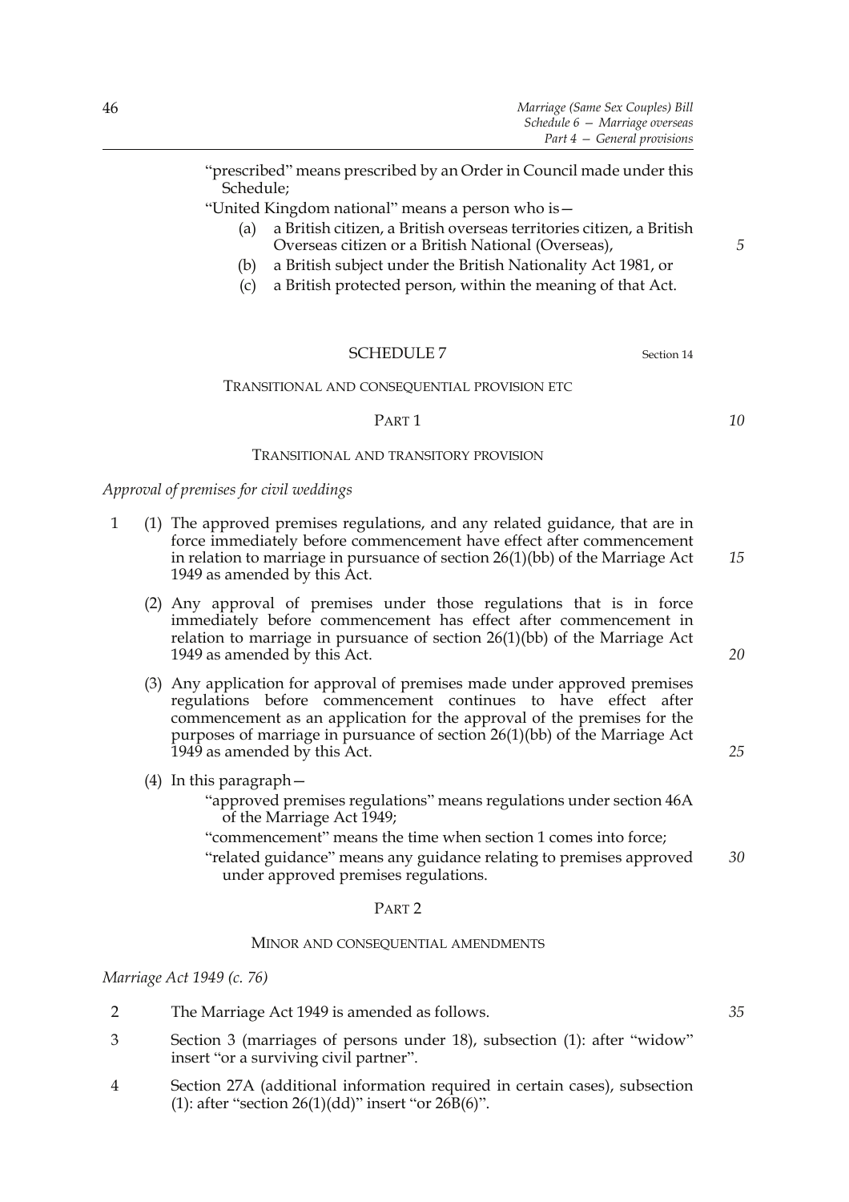"prescribed" means prescribed by an Order in Council made under this Schedule;

"United Kingdom national" means a person who is—

(a) a British citizen, a British overseas territories citizen, a British Overseas citizen or a British National (Overseas),

(b) a British subject under the British Nationality Act 1981, or

(c) a British protected person, within the meaning of that Act.

## SCHEDULE 7

Section 14

### TRANSITIONAL AND CONSEQUENTIAL PROVISION ETC

#### PART 1

#### TRANSITIONAL AND TRANSITORY PROVISION

*Approval of premises for civil weddings*

1 (1) The approved premises regulations, and any related guidance, that are in force immediately before commencement have effect after commencement in relation to marriage in pursuance of section 26(1)(bb) of the Marriage Act 1949 as amended by this Act.

(2) Any approval of premises under those regulations that is in force immediately before commencement has effect after commencement in relation to marriage in pursuance of section 26(1)(bb) of the Marriage Act 1949 as amended by this Act.

(3) Any application for approval of premises made under approved premises regulations before commencement continues to have effect after commencement as an application for the approval of the premises for the purposes of marriage in pursuance of section 26(1)(bb) of the Marriage Act 1949 as amended by this Act.

(4) In this paragraph—

"approved premises regulations" means regulations under section 46A of the Marriage Act 1949;

"commencement" means the time when section 1 comes into force;

"related guidance" means any guidance relating to premises approved under approved premises regulations.

#### PART 2

#### MINOR AND CONSEQUENTIAL AMENDMENTS

*Marriage Act 1949 (c. 76)*

2 The Marriage Act 1949 is amended as follows.

3 Section 3 (marriages of persons under 18), subsection (1): after "widow" insert "or a surviving civil partner".

4 Section 27A (additional information required in certain cases), subsection (1): after "section 26(1)(dd)" insert "or 26B(6)".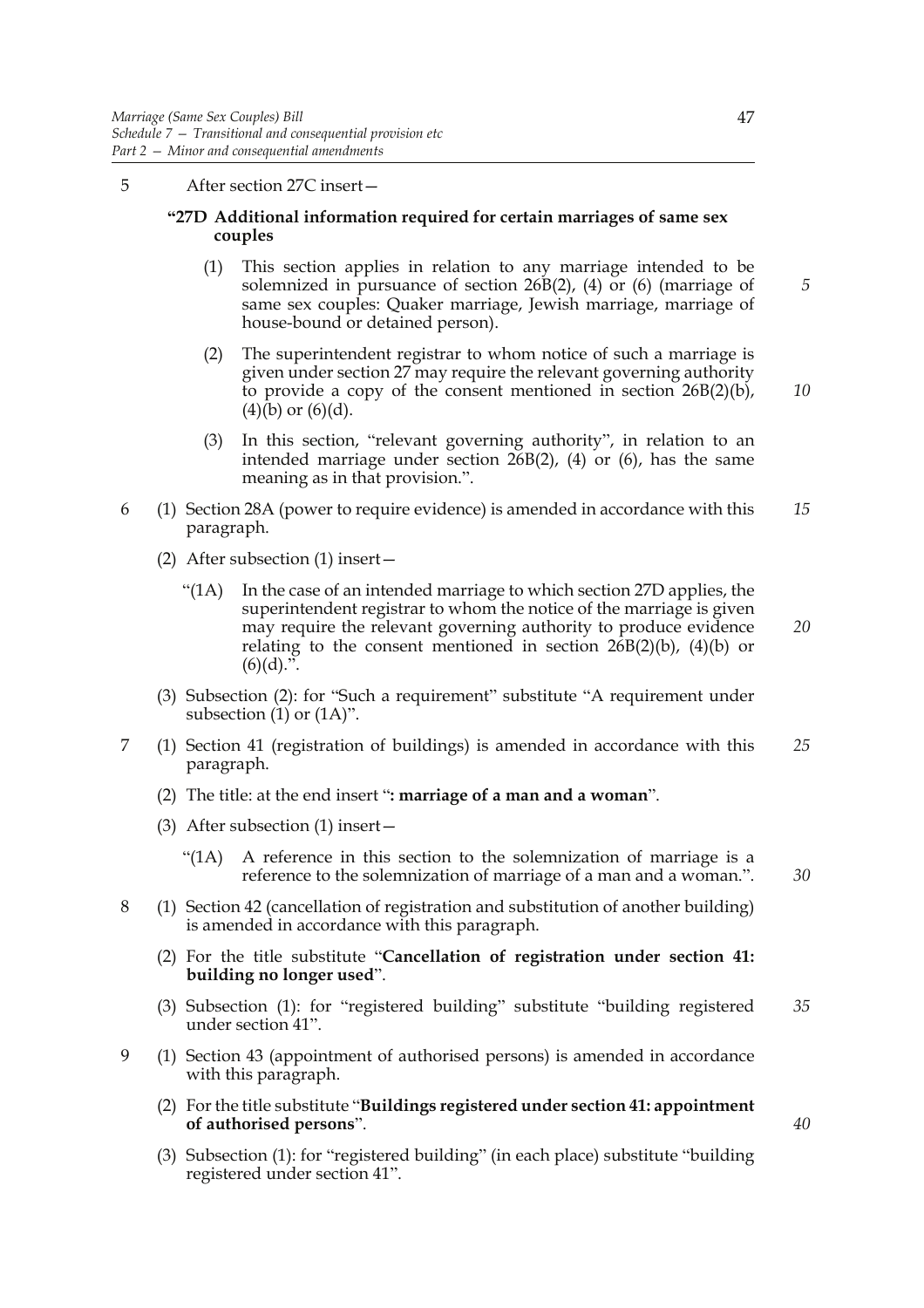5 After section 27C insert—

**"27D Additional information required for certain marriages of same sex couples**

(1) This section applies in relation to any marriage intended to be solemnized in pursuance of section 26B(2), (4) or (6) (marriage of same sex couples: Quaker marriage, Jewish marriage, marriage of house-bound or detained person).

(2) The superintendent registrar to whom notice of such a marriage is given under section 27 may require the relevant governing authority to provide a copy of the consent mentioned in section 26B(2)(b), (4)(b) or (6)(d).

(3) In this section, "relevant governing authority", in relation to an intended marriage under section 26B(2), (4) or (6), has the same meaning as in that provision.".

6 (1) Section 28A (power to require evidence) is amended in accordance with this paragraph.

(2) After subsection (1) insert—

"(1A) In the case of an intended marriage to which section 27D applies, the superintendent registrar to whom the notice of the marriage is given may require the relevant governing authority to produce evidence relating to the consent mentioned in section 26B(2)(b), (4)(b) or (6)(d).".

(3) Subsection (2): for "Such a requirement" substitute "A requirement under subsection (1) or (1A)".

7 (1) Section 41 (registration of buildings) is amended in accordance with this paragraph.

(2) The title: at the end insert "**: marriage of a man and a woman**".

(3) After subsection (1) insert—

"(1A) A reference in this section to the solemnization of marriage is a reference to the solemnization of marriage of a man and a woman.".

8 (1) Section 42 (cancellation of registration and substitution of another building) is amended in accordance with this paragraph.

(2) For the title substitute "**Cancellation of registration under section 41: building no longer used**".

(3) Subsection (1): for "registered building" substitute "building registered under section 41".

9 (1) Section 43 (appointment of authorised persons) is amended in accordance with this paragraph.

(2) For the title substitute "**Buildings registered under section 41: appointment of authorised persons**".

(3) Subsection (1): for "registered building" (in each place) substitute "building registered under section 41".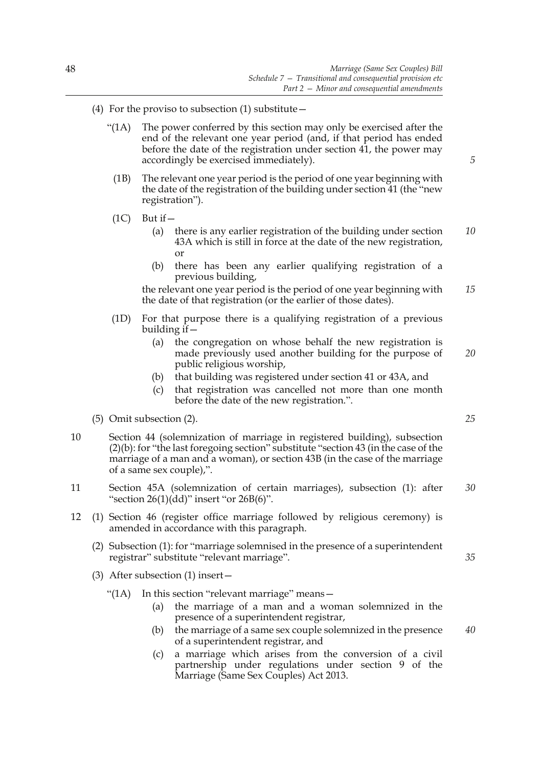(4) For the proviso to subsection (1) substitute—

"(1A) The power conferred by this section may only be exercised after the end of the relevant one year period (and, if that period has ended before the date of the registration under section 41, the power may accordingly be exercised immediately).

(1B) The relevant one year period is the period of one year beginning with the date of the registration of the building under section 41 (the "new registration").

(1C) But if—

(a) there is any earlier registration of the building under section 43A which is still in force at the date of the new registration, or

(b) there has been any earlier qualifying registration of a previous building,

the relevant one year period is the period of one year beginning with the date of that registration (or the earlier of those dates).

(1D) For that purpose there is a qualifying registration of a previous building if—

(a) the congregation on whose behalf the new registration is made previously used another building for the purpose of public religious worship,

(b) that building was registered under section 41 or 43A, and

(c) that registration was cancelled not more than one month before the date of the new registration.".

(5) Omit subsection (2).

10 Section 44 (solemnization of marriage in registered building), subsection (2)(b): for "the last foregoing section" substitute "section 43 (in the case of the marriage of a man and a woman), or section 43B (in the case of the marriage of a same sex couple),".

11 Section 45A (solemnization of certain marriages), subsection (1): after "section 26(1)(dd)" insert "or 26B(6)".

12 (1) Section 46 (register office marriage followed by religious ceremony) is amended in accordance with this paragraph.

(2) Subsection (1): for "marriage solemnised in the presence of a superintendent registrar" substitute "relevant marriage".

(3) After subsection (1) insert—

"(1A) In this section "relevant marriage" means—

(a) the marriage of a man and a woman solemnized in the presence of a superintendent registrar,

(b) the marriage of a same sex couple solemnized in the presence of a superintendent registrar, and

(c) a marriage which arises from the conversion of a civil partnership under regulations under section 9 of the Marriage (Same Sex Couples) Act 2013.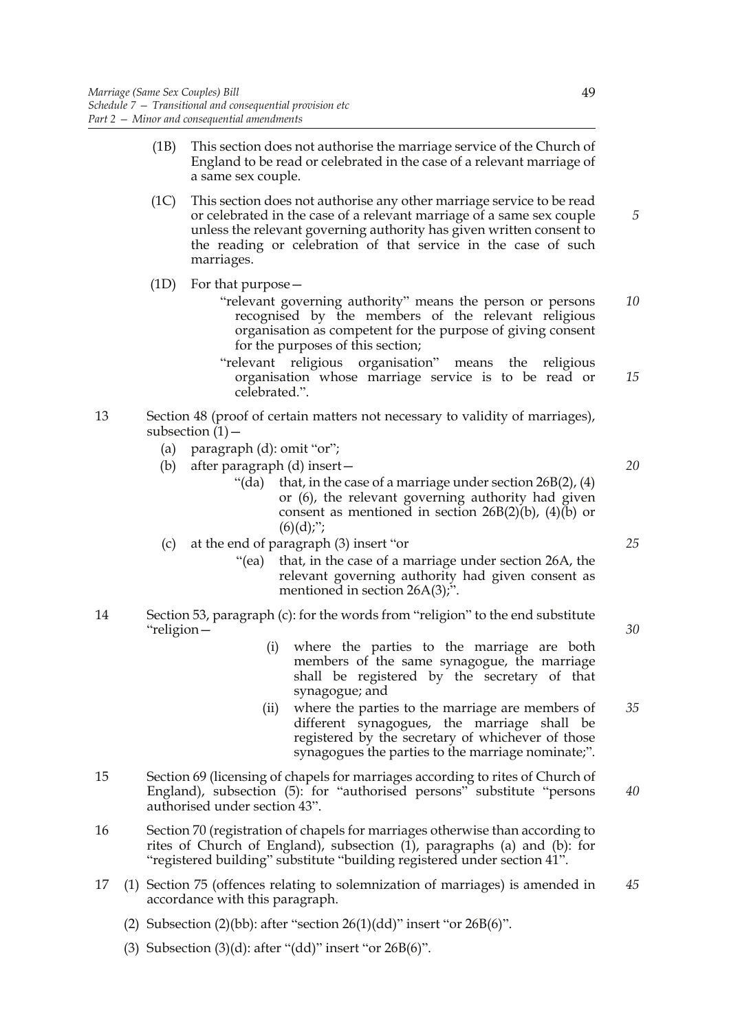(1B) This section does not authorise the marriage service of the Church of England to be read or celebrated in the case of a relevant marriage of a same sex couple.

(1C) This section does not authorise any other marriage service to be read or celebrated in the case of a relevant marriage of a same sex couple unless the relevant governing authority has given written consent to the reading or celebration of that service in the case of such marriages.

(1D) For that purpose—

"relevant governing authority" means the person or persons recognised by the members of the relevant religious organisation as competent for the purpose of giving consent for the purposes of this section;

"relevant religious organisation" means the religious organisation whose marriage service is to be read or celebrated.".

13 Section 48 (proof of certain matters not necessary to validity of marriages), subsection (1)—

(a) paragraph (d): omit "or";

(b) after paragraph (d) insert—

"(da) that, in the case of a marriage under section 26B(2), (4) or (6), the relevant governing authority had given consent as mentioned in section 26B(2)(b), (4)(b) or (6)(d);";

(c) at the end of paragraph (3) insert "or

"(ea) that, in the case of a marriage under section 26A, the relevant governing authority had given consent as mentioned in section 26A(3);".

14 Section 53, paragraph (c): for the words from "religion" to the end substitute "religion—

(i) where the parties to the marriage are both members of the same synagogue, the marriage shall be registered by the secretary of that synagogue; and

(ii) where the parties to the marriage are members of different synagogues, the marriage shall be registered by the secretary of whichever of those synagogues the parties to the marriage nominate;".

15 Section 69 (licensing of chapels for marriages according to rites of Church of England), subsection (5): for "authorised persons" substitute "persons authorised under section 43".

16 Section 70 (registration of chapels for marriages otherwise than according to rites of Church of England), subsection (1), paragraphs (a) and (b): for "registered building" substitute "building registered under section 41".

17 (1) Section 75 (offences relating to solemnization of marriages) is amended in accordance with this paragraph.

(2) Subsection (2)(bb): after "section 26(1)(dd)" insert "or 26B(6)".

(3) Subsection (3)(d): after "(dd)" insert "or 26B(6)".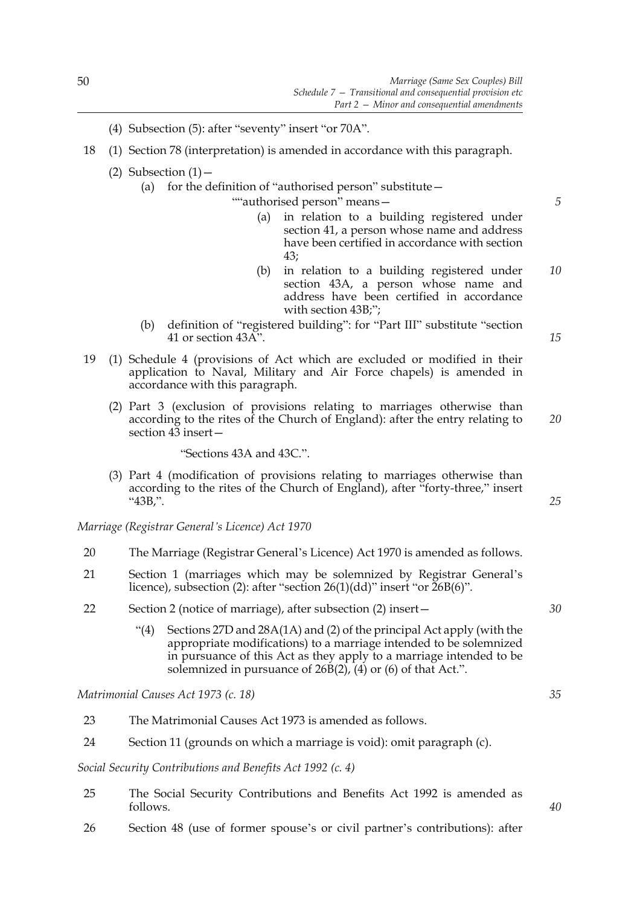(4) Subsection (5): after "seventy" insert "or 70A".

18 (1) Section 78 (interpretation) is amended in accordance with this paragraph.

(2) Subsection (1)—

(a) for the definition of "authorised person" substitute—

""authorised person" means—

(a) in relation to a building registered under section 41, a person whose name and address have been certified in accordance with section 43;

(b) in relation to a building registered under section 43A, a person whose name and address have been certified in accordance with section 43B;";

(b) definition of "registered building": for "Part III" substitute "section 41 or section 43A".

19 (1) Schedule 4 (provisions of Act which are excluded or modified in their application to Naval, Military and Air Force chapels) is amended in accordance with this paragraph.

(2) Part 3 (exclusion of provisions relating to marriages otherwise than according to the rites of the Church of England): after the entry relating to section 43 insert—

"Sections 43A and 43C.".

(3) Part 4 (modification of provisions relating to marriages otherwise than according to the rites of the Church of England), after "forty-three," insert "43B,".

*Marriage (Registrar General's Licence) Act 1970*

20 The Marriage (Registrar General's Licence) Act 1970 is amended as follows.

21 Section 1 (marriages which may be solemnized by Registrar General's licence), subsection (2): after "section 26(1)(dd)" insert "or 26B(6)".

22 Section 2 (notice of marriage), after subsection (2) insert—

"(4) Sections 27D and 28A(1A) and (2) of the principal Act apply (with the appropriate modifications) to a marriage intended to be solemnized in pursuance of this Act as they apply to a marriage intended to be solemnized in pursuance of 26B(2), (4) or (6) of that Act.".

*Matrimonial Causes Act 1973 (c. 18)*

23 The Matrimonial Causes Act 1973 is amended as follows.

24 Section 11 (grounds on which a marriage is void): omit paragraph (c).

*Social Security Contributions and Benefits Act 1992 (c. 4)*

25 The Social Security Contributions and Benefits Act 1992 is amended as follows.

26 Section 48 (use of former spouse's or civil partner's contributions): after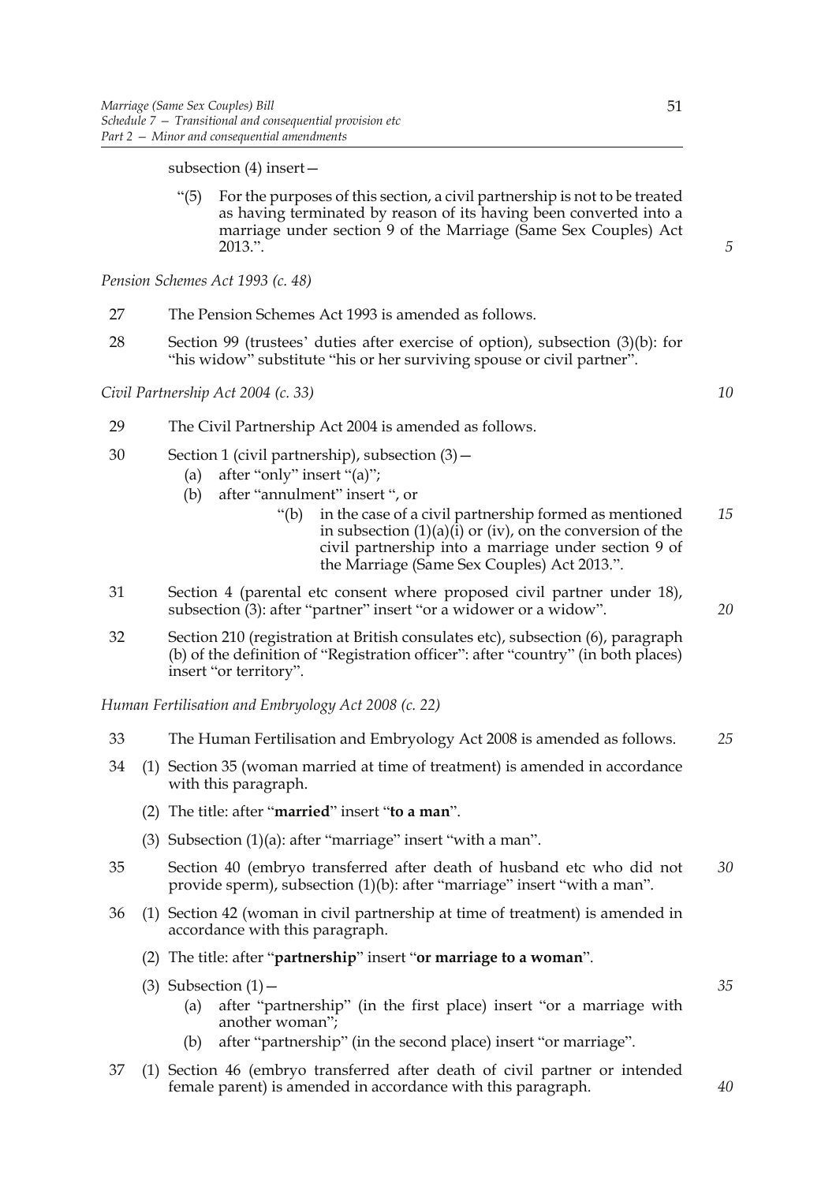subsection (4) insert—

"(5) For the purposes of this section, a civil partnership is not to be treated as having terminated by reason of its having been converted into a marriage under section 9 of the Marriage (Same Sex Couples) Act 2013.".

*Pension Schemes Act 1993 (c. 48)*

27 The Pension Schemes Act 1993 is amended as follows.

28 Section 99 (trustees' duties after exercise of option), subsection (3)(b): for "his widow" substitute "his or her surviving spouse or civil partner".

*Civil Partnership Act 2004 (c. 33)*

29 The Civil Partnership Act 2004 is amended as follows.

30 Section 1 (civil partnership), subsection (3)—

(a) after "only" insert "(a)";

(b) after "annulment" insert ", or

"(b) in the case of a civil partnership formed as mentioned in subsection (1)(a)(i) or (iv), on the conversion of the civil partnership into a marriage under section 9 of the Marriage (Same Sex Couples) Act 2013.".

31 Section 4 (parental etc consent where proposed civil partner under 18), subsection (3): after "partner" insert "or a widower or a widow".

32 Section 210 (registration at British consulates etc), subsection (6), paragraph (b) of the definition of "Registration officer": after "country" (in both places) insert "or territory".

*Human Fertilisation and Embryology Act 2008 (c. 22)*

33 The Human Fertilisation and Embryology Act 2008 is amended as follows.

34 (1) Section 35 (woman married at time of treatment) is amended in accordance with this paragraph.

(2) The title: after "**married**" insert "**to a man**".

(3) Subsection (1)(a): after "marriage" insert "with a man".

35 Section 40 (embryo transferred after death of husband etc who did not provide sperm), subsection (1)(b): after "marriage" insert "with a man".

36 (1) Section 42 (woman in civil partnership at time of treatment) is amended in accordance with this paragraph.

(2) The title: after "**partnership**" insert "**or marriage to a woman**".

(3) Subsection (1)—

(a) after "partnership" (in the first place) insert "or a marriage with another woman";

(b) after "partnership" (in the second place) insert "or marriage".

37 (1) Section 46 (embryo transferred after death of civil partner or intended female parent) is amended in accordance with this paragraph.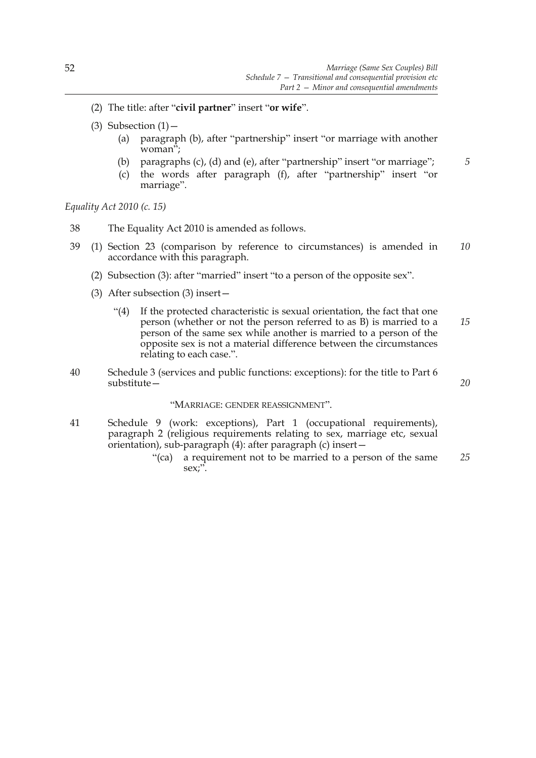(2) The title: after "**civil partner**" insert "**or wife**".

(3) Subsection (1)—

  (a) paragraph (b), after "partnership" insert "or marriage with another woman";

  (b) paragraphs (c), (d) and (e), after "partnership" insert "or marriage";

  (c) the words after paragraph (f), after "partnership" insert "or marriage".

*Equality Act 2010 (c. 15)*

38 The Equality Act 2010 is amended as follows.

39 (1) Section 23 (comparison by reference to circumstances) is amended in accordance with this paragraph.

(2) Subsection (3): after "married" insert "to a person of the opposite sex".

(3) After subsection (3) insert—

"(4) If the protected characteristic is sexual orientation, the fact that one person (whether or not the person referred to as B) is married to a person of the same sex while another is married to a person of the opposite sex is not a material difference between the circumstances relating to each case.".

40 Schedule 3 (services and public functions: exceptions): for the title to Part 6 substitute—

"MARRIAGE: GENDER REASSIGNMENT".

41 Schedule 9 (work: exceptions), Part 1 (occupational requirements), paragraph 2 (religious requirements relating to sex, marriage etc, sexual orientation), sub-paragraph (4): after paragraph (c) insert—

"(ca) a requirement not to be married to a person of the same sex;".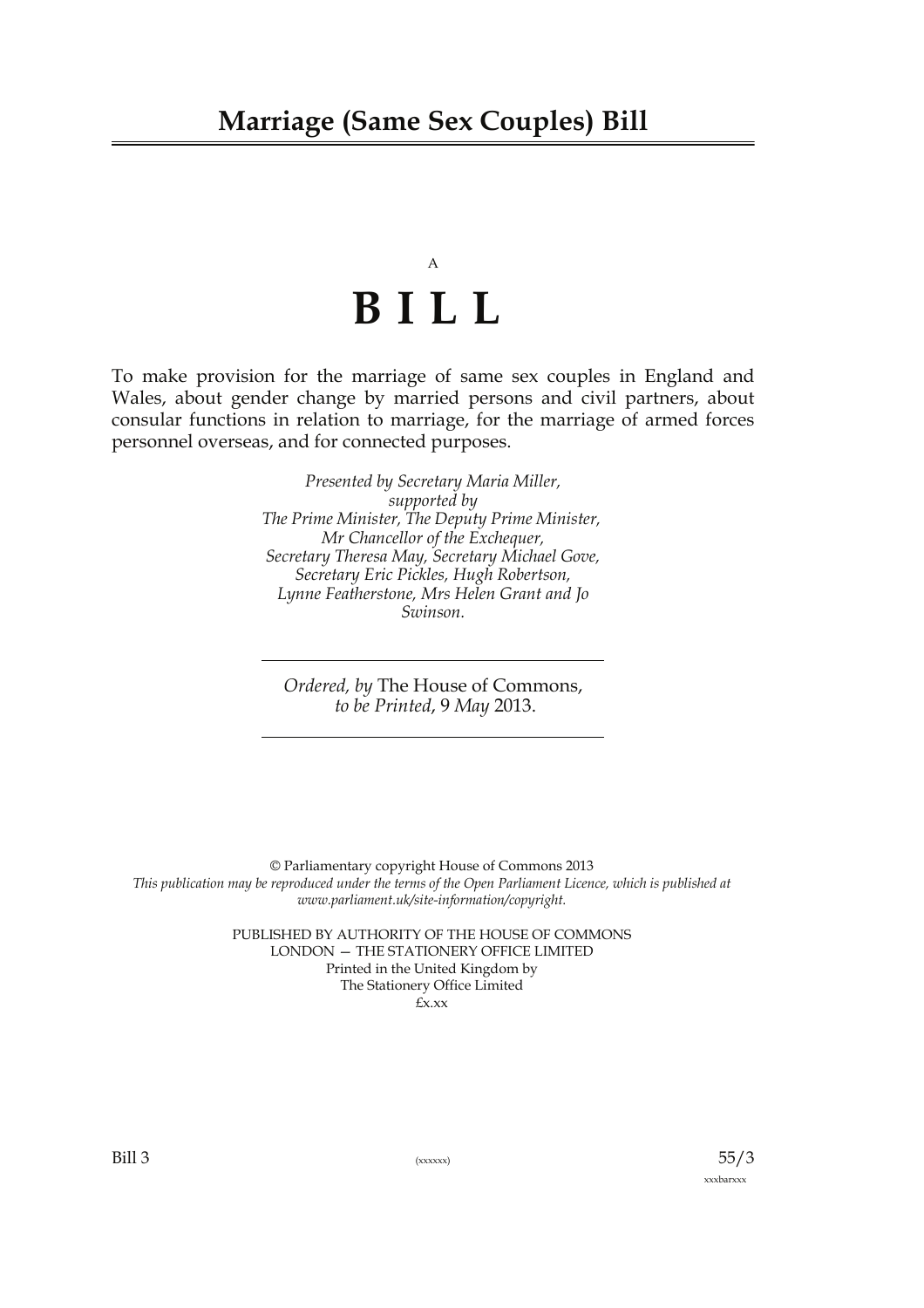# Marriage (Same Sex Couples) Bill

A

# B I L L

To make provision for the marriage of same sex couples in England and Wales, about gender change by married persons and civil partners, about consular functions in relation to marriage, for the marriage of armed forces personnel overseas, and for connected purposes.

*Presented by Secretary Maria Miller,*
*supported by*
*The Prime Minister, The Deputy Prime Minister,*
*Mr Chancellor of the Exchequer,*
*Secretary Theresa May, Secretary Michael Gove,*
*Secretary Eric Pickles, Hugh Robertson,*
*Lynne Featherstone, Mrs Helen Grant and Jo Swinson.*

---

*Ordered, by* The House of Commons, *to be Printed*, 9 *May* 2013.

---

© Parliamentary copyright House of Commons 2013
*This publication may be reproduced under the terms of the Open Parliament Licence, which is published at www.parliament.uk/site-information/copyright.*

PUBLISHED BY AUTHORITY OF THE HOUSE OF COMMONS
LONDON — THE STATIONERY OFFICE LIMITED
Printed in the United Kingdom by
The Stationery Office Limited
£x.xx

Bill 3 (xxxxxx) 55/3

xxxbarxxx